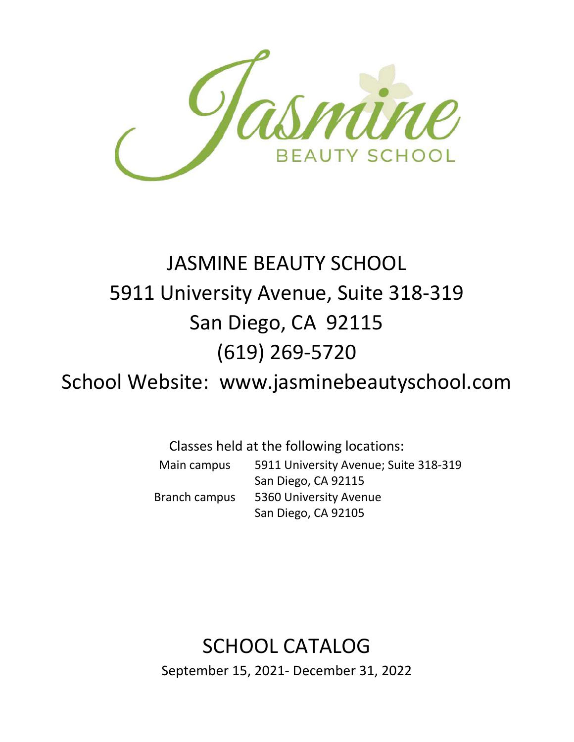Jasmine BEAUTY SCHOOL

# JASMINE BEAUTY SCHOOL

5911 University Avenue, Suite 318-319

San Diego, CA 92115

(619) 269-5720

School Website: www.jasminebeautyschool.com

Classes held at the following locations:

| | |
|---|---|
| Main campus | 5911 University Avenue; Suite 318-319<br>San Diego, CA 92115 |
| Branch campus | 5360 University Avenue<br>San Diego, CA 92105 |

# SCHOOL CATALOG

September 15, 2021- December 31, 2022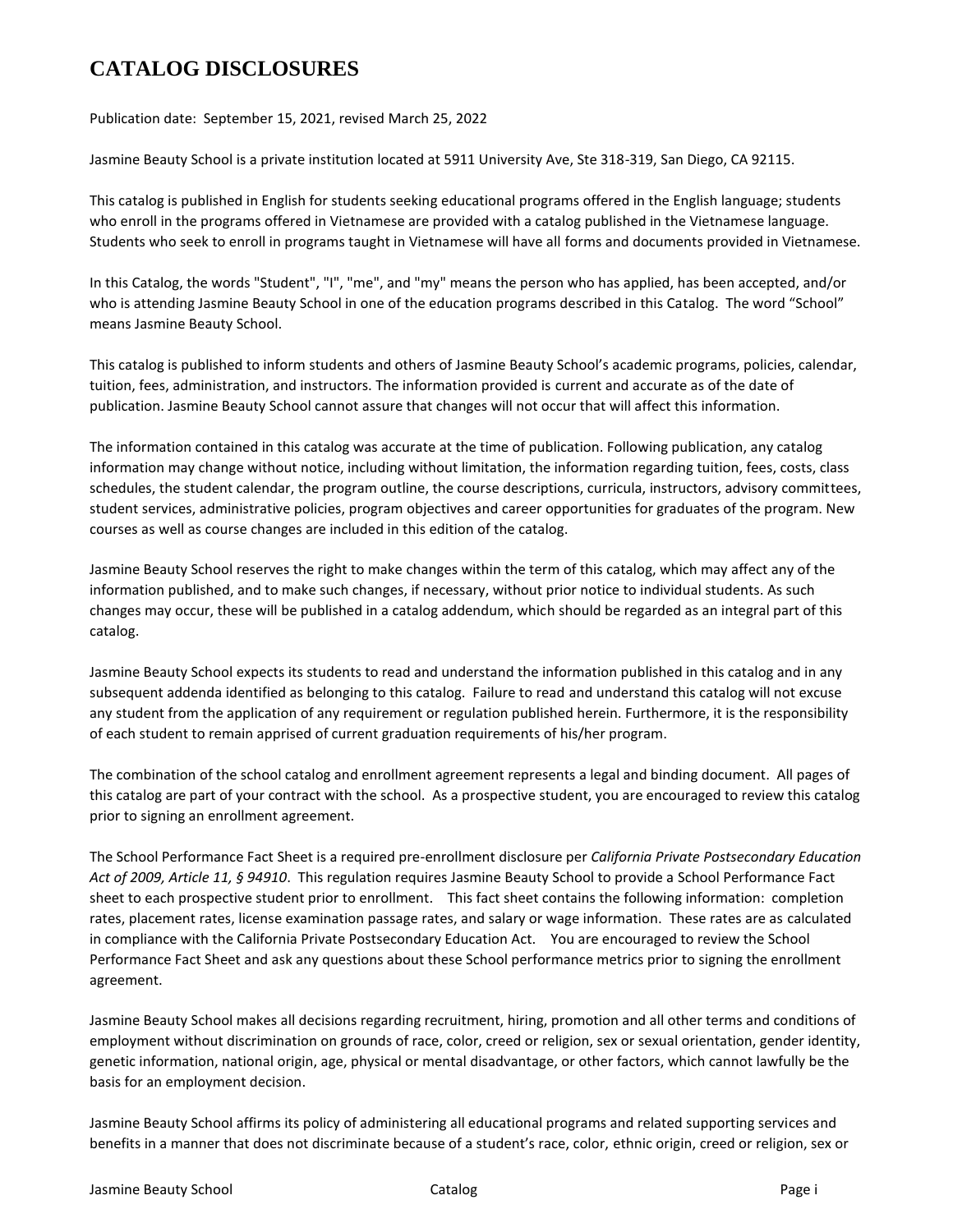# CATALOG DISCLOSURES

Publication date: September 15, 2021, revised March 25, 2022

Jasmine Beauty School is a private institution located at 5911 University Ave, Ste 318-319, San Diego, CA 92115.

This catalog is published in English for students seeking educational programs offered in the English language; students who enroll in the programs offered in Vietnamese are provided with a catalog published in the Vietnamese language. Students who seek to enroll in programs taught in Vietnamese will have all forms and documents provided in Vietnamese.

In this Catalog, the words "Student", "I", "me", and "my" means the person who has applied, has been accepted, and/or who is attending Jasmine Beauty School in one of the education programs described in this Catalog. The word "School" means Jasmine Beauty School.

This catalog is published to inform students and others of Jasmine Beauty School's academic programs, policies, calendar, tuition, fees, administration, and instructors. The information provided is current and accurate as of the date of publication. Jasmine Beauty School cannot assure that changes will not occur that will affect this information.

The information contained in this catalog was accurate at the time of publication. Following publication, any catalog information may change without notice, including without limitation, the information regarding tuition, fees, costs, class schedules, the student calendar, the program outline, the course descriptions, curricula, instructors, advisory committees, student services, administrative policies, program objectives and career opportunities for graduates of the program. New courses as well as course changes are included in this edition of the catalog.

Jasmine Beauty School reserves the right to make changes within the term of this catalog, which may affect any of the information published, and to make such changes, if necessary, without prior notice to individual students. As such changes may occur, these will be published in a catalog addendum, which should be regarded as an integral part of this catalog.

Jasmine Beauty School expects its students to read and understand the information published in this catalog and in any subsequent addenda identified as belonging to this catalog. Failure to read and understand this catalog will not excuse any student from the application of any requirement or regulation published herein. Furthermore, it is the responsibility of each student to remain apprised of current graduation requirements of his/her program.

The combination of the school catalog and enrollment agreement represents a legal and binding document. All pages of this catalog are part of your contract with the school. As a prospective student, you are encouraged to review this catalog prior to signing an enrollment agreement.

The School Performance Fact Sheet is a required pre-enrollment disclosure per *California Private Postsecondary Education Act of 2009, Article 11, § 94910*. This regulation requires Jasmine Beauty School to provide a School Performance Fact sheet to each prospective student prior to enrollment. This fact sheet contains the following information: completion rates, placement rates, license examination passage rates, and salary or wage information. These rates are as calculated in compliance with the California Private Postsecondary Education Act. You are encouraged to review the School Performance Fact Sheet and ask any questions about these School performance metrics prior to signing the enrollment agreement.

Jasmine Beauty School makes all decisions regarding recruitment, hiring, promotion and all other terms and conditions of employment without discrimination on grounds of race, color, creed or religion, sex or sexual orientation, gender identity, genetic information, national origin, age, physical or mental disadvantage, or other factors, which cannot lawfully be the basis for an employment decision.

Jasmine Beauty School affirms its policy of administering all educational programs and related supporting services and benefits in a manner that does not discriminate because of a student's race, color, ethnic origin, creed or religion, sex or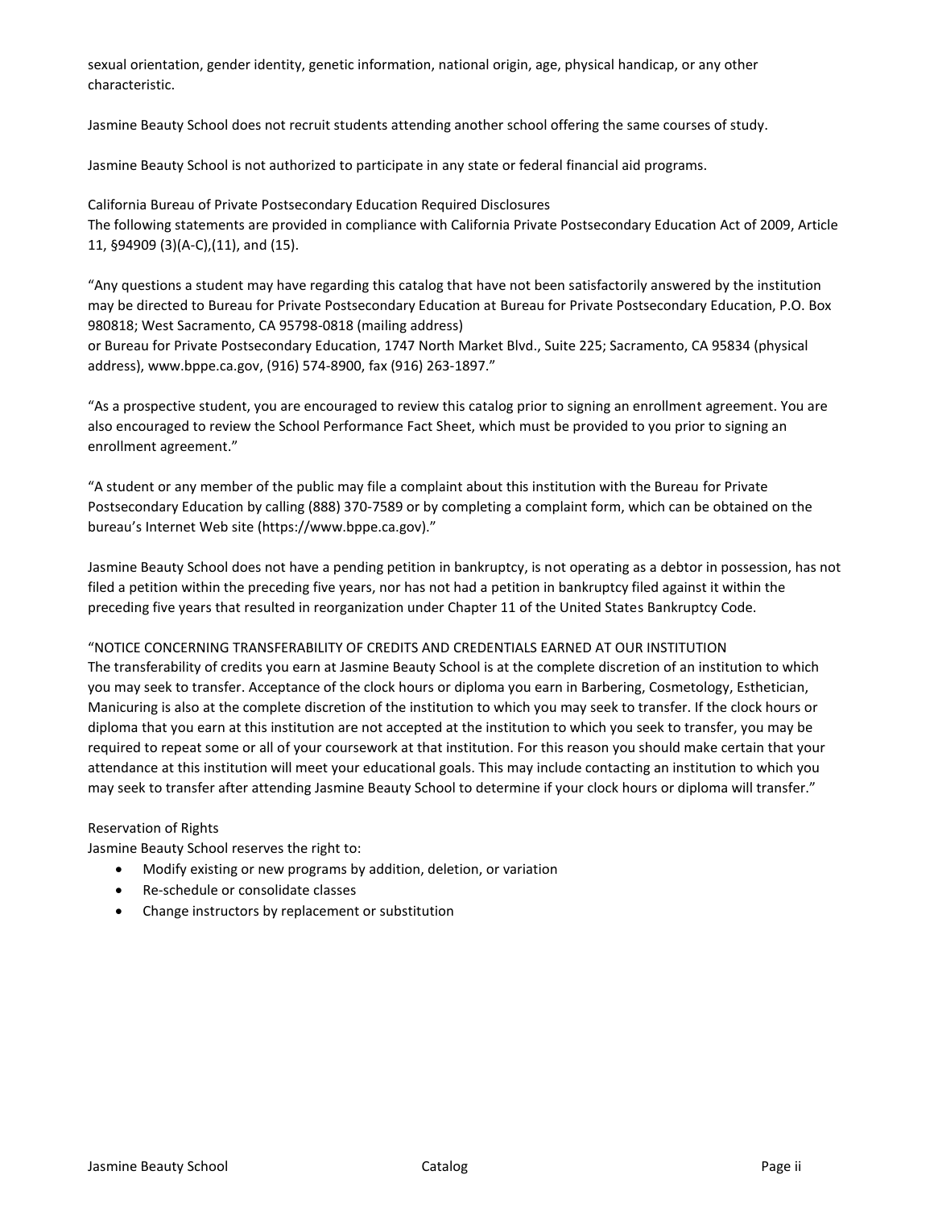sexual orientation, gender identity, genetic information, national origin, age, physical handicap, or any other characteristic.

Jasmine Beauty School does not recruit students attending another school offering the same courses of study.

Jasmine Beauty School is not authorized to participate in any state or federal financial aid programs.

California Bureau of Private Postsecondary Education Required Disclosures
The following statements are provided in compliance with California Private Postsecondary Education Act of 2009, Article 11, §94909 (3)(A-C),(11), and (15).

"Any questions a student may have regarding this catalog that have not been satisfactorily answered by the institution may be directed to Bureau for Private Postsecondary Education at Bureau for Private Postsecondary Education, P.O. Box 980818; West Sacramento, CA 95798-0818 (mailing address)
or Bureau for Private Postsecondary Education, 1747 North Market Blvd., Suite 225; Sacramento, CA 95834 (physical address), www.bppe.ca.gov, (916) 574-8900, fax (916) 263-1897."

"As a prospective student, you are encouraged to review this catalog prior to signing an enrollment agreement. You are also encouraged to review the School Performance Fact Sheet, which must be provided to you prior to signing an enrollment agreement."

"A student or any member of the public may file a complaint about this institution with the Bureau for Private Postsecondary Education by calling (888) 370-7589 or by completing a complaint form, which can be obtained on the bureau's Internet Web site (https://www.bppe.ca.gov)."

Jasmine Beauty School does not have a pending petition in bankruptcy, is not operating as a debtor in possession, has not filed a petition within the preceding five years, nor has not had a petition in bankruptcy filed against it within the preceding five years that resulted in reorganization under Chapter 11 of the United States Bankruptcy Code.

"NOTICE CONCERNING TRANSFERABILITY OF CREDITS AND CREDENTIALS EARNED AT OUR INSTITUTION
The transferability of credits you earn at Jasmine Beauty School is at the complete discretion of an institution to which you may seek to transfer. Acceptance of the clock hours or diploma you earn in Barbering, Cosmetology, Esthetician, Manicuring is also at the complete discretion of the institution to which you may seek to transfer. If the clock hours or diploma that you earn at this institution are not accepted at the institution to which you seek to transfer, you may be required to repeat some or all of your coursework at that institution. For this reason you should make certain that your attendance at this institution will meet your educational goals. This may include contacting an institution to which you may seek to transfer after attending Jasmine Beauty School to determine if your clock hours or diploma will transfer."

Reservation of Rights
Jasmine Beauty School reserves the right to:

- Modify existing or new programs by addition, deletion, or variation
- Re-schedule or consolidate classes
- Change instructors by replacement or substitution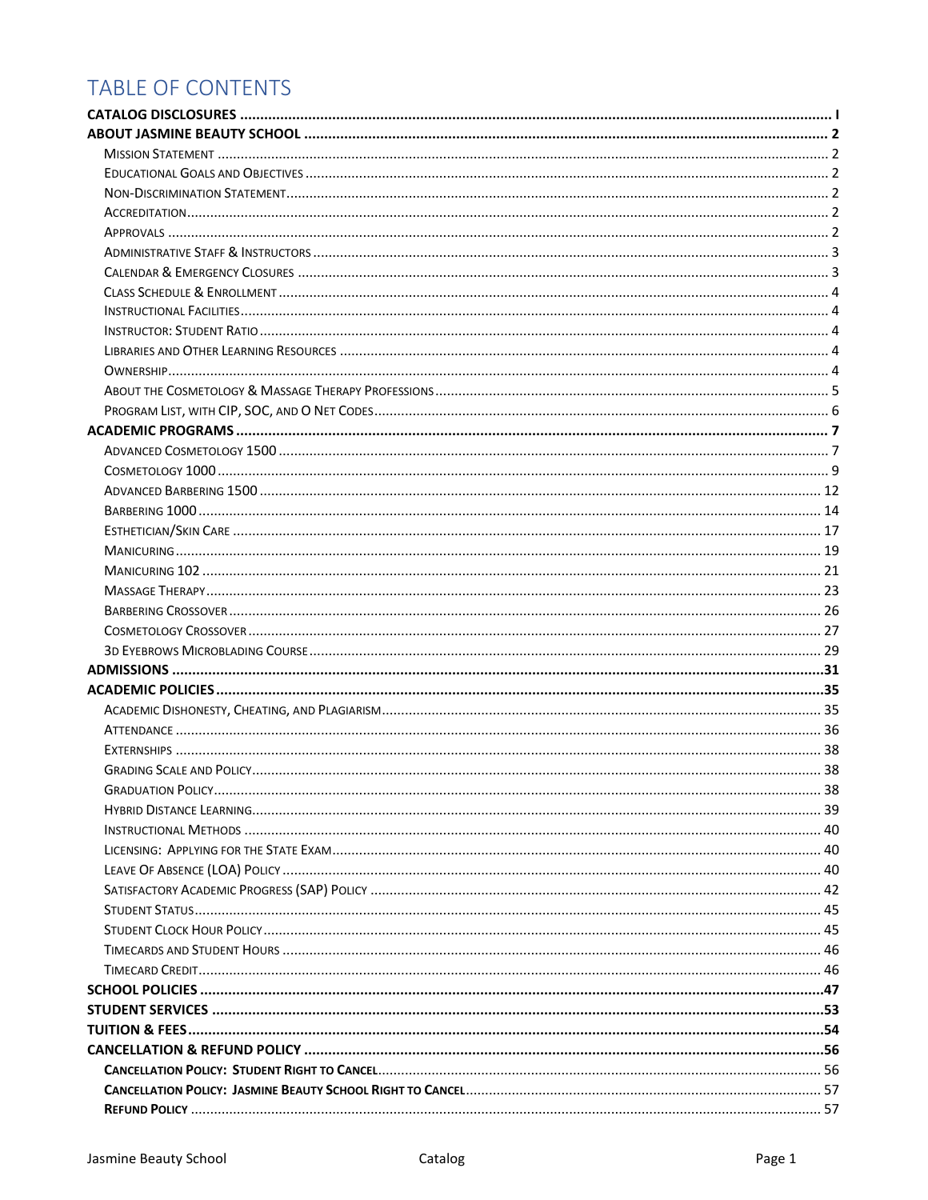# TABLE OF CONTENTS

**CATALOG DISCLOSURES** ..... I

**ABOUT JASMINE BEAUTY SCHOOL** ..... 2

- Mission Statement ..... 2
- Educational Goals and Objectives ..... 2
- Non-Discrimination Statement ..... 2
- Accreditation ..... 2
- Approvals ..... 2
- Administrative Staff & Instructors ..... 3
- Calendar & Emergency Closures ..... 3
- Class Schedule & Enrollment ..... 4
- Instructional Facilities ..... 4
- Instructor: Student Ratio ..... 4
- Libraries and Other Learning Resources ..... 4
- Ownership ..... 4
- About the Cosmetology & Massage Therapy Professions ..... 5
- Program List, with CIP, SOC, and O Net Codes ..... 6

**ACADEMIC PROGRAMS** ..... 7

- Advanced Cosmetology 1500 ..... 7
- Cosmetology 1000 ..... 9
- Advanced Barbering 1500 ..... 12
- Barbering 1000 ..... 14
- Esthetician/Skin Care ..... 17
- Manicuring ..... 19
- Manicuring 102 ..... 21
- Massage Therapy ..... 23
- Barbering Crossover ..... 26
- Cosmetology Crossover ..... 27
- 3d Eyebrows Microblading Course ..... 29

**ADMISSIONS** ..... 31

**ACADEMIC POLICIES** ..... 35

- Academic Dishonesty, Cheating, and Plagiarism ..... 35
- Attendance ..... 36
- Externships ..... 38
- Grading Scale and Policy ..... 38
- Graduation Policy ..... 38
- Hybrid Distance Learning ..... 39
- Instructional Methods ..... 40
- Licensing: Applying for the State Exam ..... 40
- Leave Of Absence (LOA) Policy ..... 40
- Satisfactory Academic Progress (SAP) Policy ..... 42
- Student Status ..... 45
- Student Clock Hour Policy ..... 45
- Timecards and Student Hours ..... 46
- Timecard Credit ..... 46

**SCHOOL POLICIES** ..... 47

**STUDENT SERVICES** ..... 53

**TUITION & FEES** ..... 54

**CANCELLATION & REFUND POLICY** ..... 56

- **Cancellation Policy: Student Right to Cancel** ..... 56
- **Cancellation Policy: Jasmine Beauty School Right to Cancel** ..... 57
- **Refund Policy** ..... 57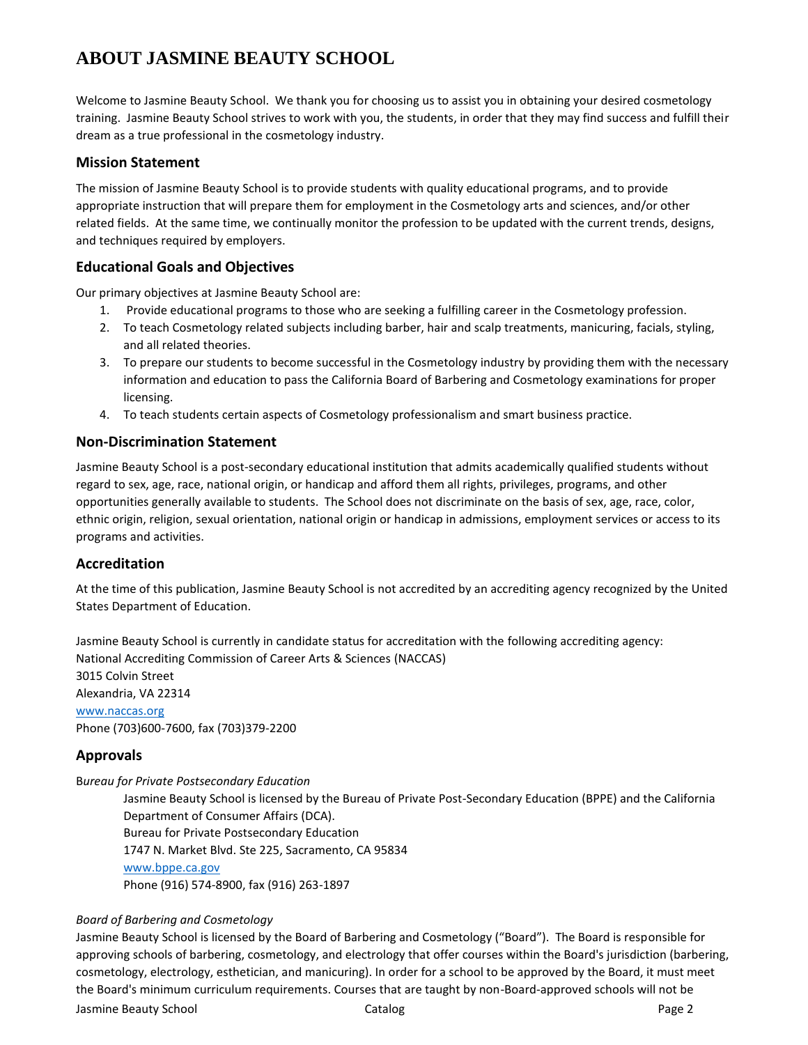# ABOUT JASMINE BEAUTY SCHOOL

Welcome to Jasmine Beauty School. We thank you for choosing us to assist you in obtaining your desired cosmetology training. Jasmine Beauty School strives to work with you, the students, in order that they may find success and fulfill their dream as a true professional in the cosmetology industry.

## Mission Statement

The mission of Jasmine Beauty School is to provide students with quality educational programs, and to provide appropriate instruction that will prepare them for employment in the Cosmetology arts and sciences, and/or other related fields. At the same time, we continually monitor the profession to be updated with the current trends, designs, and techniques required by employers.

## Educational Goals and Objectives

Our primary objectives at Jasmine Beauty School are:

1. Provide educational programs to those who are seeking a fulfilling career in the Cosmetology profession.
2. To teach Cosmetology related subjects including barber, hair and scalp treatments, manicuring, facials, styling, and all related theories.
3. To prepare our students to become successful in the Cosmetology industry by providing them with the necessary information and education to pass the California Board of Barbering and Cosmetology examinations for proper licensing.
4. To teach students certain aspects of Cosmetology professionalism and smart business practice.

## Non-Discrimination Statement

Jasmine Beauty School is a post-secondary educational institution that admits academically qualified students without regard to sex, age, race, national origin, or handicap and afford them all rights, privileges, programs, and other opportunities generally available to students. The School does not discriminate on the basis of sex, age, race, color, ethnic origin, religion, sexual orientation, national origin or handicap in admissions, employment services or access to its programs and activities.

## Accreditation

At the time of this publication, Jasmine Beauty School is not accredited by an accrediting agency recognized by the United States Department of Education.

Jasmine Beauty School is currently in candidate status for accreditation with the following accrediting agency:
National Accrediting Commission of Career Arts & Sciences (NACCAS)
3015 Colvin Street
Alexandria, VA 22314
www.naccas.org
Phone (703)600-7600, fax (703)379-2200

## Approvals

*Bureau for Private Postsecondary Education*

Jasmine Beauty School is licensed by the Bureau of Private Post-Secondary Education (BPPE) and the California Department of Consumer Affairs (DCA).
Bureau for Private Postsecondary Education
1747 N. Market Blvd. Ste 225, Sacramento, CA 95834
www.bppe.ca.gov
Phone (916) 574-8900, fax (916) 263-1897

*Board of Barbering and Cosmetology*

Jasmine Beauty School is licensed by the Board of Barbering and Cosmetology ("Board"). The Board is responsible for approving schools of barbering, cosmetology, and electrology that offer courses within the Board's jurisdiction (barbering, cosmetology, electrology, esthetician, and manicuring). In order for a school to be approved by the Board, it must meet the Board's minimum curriculum requirements. Courses that are taught by non-Board-approved schools will not be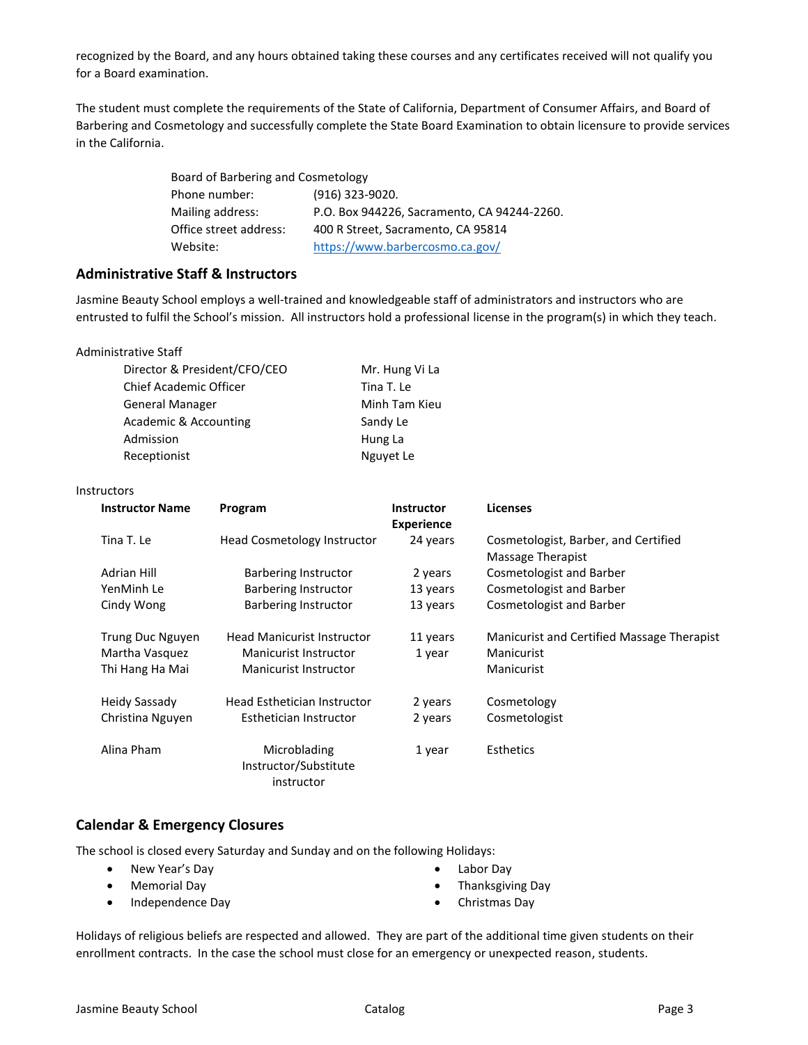recognized by the Board, and any hours obtained taking these courses and any certificates received will not qualify you for a Board examination.

The student must complete the requirements of the State of California, Department of Consumer Affairs, and Board of Barbering and Cosmetology and successfully complete the State Board Examination to obtain licensure to provide services in the California.

| Board of Barbering and Cosmetology | |
|---|---|
| Phone number: | (916) 323-9020. |
| Mailing address: | P.O. Box 944226, Sacramento, CA 94244-2260. |
| Office street address: | 400 R Street, Sacramento, CA 95814 |
| Website: | https://www.barbercosmo.ca.gov/ |

## Administrative Staff & Instructors

Jasmine Beauty School employs a well-trained and knowledgeable staff of administrators and instructors who are entrusted to fulfil the School's mission. All instructors hold a professional license in the program(s) in which they teach.

Administrative Staff

| | |
|---|---|
| Director & President/CFO/CEO | Mr. Hung Vi La |
| Chief Academic Officer | Tina T. Le |
| General Manager | Minh Tam Kieu |
| Academic & Accounting | Sandy Le |
| Admission | Hung La |
| Receptionist | Nguyet Le |

Instructors

| Instructor Name | Program | Instructor Experience | Licenses |
|---|---|---|---|
| Tina T. Le | Head Cosmetology Instructor | 24 years | Cosmetologist, Barber, and Certified Massage Therapist |
| Adrian Hill | Barbering Instructor | 2 years | Cosmetologist and Barber |
| YenMinh Le | Barbering Instructor | 13 years | Cosmetologist and Barber |
| Cindy Wong | Barbering Instructor | 13 years | Cosmetologist and Barber |
| Trung Duc Nguyen | Head Manicurist Instructor | 11 years | Manicurist and Certified Massage Therapist |
| Martha Vasquez | Manicurist Instructor | 1 year | Manicurist |
| Thi Hang Ha Mai | Manicurist Instructor | | Manicurist |
| Heidy Sassady | Head Esthetician Instructor | 2 years | Cosmetology |
| Christina Nguyen | Esthetician Instructor | 2 years | Cosmetologist |
| Alina Pham | Microblading Instructor/Substitute instructor | 1 year | Esthetics |

## Calendar & Emergency Closures

The school is closed every Saturday and Sunday and on the following Holidays:

- New Year's Day
- Memorial Day
- Independence Day
- Labor Day
- Thanksgiving Day
- Christmas Day

Holidays of religious beliefs are respected and allowed. They are part of the additional time given students on their enrollment contracts. In the case the school must close for an emergency or unexpected reason, students.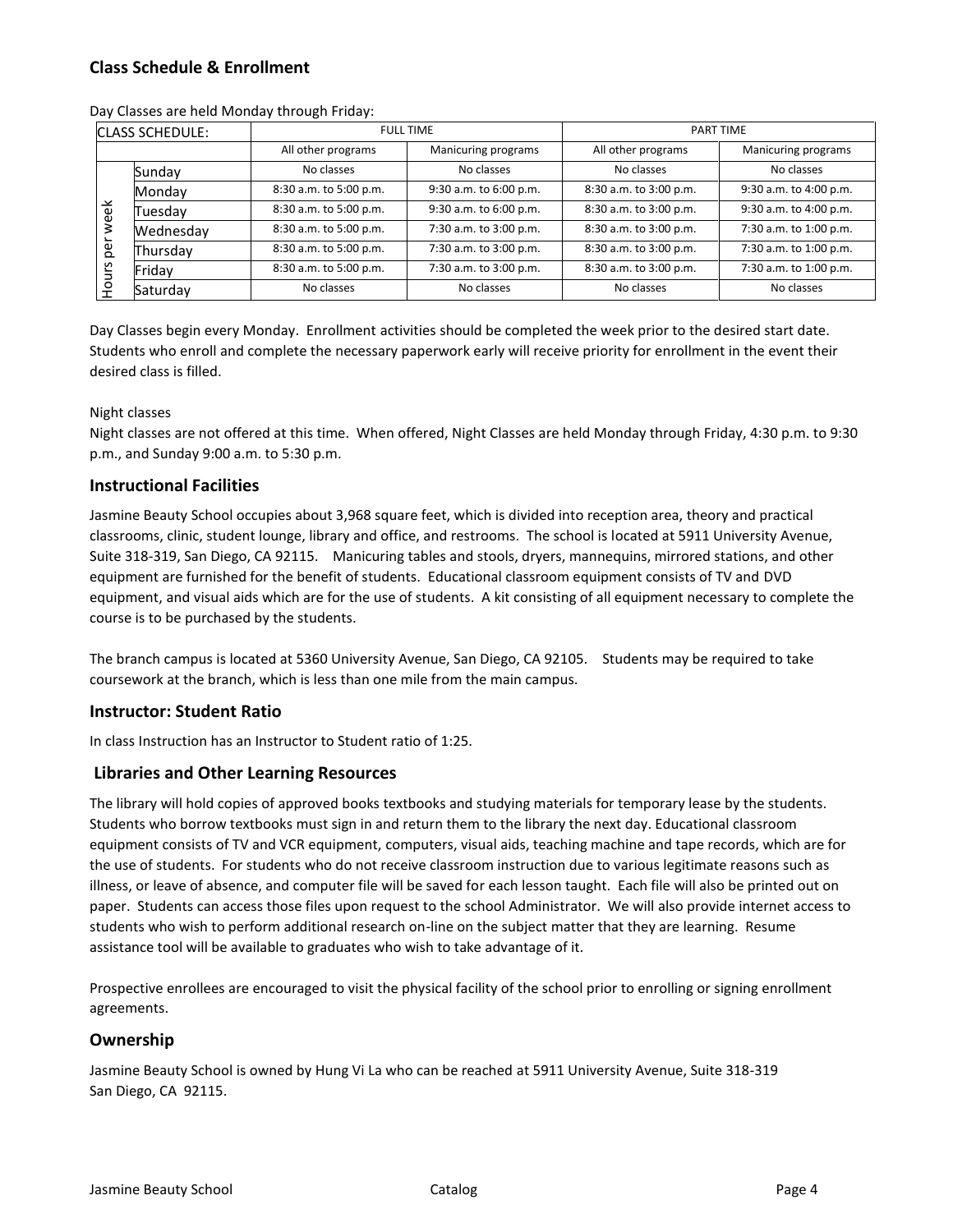## Class Schedule & Enrollment

Day Classes are held Monday through Friday:

| CLASS SCHEDULE: | | FULL TIME | | PART TIME | |
|---|---|---|---|---|---|
| | | All other programs | Manicuring programs | All other programs | Manicuring programs |
| Hours per week | Sunday | No classes | No classes | No classes | No classes |
| | Monday | 8:30 a.m. to 5:00 p.m. | 9:30 a.m. to 6:00 p.m. | 8:30 a.m. to 3:00 p.m. | 9:30 a.m. to 4:00 p.m. |
| | Tuesday | 8:30 a.m. to 5:00 p.m. | 9:30 a.m. to 6:00 p.m. | 8:30 a.m. to 3:00 p.m. | 9:30 a.m. to 4:00 p.m. |
| | Wednesday | 8:30 a.m. to 5:00 p.m. | 7:30 a.m. to 3:00 p.m. | 8:30 a.m. to 3:00 p.m. | 7:30 a.m. to 1:00 p.m. |
| | Thursday | 8:30 a.m. to 5:00 p.m. | 7:30 a.m. to 3:00 p.m. | 8:30 a.m. to 3:00 p.m. | 7:30 a.m. to 1:00 p.m. |
| | Friday | 8:30 a.m. to 5:00 p.m. | 7:30 a.m. to 3:00 p.m. | 8:30 a.m. to 3:00 p.m. | 7:30 a.m. to 1:00 p.m. |
| | Saturday | No classes | No classes | No classes | No classes |

Day Classes begin every Monday. Enrollment activities should be completed the week prior to the desired start date. Students who enroll and complete the necessary paperwork early will receive priority for enrollment in the event their desired class is filled.

Night classes

Night classes are not offered at this time. When offered, Night Classes are held Monday through Friday, 4:30 p.m. to 9:30 p.m., and Sunday 9:00 a.m. to 5:30 p.m.

## Instructional Facilities

Jasmine Beauty School occupies about 3,968 square feet, which is divided into reception area, theory and practical classrooms, clinic, student lounge, library and office, and restrooms. The school is located at 5911 University Avenue, Suite 318-319, San Diego, CA 92115. Manicuring tables and stools, dryers, mannequins, mirrored stations, and other equipment are furnished for the benefit of students. Educational classroom equipment consists of TV and DVD equipment, and visual aids which are for the use of students. A kit consisting of all equipment necessary to complete the course is to be purchased by the students.

The branch campus is located at 5360 University Avenue, San Diego, CA 92105. Students may be required to take coursework at the branch, which is less than one mile from the main campus.

## Instructor: Student Ratio

In class Instruction has an Instructor to Student ratio of 1:25.

## Libraries and Other Learning Resources

The library will hold copies of approved books textbooks and studying materials for temporary lease by the students. Students who borrow textbooks must sign in and return them to the library the next day. Educational classroom equipment consists of TV and VCR equipment, computers, visual aids, teaching machine and tape records, which are for the use of students. For students who do not receive classroom instruction due to various legitimate reasons such as illness, or leave of absence, and computer file will be saved for each lesson taught. Each file will also be printed out on paper. Students can access those files upon request to the school Administrator. We will also provide internet access to students who wish to perform additional research on-line on the subject matter that they are learning. Resume assistance tool will be available to graduates who wish to take advantage of it.

Prospective enrollees are encouraged to visit the physical facility of the school prior to enrolling or signing enrollment agreements.

## Ownership

Jasmine Beauty School is owned by Hung Vi La who can be reached at 5911 University Avenue, Suite 318-319 San Diego, CA 92115.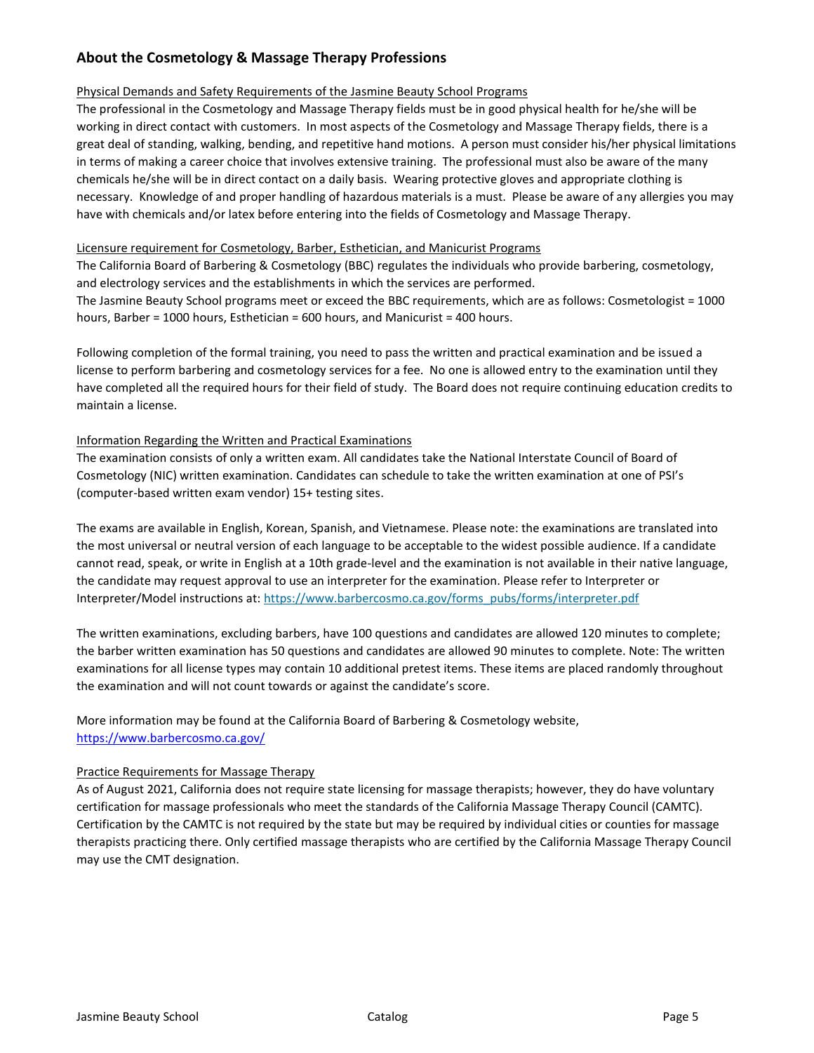## About the Cosmetology & Massage Therapy Professions

<u>Physical Demands and Safety Requirements of the Jasmine Beauty School Programs</u>

The professional in the Cosmetology and Massage Therapy fields must be in good physical health for he/she will be working in direct contact with customers. In most aspects of the Cosmetology and Massage Therapy fields, there is a great deal of standing, walking, bending, and repetitive hand motions. A person must consider his/her physical limitations in terms of making a career choice that involves extensive training. The professional must also be aware of the many chemicals he/she will be in direct contact on a daily basis. Wearing protective gloves and appropriate clothing is necessary. Knowledge of and proper handling of hazardous materials is a must. Please be aware of any allergies you may have with chemicals and/or latex before entering into the fields of Cosmetology and Massage Therapy.

<u>Licensure requirement for Cosmetology, Barber, Esthetician, and Manicurist Programs</u>

The California Board of Barbering & Cosmetology (BBC) regulates the individuals who provide barbering, cosmetology, and electrology services and the establishments in which the services are performed.

The Jasmine Beauty School programs meet or exceed the BBC requirements, which are as follows: Cosmetologist = 1000 hours, Barber = 1000 hours, Esthetician = 600 hours, and Manicurist = 400 hours.

Following completion of the formal training, you need to pass the written and practical examination and be issued a license to perform barbering and cosmetology services for a fee. No one is allowed entry to the examination until they have completed all the required hours for their field of study. The Board does not require continuing education credits to maintain a license.

<u>Information Regarding the Written and Practical Examinations</u>

The examination consists of only a written exam. All candidates take the National Interstate Council of Board of Cosmetology (NIC) written examination. Candidates can schedule to take the written examination at one of PSI's (computer-based written exam vendor) 15+ testing sites.

The exams are available in English, Korean, Spanish, and Vietnamese. Please note: the examinations are translated into the most universal or neutral version of each language to be acceptable to the widest possible audience. If a candidate cannot read, speak, or write in English at a 10th grade-level and the examination is not available in their native language, the candidate may request approval to use an interpreter for the examination. Please refer to Interpreter or Interpreter/Model instructions at: https://www.barbercosmo.ca.gov/forms_pubs/forms/interpreter.pdf

The written examinations, excluding barbers, have 100 questions and candidates are allowed 120 minutes to complete; the barber written examination has 50 questions and candidates are allowed 90 minutes to complete. Note: The written examinations for all license types may contain 10 additional pretest items. These items are placed randomly throughout the examination and will not count towards or against the candidate's score.

More information may be found at the California Board of Barbering & Cosmetology website, https://www.barbercosmo.ca.gov/

<u>Practice Requirements for Massage Therapy</u>

As of August 2021, California does not require state licensing for massage therapists; however, they do have voluntary certification for massage professionals who meet the standards of the California Massage Therapy Council (CAMTC). Certification by the CAMTC is not required by the state but may be required by individual cities or counties for massage therapists practicing there. Only certified massage therapists who are certified by the California Massage Therapy Council may use the CMT designation.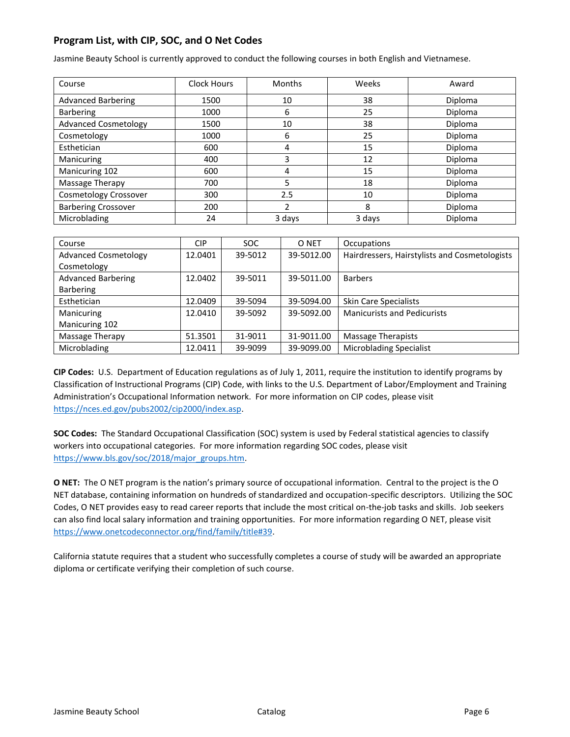## Program List, with CIP, SOC, and O Net Codes

Jasmine Beauty School is currently approved to conduct the following courses in both English and Vietnamese.

| Course | Clock Hours | Months | Weeks | Award |
|---|---|---|---|---|
| Advanced Barbering | 1500 | 10 | 38 | Diploma |
| Barbering | 1000 | 6 | 25 | Diploma |
| Advanced Cosmetology | 1500 | 10 | 38 | Diploma |
| Cosmetology | 1000 | 6 | 25 | Diploma |
| Esthetician | 600 | 4 | 15 | Diploma |
| Manicuring | 400 | 3 | 12 | Diploma |
| Manicuring 102 | 600 | 4 | 15 | Diploma |
| Massage Therapy | 700 | 5 | 18 | Diploma |
| Cosmetology Crossover | 300 | 2.5 | 10 | Diploma |
| Barbering Crossover | 200 | 2 | 8 | Diploma |
| Microblading | 24 | 3 days | 3 days | Diploma |

| Course | CIP | SOC | O NET | Occupations |
|---|---|---|---|---|
| Advanced Cosmetology<br>Cosmetology | 12.0401 | 39-5012 | 39-5012.00 | Hairdressers, Hairstylists and Cosmetologists |
| Advanced Barbering<br>Barbering | 12.0402 | 39-5011 | 39-5011.00 | Barbers |
| Esthetician | 12.0409 | 39-5094 | 39-5094.00 | Skin Care Specialists |
| Manicuring<br>Manicuring 102 | 12.0410 | 39-5092 | 39-5092.00 | Manicurists and Pedicurists |
| Massage Therapy | 51.3501 | 31-9011 | 31-9011.00 | Massage Therapists |
| Microblading | 12.0411 | 39-9099 | 39-9099.00 | Microblading Specialist |

**CIP Codes:** U.S. Department of Education regulations as of July 1, 2011, require the institution to identify programs by Classification of Instructional Programs (CIP) Code, with links to the U.S. Department of Labor/Employment and Training Administration's Occupational Information network. For more information on CIP codes, please visit https://nces.ed.gov/pubs2002/cip2000/index.asp.

**SOC Codes:** The Standard Occupational Classification (SOC) system is used by Federal statistical agencies to classify workers into occupational categories. For more information regarding SOC codes, please visit https://www.bls.gov/soc/2018/major_groups.htm.

**O NET:** The O NET program is the nation's primary source of occupational information. Central to the project is the O NET database, containing information on hundreds of standardized and occupation-specific descriptors. Utilizing the SOC Codes, O NET provides easy to read career reports that include the most critical on-the-job tasks and skills. Job seekers can also find local salary information and training opportunities. For more information regarding O NET, please visit https://www.onetcodeconnector.org/find/family/title#39.

California statute requires that a student who successfully completes a course of study will be awarded an appropriate diploma or certificate verifying their completion of such course.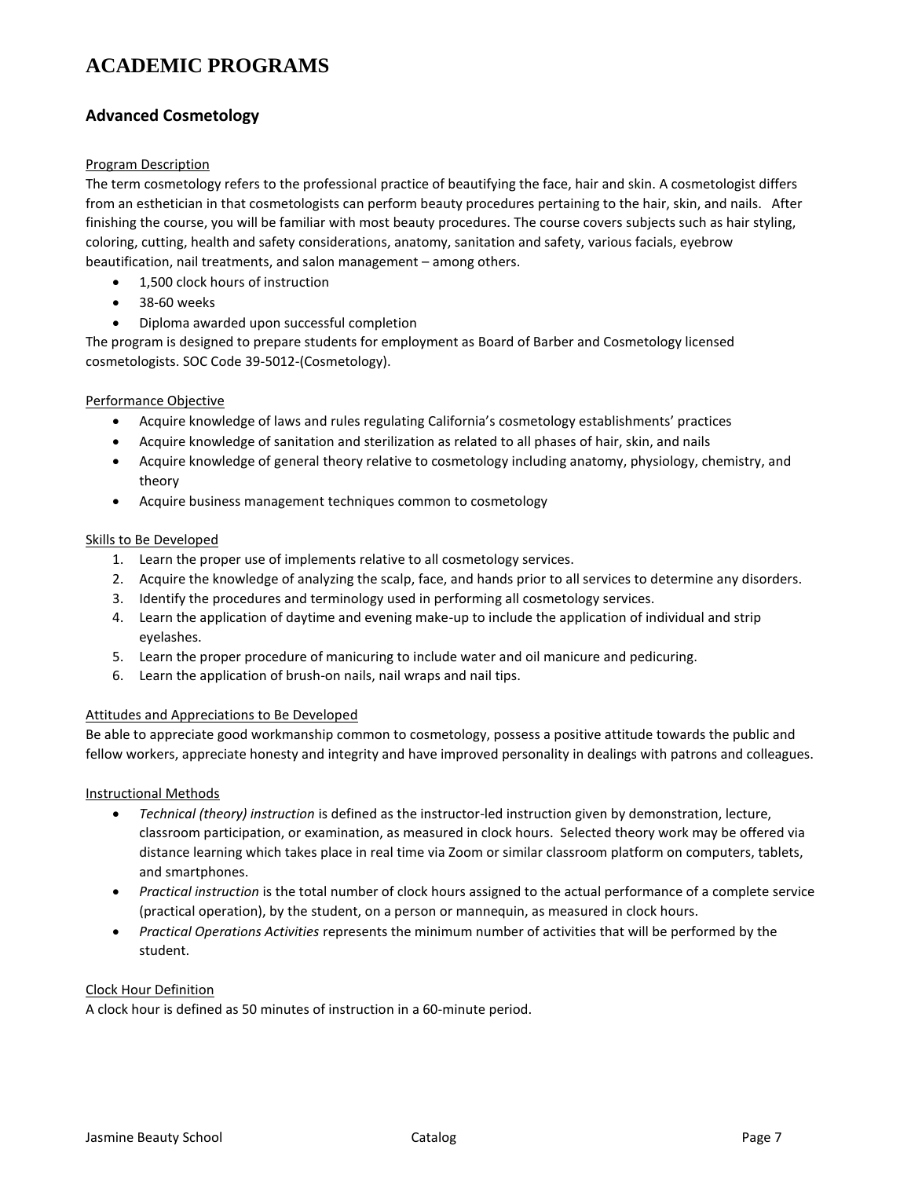# ACADEMIC PROGRAMS

## Advanced Cosmetology

Program Description

The term cosmetology refers to the professional practice of beautifying the face, hair and skin. A cosmetologist differs from an esthetician in that cosmetologists can perform beauty procedures pertaining to the hair, skin, and nails. After finishing the course, you will be familiar with most beauty procedures. The course covers subjects such as hair styling, coloring, cutting, health and safety considerations, anatomy, sanitation and safety, various facials, eyebrow beautification, nail treatments, and salon management – among others.

- 1,500 clock hours of instruction
- 38-60 weeks
- Diploma awarded upon successful completion

The program is designed to prepare students for employment as Board of Barber and Cosmetology licensed cosmetologists. SOC Code 39-5012-(Cosmetology).

Performance Objective

- Acquire knowledge of laws and rules regulating California's cosmetology establishments' practices
- Acquire knowledge of sanitation and sterilization as related to all phases of hair, skin, and nails
- Acquire knowledge of general theory relative to cosmetology including anatomy, physiology, chemistry, and theory
- Acquire business management techniques common to cosmetology

Skills to Be Developed

1. Learn the proper use of implements relative to all cosmetology services.
2. Acquire the knowledge of analyzing the scalp, face, and hands prior to all services to determine any disorders.
3. Identify the procedures and terminology used in performing all cosmetology services.
4. Learn the application of daytime and evening make-up to include the application of individual and strip eyelashes.
5. Learn the proper procedure of manicuring to include water and oil manicure and pedicuring.
6. Learn the application of brush-on nails, nail wraps and nail tips.

Attitudes and Appreciations to Be Developed

Be able to appreciate good workmanship common to cosmetology, possess a positive attitude towards the public and fellow workers, appreciate honesty and integrity and have improved personality in dealings with patrons and colleagues.

Instructional Methods

- *Technical (theory) instruction* is defined as the instructor-led instruction given by demonstration, lecture, classroom participation, or examination, as measured in clock hours. Selected theory work may be offered via distance learning which takes place in real time via Zoom or similar classroom platform on computers, tablets, and smartphones.
- *Practical instruction* is the total number of clock hours assigned to the actual performance of a complete service (practical operation), by the student, on a person or mannequin, as measured in clock hours.
- *Practical Operations Activities* represents the minimum number of activities that will be performed by the student.

Clock Hour Definition

A clock hour is defined as 50 minutes of instruction in a 60-minute period.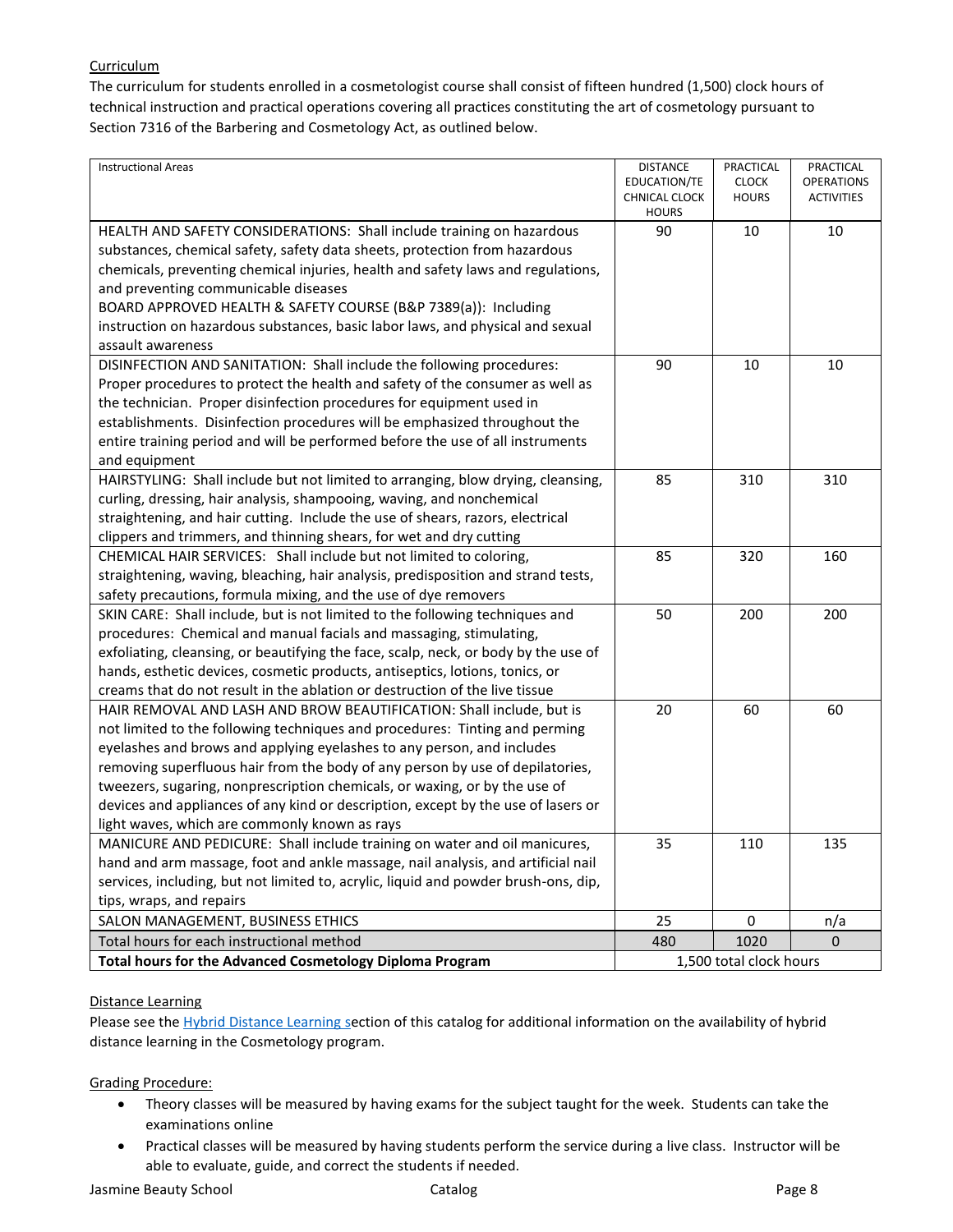Curriculum

The curriculum for students enrolled in a cosmetologist course shall consist of fifteen hundred (1,500) clock hours of technical instruction and practical operations covering all practices constituting the art of cosmetology pursuant to Section 7316 of the Barbering and Cosmetology Act, as outlined below.

| Instructional Areas | DISTANCE EDUCATION/TECHNICAL CLOCK HOURS | PRACTICAL CLOCK HOURS | PRACTICAL OPERATIONS ACTIVITIES |
|---|---|---|---|
| HEALTH AND SAFETY CONSIDERATIONS: Shall include training on hazardous substances, chemical safety, safety data sheets, protection from hazardous chemicals, preventing chemical injuries, health and safety laws and regulations, and preventing communicable diseases<br>BOARD APPROVED HEALTH & SAFETY COURSE (B&P 7389(a)): Including instruction on hazardous substances, basic labor laws, and physical and sexual assault awareness | 90 | 10 | 10 |
| DISINFECTION AND SANITATION: Shall include the following procedures: Proper procedures to protect the health and safety of the consumer as well as the technician. Proper disinfection procedures for equipment used in establishments. Disinfection procedures will be emphasized throughout the entire training period and will be performed before the use of all instruments and equipment | 90 | 10 | 10 |
| HAIRSTYLING: Shall include but not limited to arranging, blow drying, cleansing, curling, dressing, hair analysis, shampooing, waving, and nonchemical straightening, and hair cutting. Include the use of shears, razors, electrical clippers and trimmers, and thinning shears, for wet and dry cutting | 85 | 310 | 310 |
| CHEMICAL HAIR SERVICES: Shall include but not limited to coloring, straightening, waving, bleaching, hair analysis, predisposition and strand tests, safety precautions, formula mixing, and the use of dye removers | 85 | 320 | 160 |
| SKIN CARE: Shall include, but is not limited to the following techniques and procedures: Chemical and manual facials and massaging, stimulating, exfoliating, cleansing, or beautifying the face, scalp, neck, or body by the use of hands, esthetic devices, cosmetic products, antiseptics, lotions, tonics, or creams that do not result in the ablation or destruction of the live tissue | 50 | 200 | 200 |
| HAIR REMOVAL AND LASH AND BROW BEAUTIFICATION: Shall include, but is not limited to the following techniques and procedures: Tinting and perming eyelashes and brows and applying eyelashes to any person, and includes removing superfluous hair from the body of any person by use of depilatories, tweezers, sugaring, nonprescription chemicals, or waxing, or by the use of devices and appliances of any kind or description, except by the use of lasers or light waves, which are commonly known as rays | 20 | 60 | 60 |
| MANICURE AND PEDICURE: Shall include training on water and oil manicures, hand and arm massage, foot and ankle massage, nail analysis, and artificial nail services, including, but not limited to, acrylic, liquid and powder brush-ons, dip, tips, wraps, and repairs | 35 | 110 | 135 |
| SALON MANAGEMENT, BUSINESS ETHICS | 25 | 0 | n/a |
| Total hours for each instructional method | 480 | 1020 | 0 |
| **Total hours for the Advanced Cosmetology Diploma Program** | 1,500 total clock hours | | |

Distance Learning

Please see the Hybrid Distance Learning section of this catalog for additional information on the availability of hybrid distance learning in the Cosmetology program.

Grading Procedure:

- Theory classes will be measured by having exams for the subject taught for the week. Students can take the examinations online
- Practical classes will be measured by having students perform the service during a live class. Instructor will be able to evaluate, guide, and correct the students if needed.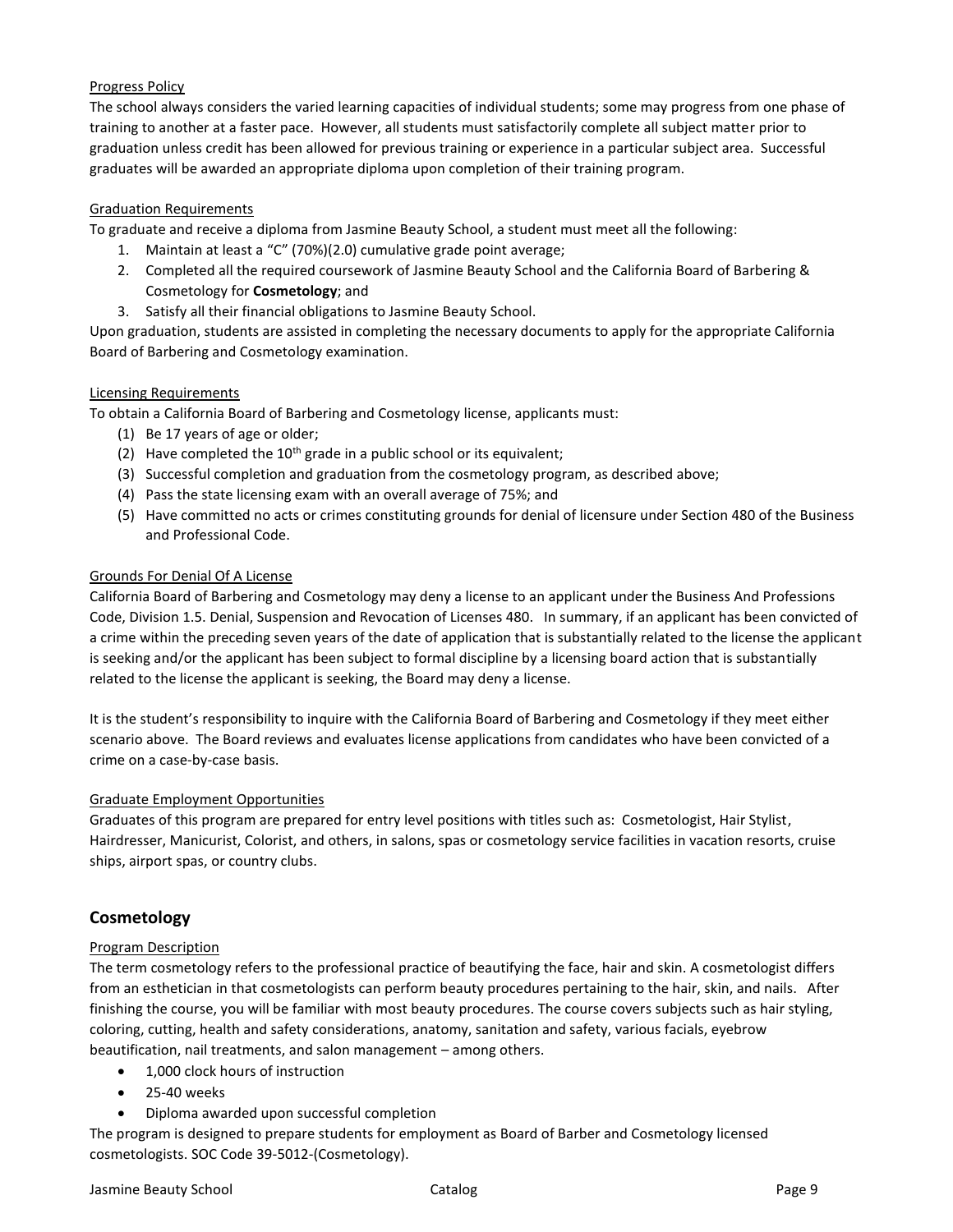Progress Policy

The school always considers the varied learning capacities of individual students; some may progress from one phase of training to another at a faster pace. However, all students must satisfactorily complete all subject matter prior to graduation unless credit has been allowed for previous training or experience in a particular subject area. Successful graduates will be awarded an appropriate diploma upon completion of their training program.

Graduation Requirements

To graduate and receive a diploma from Jasmine Beauty School, a student must meet all the following:

1. Maintain at least a "C" (70%)(2.0) cumulative grade point average;
2. Completed all the required coursework of Jasmine Beauty School and the California Board of Barbering & Cosmetology for **Cosmetology**; and
3. Satisfy all their financial obligations to Jasmine Beauty School.

Upon graduation, students are assisted in completing the necessary documents to apply for the appropriate California Board of Barbering and Cosmetology examination.

Licensing Requirements

To obtain a California Board of Barbering and Cosmetology license, applicants must:

(1) Be 17 years of age or older;
(2) Have completed the 10th grade in a public school or its equivalent;
(3) Successful completion and graduation from the cosmetology program, as described above;
(4) Pass the state licensing exam with an overall average of 75%; and
(5) Have committed no acts or crimes constituting grounds for denial of licensure under Section 480 of the Business and Professional Code.

Grounds For Denial Of A License

California Board of Barbering and Cosmetology may deny a license to an applicant under the Business And Professions Code, Division 1.5. Denial, Suspension and Revocation of Licenses 480. In summary, if an applicant has been convicted of a crime within the preceding seven years of the date of application that is substantially related to the license the applicant is seeking and/or the applicant has been subject to formal discipline by a licensing board action that is substantially related to the license the applicant is seeking, the Board may deny a license.

It is the student's responsibility to inquire with the California Board of Barbering and Cosmetology if they meet either scenario above. The Board reviews and evaluates license applications from candidates who have been convicted of a crime on a case-by-case basis.

Graduate Employment Opportunities

Graduates of this program are prepared for entry level positions with titles such as: Cosmetologist, Hair Stylist, Hairdresser, Manicurist, Colorist, and others, in salons, spas or cosmetology service facilities in vacation resorts, cruise ships, airport spas, or country clubs.

## Cosmetology

Program Description

The term cosmetology refers to the professional practice of beautifying the face, hair and skin. A cosmetologist differs from an esthetician in that cosmetologists can perform beauty procedures pertaining to the hair, skin, and nails. After finishing the course, you will be familiar with most beauty procedures. The course covers subjects such as hair styling, coloring, cutting, health and safety considerations, anatomy, sanitation and safety, various facials, eyebrow beautification, nail treatments, and salon management – among others.

- 1,000 clock hours of instruction
- 25-40 weeks
- Diploma awarded upon successful completion

The program is designed to prepare students for employment as Board of Barber and Cosmetology licensed cosmetologists. SOC Code 39-5012-(Cosmetology).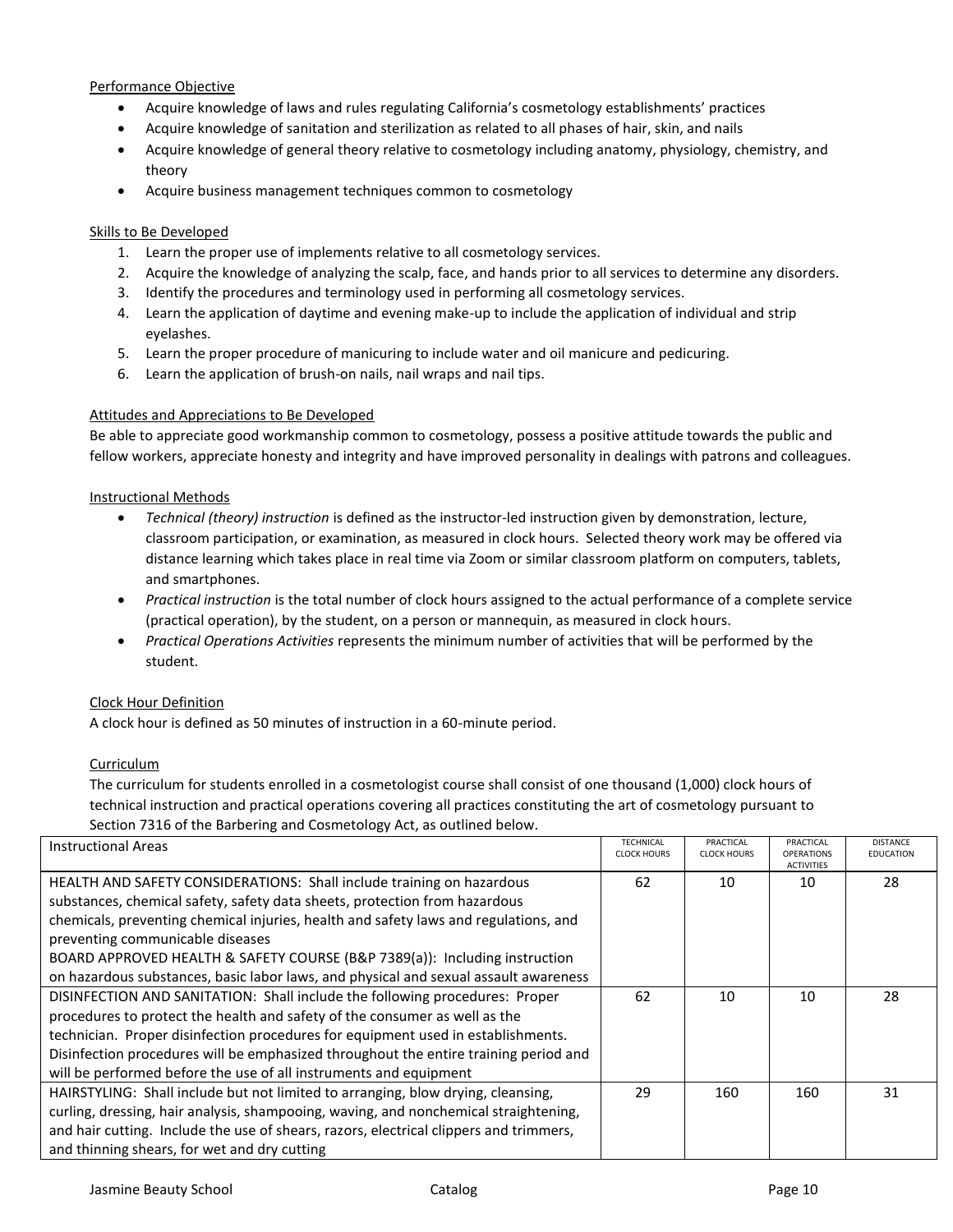Performance Objective

- Acquire knowledge of laws and rules regulating California's cosmetology establishments' practices
- Acquire knowledge of sanitation and sterilization as related to all phases of hair, skin, and nails
- Acquire knowledge of general theory relative to cosmetology including anatomy, physiology, chemistry, and theory
- Acquire business management techniques common to cosmetology

Skills to Be Developed

1. Learn the proper use of implements relative to all cosmetology services.
2. Acquire the knowledge of analyzing the scalp, face, and hands prior to all services to determine any disorders.
3. Identify the procedures and terminology used in performing all cosmetology services.
4. Learn the application of daytime and evening make-up to include the application of individual and strip eyelashes.
5. Learn the proper procedure of manicuring to include water and oil manicure and pedicuring.
6. Learn the application of brush-on nails, nail wraps and nail tips.

Attitudes and Appreciations to Be Developed

Be able to appreciate good workmanship common to cosmetology, possess a positive attitude towards the public and fellow workers, appreciate honesty and integrity and have improved personality in dealings with patrons and colleagues.

Instructional Methods

- *Technical (theory) instruction* is defined as the instructor-led instruction given by demonstration, lecture, classroom participation, or examination, as measured in clock hours. Selected theory work may be offered via distance learning which takes place in real time via Zoom or similar classroom platform on computers, tablets, and smartphones.
- *Practical instruction* is the total number of clock hours assigned to the actual performance of a complete service (practical operation), by the student, on a person or mannequin, as measured in clock hours.
- *Practical Operations Activities* represents the minimum number of activities that will be performed by the student.

Clock Hour Definition

A clock hour is defined as 50 minutes of instruction in a 60-minute period.

Curriculum

The curriculum for students enrolled in a cosmetologist course shall consist of one thousand (1,000) clock hours of technical instruction and practical operations covering all practices constituting the art of cosmetology pursuant to Section 7316 of the Barbering and Cosmetology Act, as outlined below.

| Instructional Areas | TECHNICAL CLOCK HOURS | PRACTICAL CLOCK HOURS | PRACTICAL OPERATIONS ACTIVITIES | DISTANCE EDUCATION |
|---|---|---|---|---|
| HEALTH AND SAFETY CONSIDERATIONS: Shall include training on hazardous substances, chemical safety, safety data sheets, protection from hazardous chemicals, preventing chemical injuries, health and safety laws and regulations, and preventing communicable diseases<br>BOARD APPROVED HEALTH & SAFETY COURSE (B&P 7389(a)): Including instruction on hazardous substances, basic labor laws, and physical and sexual assault awareness | 62 | 10 | 10 | 28 |
| DISINFECTION AND SANITATION: Shall include the following procedures: Proper procedures to protect the health and safety of the consumer as well as the technician. Proper disinfection procedures for equipment used in establishments. Disinfection procedures will be emphasized throughout the entire training period and will be performed before the use of all instruments and equipment | 62 | 10 | 10 | 28 |
| HAIRSTYLING: Shall include but not limited to arranging, blow drying, cleansing, curling, dressing, hair analysis, shampooing, waving, and nonchemical straightening, and hair cutting. Include the use of shears, razors, electrical clippers and trimmers, and thinning shears, for wet and dry cutting | 29 | 160 | 160 | 31 |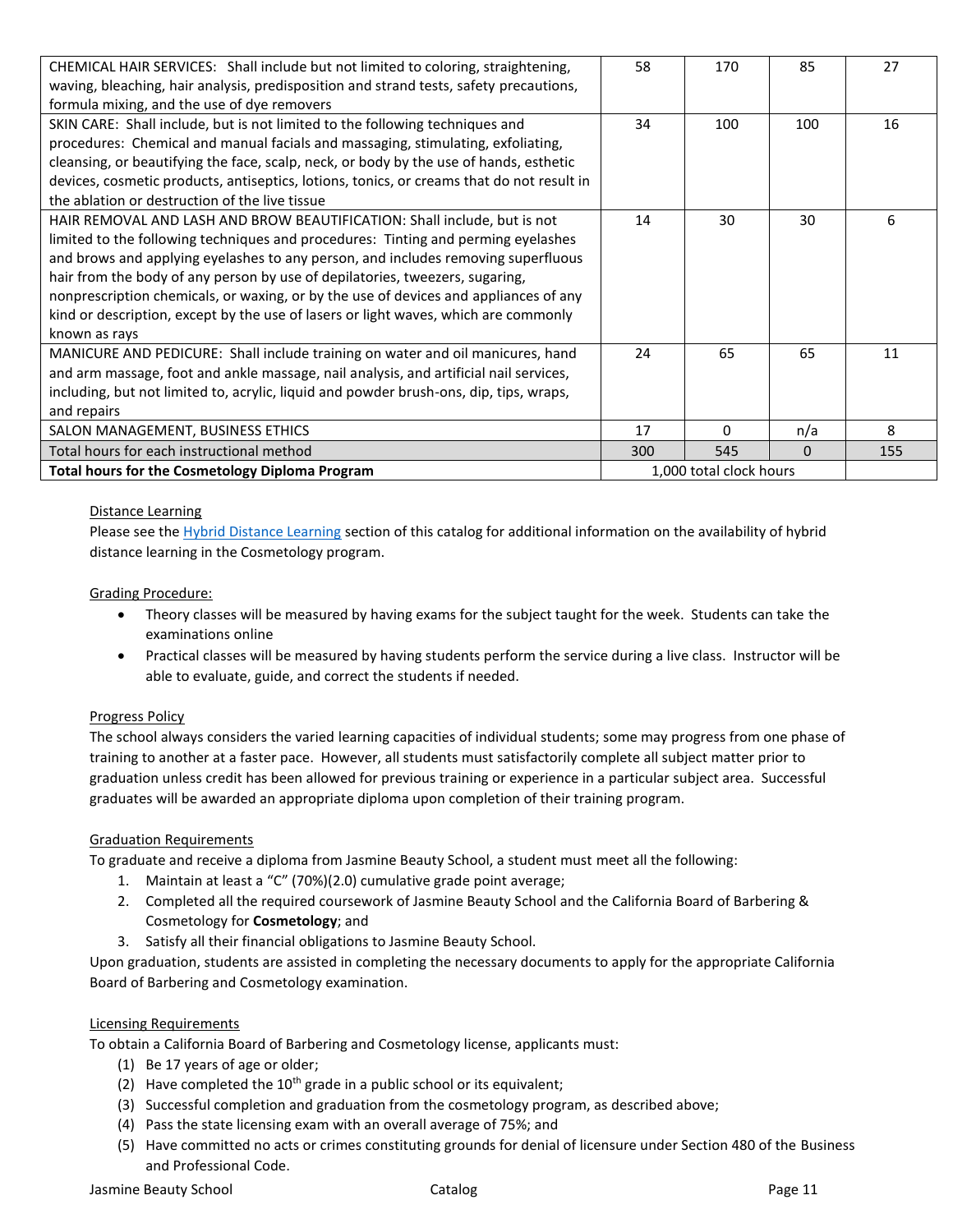| | | | | |
|---|---|---|---|---|
| CHEMICAL HAIR SERVICES: Shall include but not limited to coloring, straightening, waving, bleaching, hair analysis, predisposition and strand tests, safety precautions, formula mixing, and the use of dye removers | 58 | 170 | 85 | 27 |
| SKIN CARE: Shall include, but is not limited to the following techniques and procedures: Chemical and manual facials and massaging, stimulating, exfoliating, cleansing, or beautifying the face, scalp, neck, or body by the use of hands, esthetic devices, cosmetic products, antiseptics, lotions, tonics, or creams that do not result in the ablation or destruction of the live tissue | 34 | 100 | 100 | 16 |
| HAIR REMOVAL AND LASH AND BROW BEAUTIFICATION: Shall include, but is not limited to the following techniques and procedures: Tinting and perming eyelashes and brows and applying eyelashes to any person, and includes removing superfluous hair from the body of any person by use of depilatories, tweezers, sugaring, nonprescription chemicals, or waxing, or by the use of devices and appliances of any kind or description, except by the use of lasers or light waves, which are commonly known as rays | 14 | 30 | 30 | 6 |
| MANICURE AND PEDICURE: Shall include training on water and oil manicures, hand and arm massage, foot and ankle massage, nail analysis, and artificial nail services, including, but not limited to, acrylic, liquid and powder brush-ons, dip, tips, wraps, and repairs | 24 | 65 | 65 | 11 |
| SALON MANAGEMENT, BUSINESS ETHICS | 17 | 0 | n/a | 8 |
| Total hours for each instructional method | 300 | 545 | 0 | 155 |
| **Total hours for the Cosmetology Diploma Program** | 1,000 total clock hours | | | |

Distance Learning

Please see the Hybrid Distance Learning section of this catalog for additional information on the availability of hybrid distance learning in the Cosmetology program.

Grading Procedure:

- Theory classes will be measured by having exams for the subject taught for the week. Students can take the examinations online
- Practical classes will be measured by having students perform the service during a live class. Instructor will be able to evaluate, guide, and correct the students if needed.

Progress Policy

The school always considers the varied learning capacities of individual students; some may progress from one phase of training to another at a faster pace. However, all students must satisfactorily complete all subject matter prior to graduation unless credit has been allowed for previous training or experience in a particular subject area. Successful graduates will be awarded an appropriate diploma upon completion of their training program.

Graduation Requirements

To graduate and receive a diploma from Jasmine Beauty School, a student must meet all the following:

1. Maintain at least a "C" (70%)(2.0) cumulative grade point average;
2. Completed all the required coursework of Jasmine Beauty School and the California Board of Barbering & Cosmetology for **Cosmetology**; and
3. Satisfy all their financial obligations to Jasmine Beauty School.

Upon graduation, students are assisted in completing the necessary documents to apply for the appropriate California Board of Barbering and Cosmetology examination.

Licensing Requirements

To obtain a California Board of Barbering and Cosmetology license, applicants must:

(1) Be 17 years of age or older;
(2) Have completed the 10th grade in a public school or its equivalent;
(3) Successful completion and graduation from the cosmetology program, as described above;
(4) Pass the state licensing exam with an overall average of 75%; and
(5) Have committed no acts or crimes constituting grounds for denial of licensure under Section 480 of the Business and Professional Code.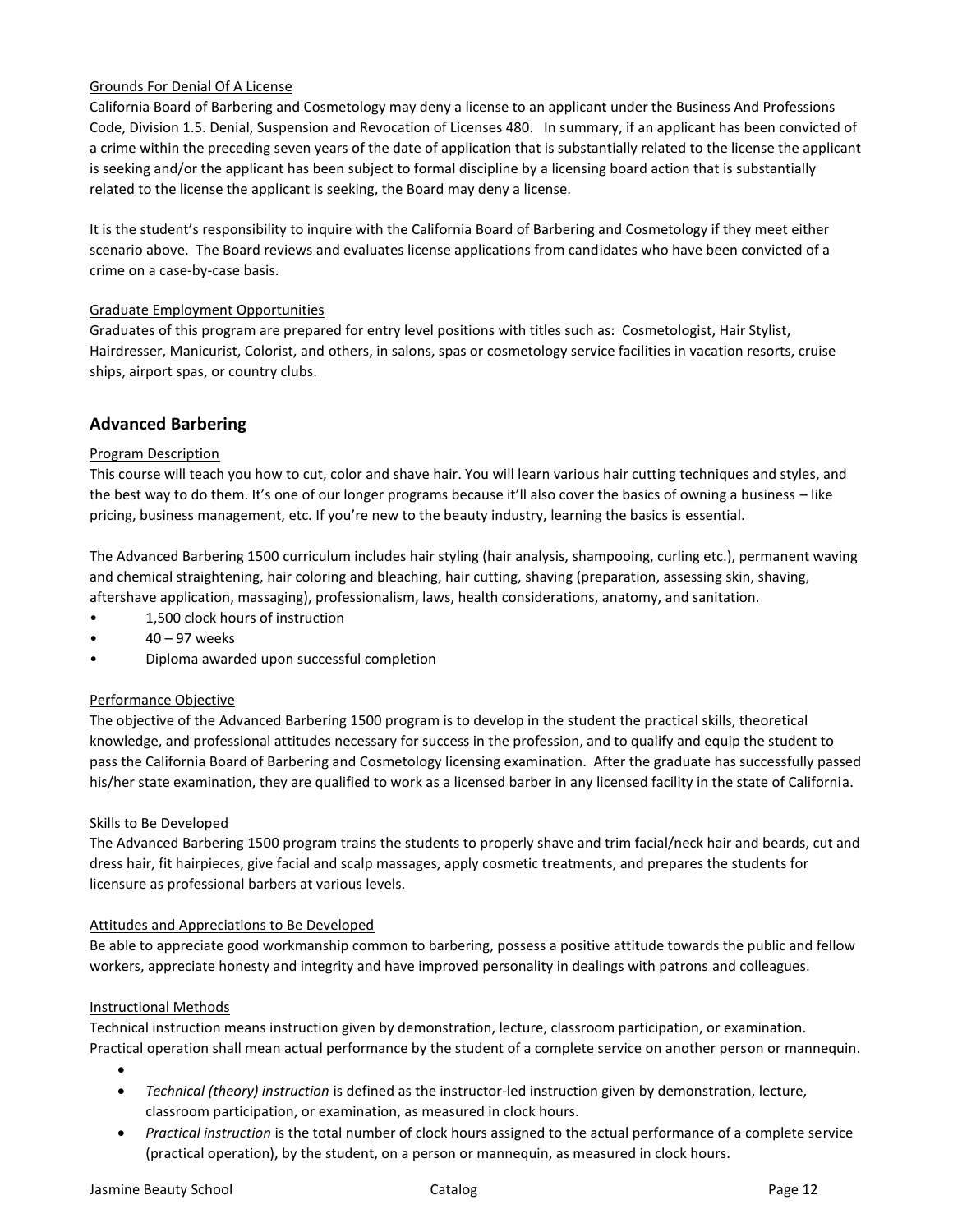Grounds For Denial Of A License

California Board of Barbering and Cosmetology may deny a license to an applicant under the Business And Professions Code, Division 1.5. Denial, Suspension and Revocation of Licenses 480. In summary, if an applicant has been convicted of a crime within the preceding seven years of the date of application that is substantially related to the license the applicant is seeking and/or the applicant has been subject to formal discipline by a licensing board action that is substantially related to the license the applicant is seeking, the Board may deny a license.

It is the student's responsibility to inquire with the California Board of Barbering and Cosmetology if they meet either scenario above. The Board reviews and evaluates license applications from candidates who have been convicted of a crime on a case-by-case basis.

Graduate Employment Opportunities

Graduates of this program are prepared for entry level positions with titles such as: Cosmetologist, Hair Stylist, Hairdresser, Manicurist, Colorist, and others, in salons, spas or cosmetology service facilities in vacation resorts, cruise ships, airport spas, or country clubs.

## Advanced Barbering

Program Description

This course will teach you how to cut, color and shave hair. You will learn various hair cutting techniques and styles, and the best way to do them. It's one of our longer programs because it'll also cover the basics of owning a business – like pricing, business management, etc. If you're new to the beauty industry, learning the basics is essential.

The Advanced Barbering 1500 curriculum includes hair styling (hair analysis, shampooing, curling etc.), permanent waving and chemical straightening, hair coloring and bleaching, hair cutting, shaving (preparation, assessing skin, shaving, aftershave application, massaging), professionalism, laws, health considerations, anatomy, and sanitation.

- 1,500 clock hours of instruction
- 40 – 97 weeks
- Diploma awarded upon successful completion

Performance Objective

The objective of the Advanced Barbering 1500 program is to develop in the student the practical skills, theoretical knowledge, and professional attitudes necessary for success in the profession, and to qualify and equip the student to pass the California Board of Barbering and Cosmetology licensing examination. After the graduate has successfully passed his/her state examination, they are qualified to work as a licensed barber in any licensed facility in the state of California.

Skills to Be Developed

The Advanced Barbering 1500 program trains the students to properly shave and trim facial/neck hair and beards, cut and dress hair, fit hairpieces, give facial and scalp massages, apply cosmetic treatments, and prepares the students for licensure as professional barbers at various levels.

Attitudes and Appreciations to Be Developed

Be able to appreciate good workmanship common to barbering, possess a positive attitude towards the public and fellow workers, appreciate honesty and integrity and have improved personality in dealings with patrons and colleagues.

Instructional Methods

Technical instruction means instruction given by demonstration, lecture, classroom participation, or examination. Practical operation shall mean actual performance by the student of a complete service on another person or mannequin.

- *Technical (theory) instruction* is defined as the instructor-led instruction given by demonstration, lecture, classroom participation, or examination, as measured in clock hours.
- *Practical instruction* is the total number of clock hours assigned to the actual performance of a complete service (practical operation), by the student, on a person or mannequin, as measured in clock hours.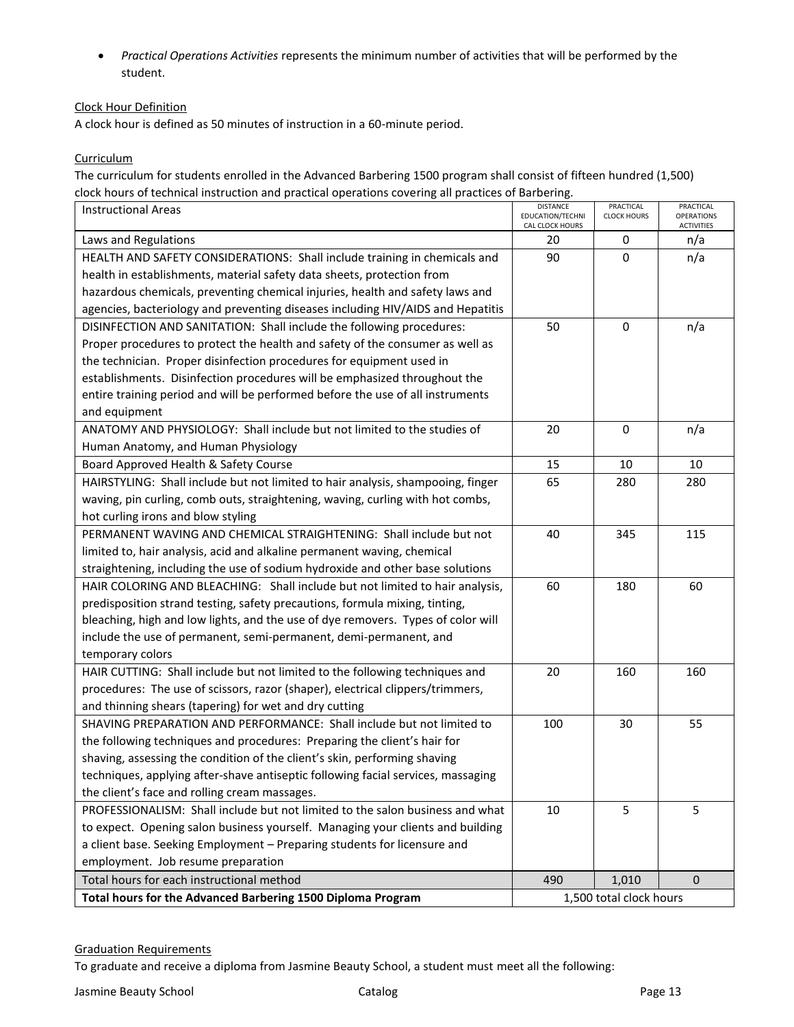- *Practical Operations Activities* represents the minimum number of activities that will be performed by the student.

Clock Hour Definition

A clock hour is defined as 50 minutes of instruction in a 60-minute period.

Curriculum

The curriculum for students enrolled in the Advanced Barbering 1500 program shall consist of fifteen hundred (1,500) clock hours of technical instruction and practical operations covering all practices of Barbering.

| Instructional Areas | DISTANCE EDUCATION/TECHNICAL CLOCK HOURS | PRACTICAL CLOCK HOURS | PRACTICAL OPERATIONS ACTIVITIES |
|---|---|---|---|
| Laws and Regulations | 20 | 0 | n/a |
| HEALTH AND SAFETY CONSIDERATIONS: Shall include training in chemicals and health in establishments, material safety data sheets, protection from hazardous chemicals, preventing chemical injuries, health and safety laws and agencies, bacteriology and preventing diseases including HIV/AIDS and Hepatitis | 90 | 0 | n/a |
| DISINFECTION AND SANITATION: Shall include the following procedures: Proper procedures to protect the health and safety of the consumer as well as the technician. Proper disinfection procedures for equipment used in establishments. Disinfection procedures will be emphasized throughout the entire training period and will be performed before the use of all instruments and equipment | 50 | 0 | n/a |
| ANATOMY AND PHYSIOLOGY: Shall include but not limited to the studies of Human Anatomy, and Human Physiology | 20 | 0 | n/a |
| Board Approved Health & Safety Course | 15 | 10 | 10 |
| HAIRSTYLING: Shall include but not limited to hair analysis, shampooing, finger waving, pin curling, comb outs, straightening, waving, curling with hot combs, hot curling irons and blow styling | 65 | 280 | 280 |
| PERMANENT WAVING AND CHEMICAL STRAIGHTENING: Shall include but not limited to, hair analysis, acid and alkaline permanent waving, chemical straightening, including the use of sodium hydroxide and other base solutions | 40 | 345 | 115 |
| HAIR COLORING AND BLEACHING: Shall include but not limited to hair analysis, predisposition strand testing, safety precautions, formula mixing, tinting, bleaching, high and low lights, and the use of dye removers. Types of color will include the use of permanent, semi-permanent, demi-permanent, and temporary colors | 60 | 180 | 60 |
| HAIR CUTTING: Shall include but not limited to the following techniques and procedures: The use of scissors, razor (shaper), electrical clippers/trimmers, and thinning shears (tapering) for wet and dry cutting | 20 | 160 | 160 |
| SHAVING PREPARATION AND PERFORMANCE: Shall include but not limited to the following techniques and procedures: Preparing the client's hair for shaving, assessing the condition of the client's skin, performing shaving techniques, applying after-shave antiseptic following facial services, massaging the client's face and rolling cream massages. | 100 | 30 | 55 |
| PROFESSIONALISM: Shall include but not limited to the salon business and what to expect. Opening salon business yourself. Managing your clients and building a client base. Seeking Employment – Preparing students for licensure and employment. Job resume preparation | 10 | 5 | 5 |
| Total hours for each instructional method | 490 | 1,010 | 0 |
| **Total hours for the Advanced Barbering 1500 Diploma Program** | 1,500 total clock hours | | |

Graduation Requirements

To graduate and receive a diploma from Jasmine Beauty School, a student must meet all the following: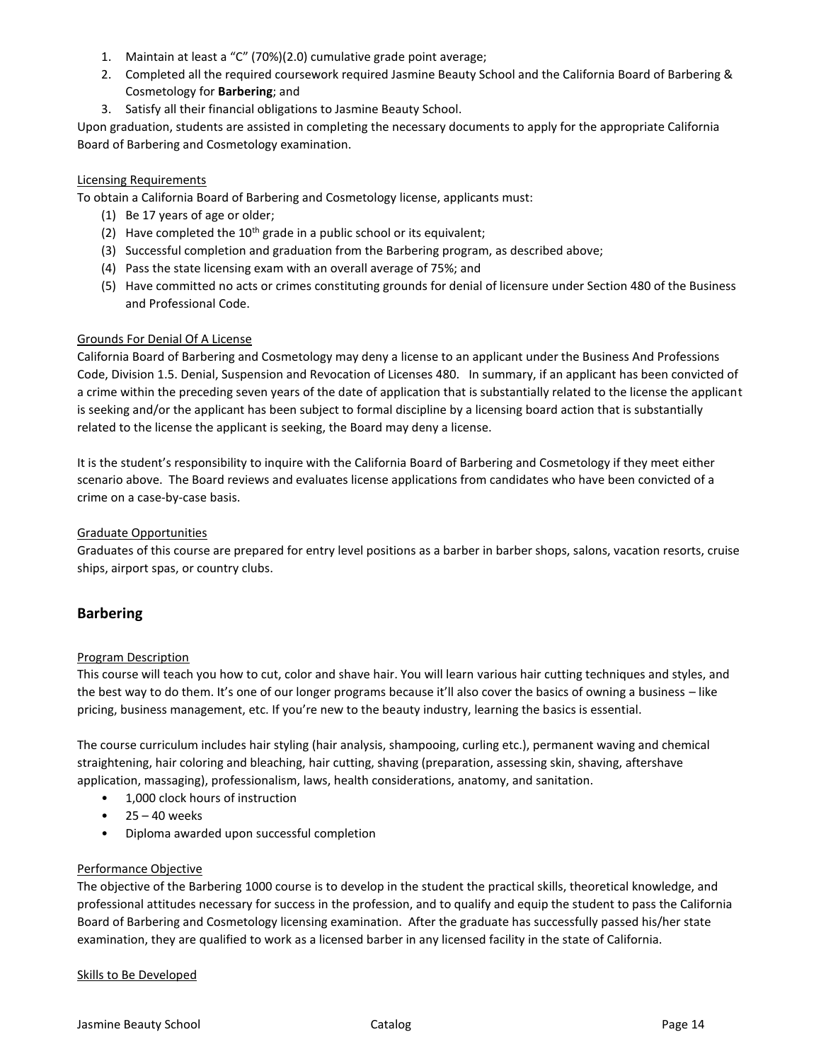1. Maintain at least a "C" (70%)(2.0) cumulative grade point average;
2. Completed all the required coursework required Jasmine Beauty School and the California Board of Barbering & Cosmetology for **Barbering**; and
3. Satisfy all their financial obligations to Jasmine Beauty School.

Upon graduation, students are assisted in completing the necessary documents to apply for the appropriate California Board of Barbering and Cosmetology examination.

<u>Licensing Requirements</u>

To obtain a California Board of Barbering and Cosmetology license, applicants must:

(1) Be 17 years of age or older;
(2) Have completed the 10th grade in a public school or its equivalent;
(3) Successful completion and graduation from the Barbering program, as described above;
(4) Pass the state licensing exam with an overall average of 75%; and
(5) Have committed no acts or crimes constituting grounds for denial of licensure under Section 480 of the Business and Professional Code.

<u>Grounds For Denial Of A License</u>

California Board of Barbering and Cosmetology may deny a license to an applicant under the Business And Professions Code, Division 1.5. Denial, Suspension and Revocation of Licenses 480. In summary, if an applicant has been convicted of a crime within the preceding seven years of the date of application that is substantially related to the license the applicant is seeking and/or the applicant has been subject to formal discipline by a licensing board action that is substantially related to the license the applicant is seeking, the Board may deny a license.

It is the student's responsibility to inquire with the California Board of Barbering and Cosmetology if they meet either scenario above. The Board reviews and evaluates license applications from candidates who have been convicted of a crime on a case-by-case basis.

<u>Graduate Opportunities</u>

Graduates of this course are prepared for entry level positions as a barber in barber shops, salons, vacation resorts, cruise ships, airport spas, or country clubs.

## Barbering

<u>Program Description</u>

This course will teach you how to cut, color and shave hair. You will learn various hair cutting techniques and styles, and the best way to do them. It's one of our longer programs because it'll also cover the basics of owning a business – like pricing, business management, etc. If you're new to the beauty industry, learning the basics is essential.

The course curriculum includes hair styling (hair analysis, shampooing, curling etc.), permanent waving and chemical straightening, hair coloring and bleaching, hair cutting, shaving (preparation, assessing skin, shaving, aftershave application, massaging), professionalism, laws, health considerations, anatomy, and sanitation.

- 1,000 clock hours of instruction
- 25 – 40 weeks
- Diploma awarded upon successful completion

<u>Performance Objective</u>

The objective of the Barbering 1000 course is to develop in the student the practical skills, theoretical knowledge, and professional attitudes necessary for success in the profession, and to qualify and equip the student to pass the California Board of Barbering and Cosmetology licensing examination. After the graduate has successfully passed his/her state examination, they are qualified to work as a licensed barber in any licensed facility in the state of California.

<u>Skills to Be Developed</u>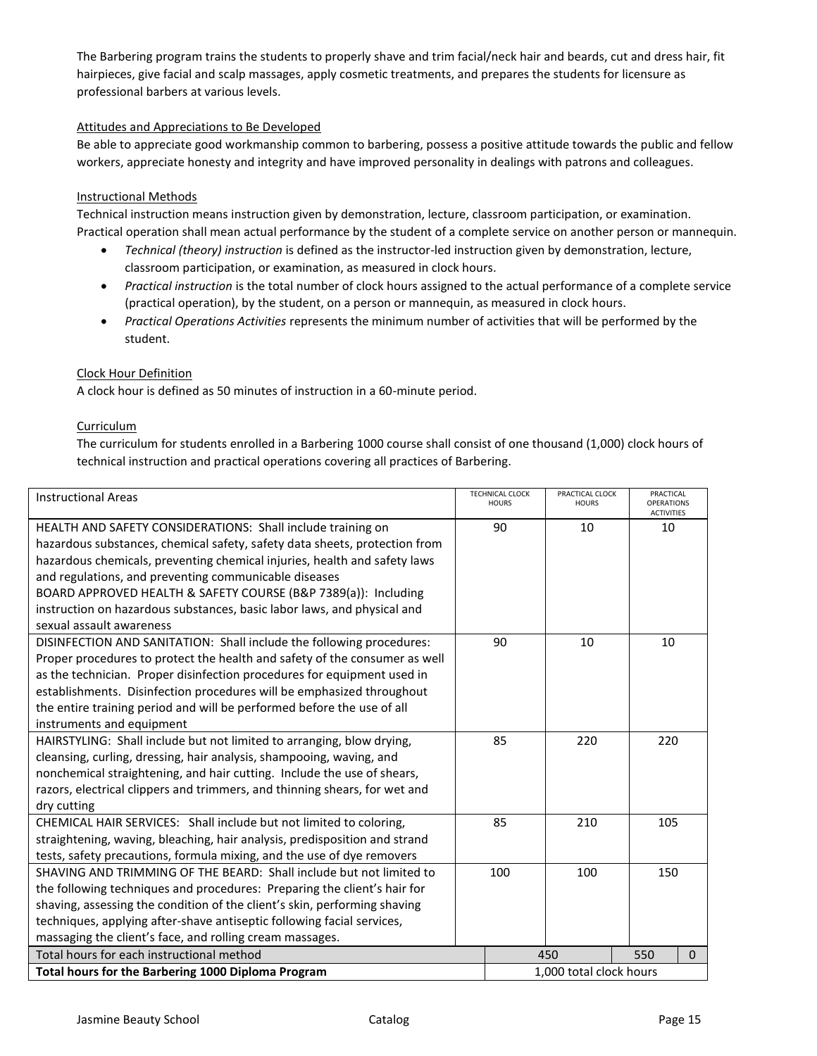The Barbering program trains the students to properly shave and trim facial/neck hair and beards, cut and dress hair, fit hairpieces, give facial and scalp massages, apply cosmetic treatments, and prepares the students for licensure as professional barbers at various levels.

### Attitudes and Appreciations to Be Developed

Be able to appreciate good workmanship common to barbering, possess a positive attitude towards the public and fellow workers, appreciate honesty and integrity and have improved personality in dealings with patrons and colleagues.

### Instructional Methods

Technical instruction means instruction given by demonstration, lecture, classroom participation, or examination. Practical operation shall mean actual performance by the student of a complete service on another person or mannequin.

- *Technical (theory) instruction* is defined as the instructor-led instruction given by demonstration, lecture, classroom participation, or examination, as measured in clock hours.
- *Practical instruction* is the total number of clock hours assigned to the actual performance of a complete service (practical operation), by the student, on a person or mannequin, as measured in clock hours.
- *Practical Operations Activities* represents the minimum number of activities that will be performed by the student.

### Clock Hour Definition

A clock hour is defined as 50 minutes of instruction in a 60-minute period.

### Curriculum

The curriculum for students enrolled in a Barbering 1000 course shall consist of one thousand (1,000) clock hours of technical instruction and practical operations covering all practices of Barbering.

| Instructional Areas | TECHNICAL CLOCK HOURS | PRACTICAL CLOCK HOURS | PRACTICAL OPERATIONS ACTIVITIES |
|---|---|---|---|
| HEALTH AND SAFETY CONSIDERATIONS: Shall include training on hazardous substances, chemical safety, safety data sheets, protection from hazardous chemicals, preventing chemical injuries, health and safety laws and regulations, and preventing communicable diseases<br>BOARD APPROVED HEALTH & SAFETY COURSE (B&P 7389(a)): Including instruction on hazardous substances, basic labor laws, and physical and sexual assault awareness | 90 | 10 | 10 |
| DISINFECTION AND SANITATION: Shall include the following procedures: Proper procedures to protect the health and safety of the consumer as well as the technician. Proper disinfection procedures for equipment used in establishments. Disinfection procedures will be emphasized throughout the entire training period and will be performed before the use of all instruments and equipment | 90 | 10 | 10 |
| HAIRSTYLING: Shall include but not limited to arranging, blow drying, cleansing, curling, dressing, hair analysis, shampooing, waving, and nonchemical straightening, and hair cutting. Include the use of shears, razors, electrical clippers and trimmers, and thinning shears, for wet and dry cutting | 85 | 220 | 220 |
| CHEMICAL HAIR SERVICES: Shall include but not limited to coloring, straightening, waving, bleaching, hair analysis, predisposition and strand tests, safety precautions, formula mixing, and the use of dye removers | 85 | 210 | 105 |
| SHAVING AND TRIMMING OF THE BEARD: Shall include but not limited to the following techniques and procedures: Preparing the client's hair for shaving, assessing the condition of the client's skin, performing shaving techniques, applying after-shave antiseptic following facial services, massaging the client's face, and rolling cream massages. | 100 | 100 | 150 |
| Total hours for each instructional method | 450 | 550 | 0 |
| **Total hours for the Barbering 1000 Diploma Program** | 1,000 total clock hours | | |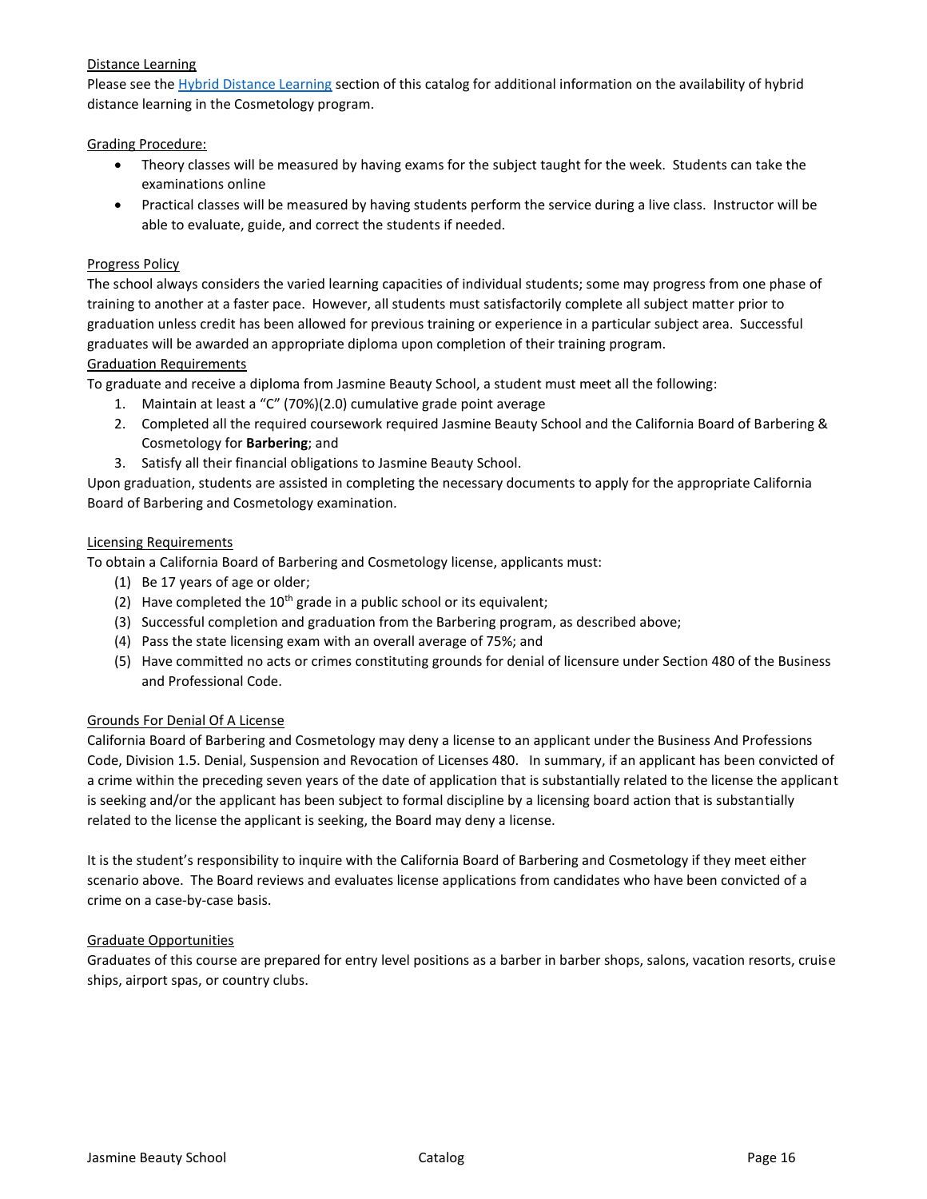## Distance Learning

Please see the Hybrid Distance Learning section of this catalog for additional information on the availability of hybrid distance learning in the Cosmetology program.

## Grading Procedure:

- Theory classes will be measured by having exams for the subject taught for the week. Students can take the examinations online
- Practical classes will be measured by having students perform the service during a live class. Instructor will be able to evaluate, guide, and correct the students if needed.

## Progress Policy

The school always considers the varied learning capacities of individual students; some may progress from one phase of training to another at a faster pace. However, all students must satisfactorily complete all subject matter prior to graduation unless credit has been allowed for previous training or experience in a particular subject area. Successful graduates will be awarded an appropriate diploma upon completion of their training program.

## Graduation Requirements

To graduate and receive a diploma from Jasmine Beauty School, a student must meet all the following:

1. Maintain at least a "C" (70%)(2.0) cumulative grade point average
2. Completed all the required coursework required Jasmine Beauty School and the California Board of Barbering & Cosmetology for **Barbering**; and
3. Satisfy all their financial obligations to Jasmine Beauty School.

Upon graduation, students are assisted in completing the necessary documents to apply for the appropriate California Board of Barbering and Cosmetology examination.

## Licensing Requirements

To obtain a California Board of Barbering and Cosmetology license, applicants must:

(1) Be 17 years of age or older;
(2) Have completed the 10th grade in a public school or its equivalent;
(3) Successful completion and graduation from the Barbering program, as described above;
(4) Pass the state licensing exam with an overall average of 75%; and
(5) Have committed no acts or crimes constituting grounds for denial of licensure under Section 480 of the Business and Professional Code.

## Grounds For Denial Of A License

California Board of Barbering and Cosmetology may deny a license to an applicant under the Business And Professions Code, Division 1.5. Denial, Suspension and Revocation of Licenses 480. In summary, if an applicant has been convicted of a crime within the preceding seven years of the date of application that is substantially related to the license the applicant is seeking and/or the applicant has been subject to formal discipline by a licensing board action that is substantially related to the license the applicant is seeking, the Board may deny a license.

It is the student's responsibility to inquire with the California Board of Barbering and Cosmetology if they meet either scenario above. The Board reviews and evaluates license applications from candidates who have been convicted of a crime on a case-by-case basis.

## Graduate Opportunities

Graduates of this course are prepared for entry level positions as a barber in barber shops, salons, vacation resorts, cruise ships, airport spas, or country clubs.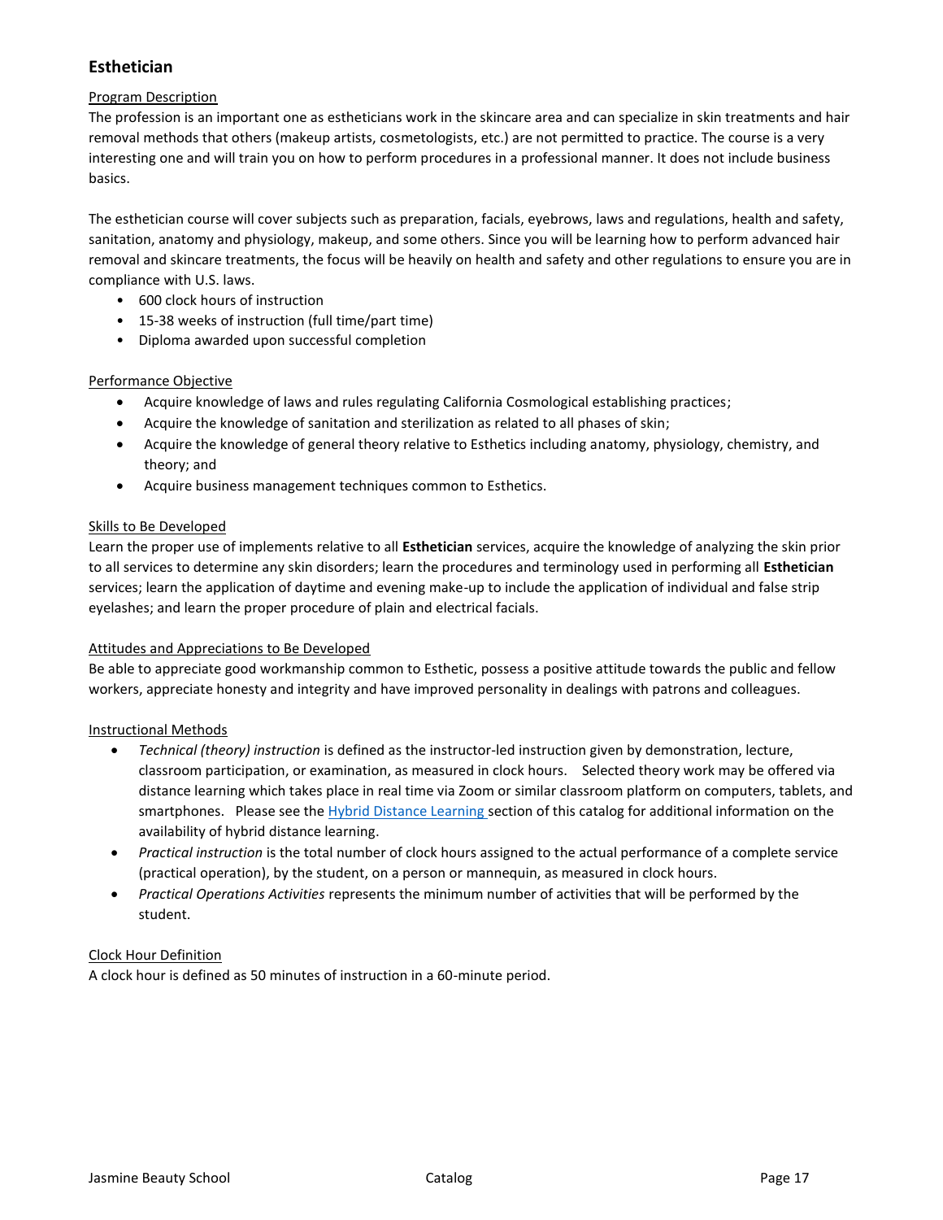## Esthetician

Program Description

The profession is an important one as estheticians work in the skincare area and can specialize in skin treatments and hair removal methods that others (makeup artists, cosmetologists, etc.) are not permitted to practice. The course is a very interesting one and will train you on how to perform procedures in a professional manner. It does not include business basics.

The esthetician course will cover subjects such as preparation, facials, eyebrows, laws and regulations, health and safety, sanitation, anatomy and physiology, makeup, and some others. Since you will be learning how to perform advanced hair removal and skincare treatments, the focus will be heavily on health and safety and other regulations to ensure you are in compliance with U.S. laws.

- 600 clock hours of instruction
- 15-38 weeks of instruction (full time/part time)
- Diploma awarded upon successful completion

Performance Objective

- Acquire knowledge of laws and rules regulating California Cosmological establishing practices;
- Acquire the knowledge of sanitation and sterilization as related to all phases of skin;
- Acquire the knowledge of general theory relative to Esthetics including anatomy, physiology, chemistry, and theory; and
- Acquire business management techniques common to Esthetics.

Skills to Be Developed

Learn the proper use of implements relative to all **Esthetician** services, acquire the knowledge of analyzing the skin prior to all services to determine any skin disorders; learn the procedures and terminology used in performing all **Esthetician** services; learn the application of daytime and evening make-up to include the application of individual and false strip eyelashes; and learn the proper procedure of plain and electrical facials.

Attitudes and Appreciations to Be Developed

Be able to appreciate good workmanship common to Esthetic, possess a positive attitude towards the public and fellow workers, appreciate honesty and integrity and have improved personality in dealings with patrons and colleagues.

Instructional Methods

- *Technical (theory) instruction* is defined as the instructor-led instruction given by demonstration, lecture, classroom participation, or examination, as measured in clock hours. Selected theory work may be offered via distance learning which takes place in real time via Zoom or similar classroom platform on computers, tablets, and smartphones. Please see the Hybrid Distance Learning section of this catalog for additional information on the availability of hybrid distance learning.
- *Practical instruction* is the total number of clock hours assigned to the actual performance of a complete service (practical operation), by the student, on a person or mannequin, as measured in clock hours.
- *Practical Operations Activities* represents the minimum number of activities that will be performed by the student.

Clock Hour Definition

A clock hour is defined as 50 minutes of instruction in a 60-minute period.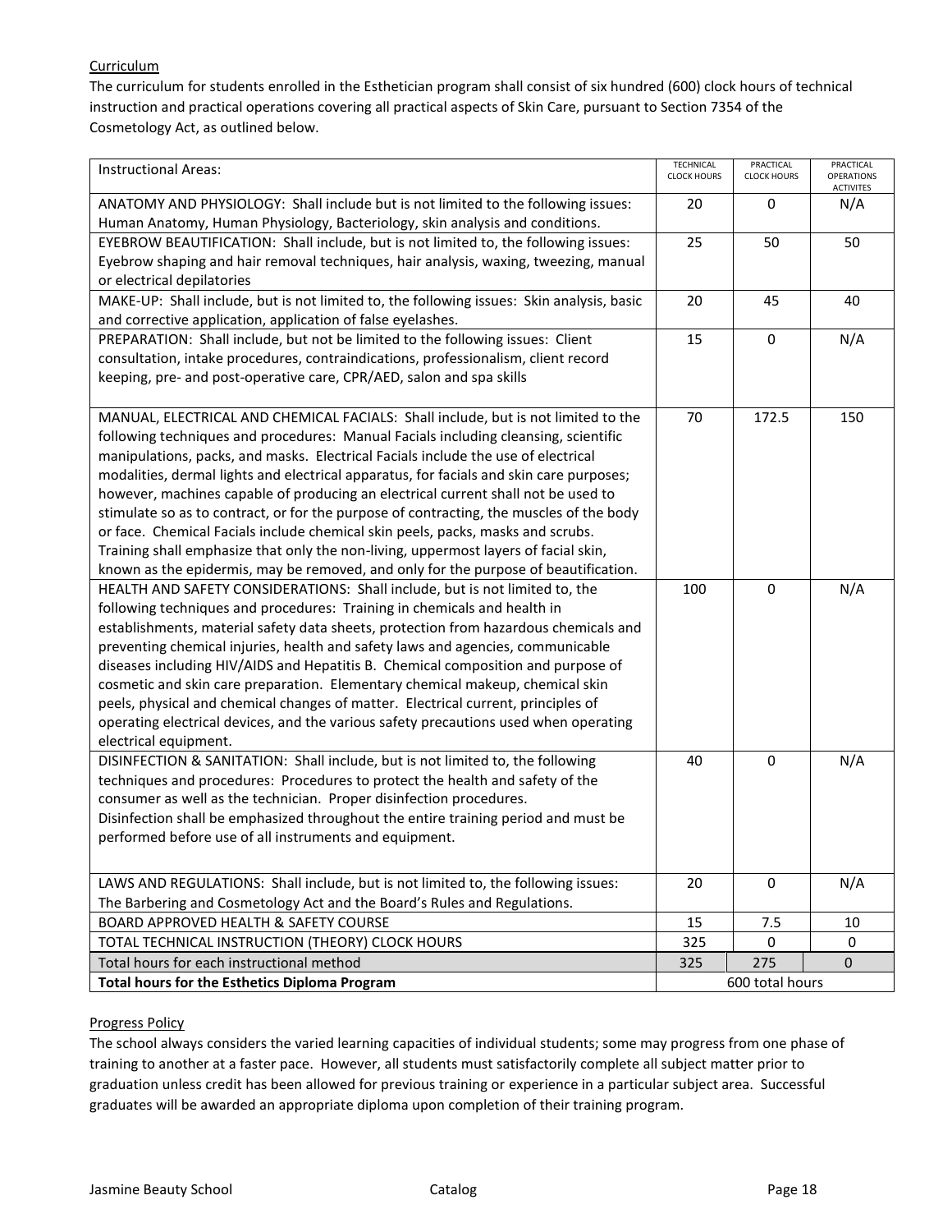Curriculum

The curriculum for students enrolled in the Esthetician program shall consist of six hundred (600) clock hours of technical instruction and practical operations covering all practical aspects of Skin Care, pursuant to Section 7354 of the Cosmetology Act, as outlined below.

| Instructional Areas: | TECHNICAL CLOCK HOURS | PRACTICAL CLOCK HOURS | PRACTICAL OPERATIONS ACTIVITES |
|---|---|---|---|
| ANATOMY AND PHYSIOLOGY: Shall include but is not limited to the following issues: Human Anatomy, Human Physiology, Bacteriology, skin analysis and conditions. | 20 | 0 | N/A |
| EYEBROW BEAUTIFICATION: Shall include, but is not limited to, the following issues: Eyebrow shaping and hair removal techniques, hair analysis, waxing, tweezing, manual or electrical depilatories | 25 | 50 | 50 |
| MAKE-UP: Shall include, but is not limited to, the following issues: Skin analysis, basic and corrective application, application of false eyelashes. | 20 | 45 | 40 |
| PREPARATION: Shall include, but not be limited to the following issues: Client consultation, intake procedures, contraindications, professionalism, client record keeping, pre- and post-operative care, CPR/AED, salon and spa skills | 15 | 0 | N/A |
| MANUAL, ELECTRICAL AND CHEMICAL FACIALS: Shall include, but is not limited to the following techniques and procedures: Manual Facials including cleansing, scientific manipulations, packs, and masks. Electrical Facials include the use of electrical modalities, dermal lights and electrical apparatus, for facials and skin care purposes; however, machines capable of producing an electrical current shall not be used to stimulate so as to contract, or for the purpose of contracting, the muscles of the body or face. Chemical Facials include chemical skin peels, packs, masks and scrubs. Training shall emphasize that only the non-living, uppermost layers of facial skin, known as the epidermis, may be removed, and only for the purpose of beautification. | 70 | 172.5 | 150 |
| HEALTH AND SAFETY CONSIDERATIONS: Shall include, but is not limited to, the following techniques and procedures: Training in chemicals and health in establishments, material safety data sheets, protection from hazardous chemicals and preventing chemical injuries, health and safety laws and agencies, communicable diseases including HIV/AIDS and Hepatitis B. Chemical composition and purpose of cosmetic and skin care preparation. Elementary chemical makeup, chemical skin peels, physical and chemical changes of matter. Electrical current, principles of operating electrical devices, and the various safety precautions used when operating electrical equipment. | 100 | 0 | N/A |
| DISINFECTION & SANITATION: Shall include, but is not limited to, the following techniques and procedures: Procedures to protect the health and safety of the consumer as well as the technician. Proper disinfection procedures. Disinfection shall be emphasized throughout the entire training period and must be performed before use of all instruments and equipment. | 40 | 0 | N/A |
| LAWS AND REGULATIONS: Shall include, but is not limited to, the following issues: The Barbering and Cosmetology Act and the Board's Rules and Regulations. | 20 | 0 | N/A |
| BOARD APPROVED HEALTH & SAFETY COURSE | 15 | 7.5 | 10 |
| TOTAL TECHNICAL INSTRUCTION (THEORY) CLOCK HOURS | 325 | 0 | 0 |
| Total hours for each instructional method | 325 | 275 | 0 |
| **Total hours for the Esthetics Diploma Program** | 600 total hours | | |

Progress Policy

The school always considers the varied learning capacities of individual students; some may progress from one phase of training to another at a faster pace. However, all students must satisfactorily complete all subject matter prior to graduation unless credit has been allowed for previous training or experience in a particular subject area. Successful graduates will be awarded an appropriate diploma upon completion of their training program.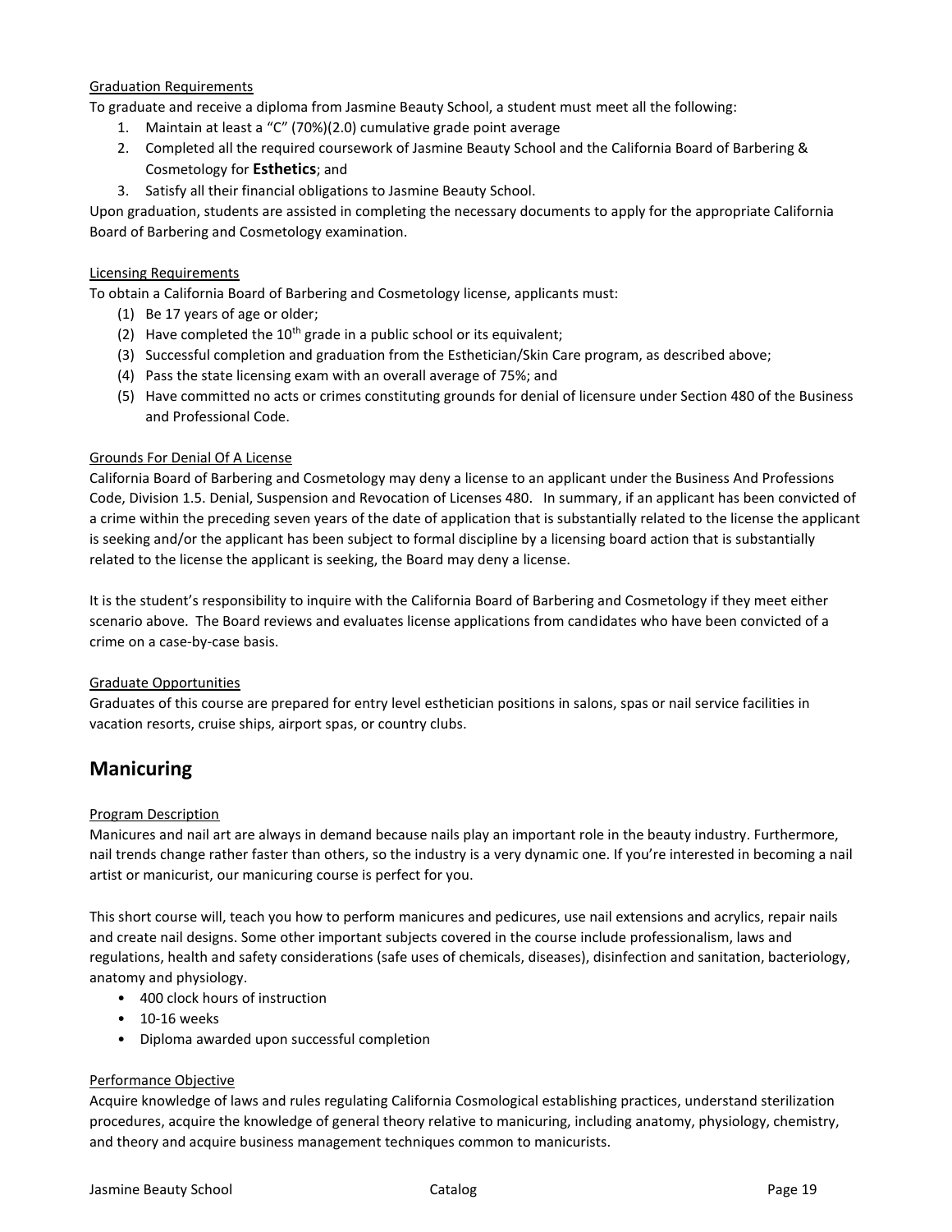Graduation Requirements

To graduate and receive a diploma from Jasmine Beauty School, a student must meet all the following:

1. Maintain at least a "C" (70%)(2.0) cumulative grade point average
2. Completed all the required coursework of Jasmine Beauty School and the California Board of Barbering & Cosmetology for **Esthetics**; and
3. Satisfy all their financial obligations to Jasmine Beauty School.

Upon graduation, students are assisted in completing the necessary documents to apply for the appropriate California Board of Barbering and Cosmetology examination.

Licensing Requirements

To obtain a California Board of Barbering and Cosmetology license, applicants must:

(1) Be 17 years of age or older;
(2) Have completed the 10th grade in a public school or its equivalent;
(3) Successful completion and graduation from the Esthetician/Skin Care program, as described above;
(4) Pass the state licensing exam with an overall average of 75%; and
(5) Have committed no acts or crimes constituting grounds for denial of licensure under Section 480 of the Business and Professional Code.

Grounds For Denial Of A License

California Board of Barbering and Cosmetology may deny a license to an applicant under the Business And Professions Code, Division 1.5. Denial, Suspension and Revocation of Licenses 480. In summary, if an applicant has been convicted of a crime within the preceding seven years of the date of application that is substantially related to the license the applicant is seeking and/or the applicant has been subject to formal discipline by a licensing board action that is substantially related to the license the applicant is seeking, the Board may deny a license.

It is the student's responsibility to inquire with the California Board of Barbering and Cosmetology if they meet either scenario above. The Board reviews and evaluates license applications from candidates who have been convicted of a crime on a case-by-case basis.

Graduate Opportunities

Graduates of this course are prepared for entry level esthetician positions in salons, spas or nail service facilities in vacation resorts, cruise ships, airport spas, or country clubs.

## Manicuring

Program Description

Manicures and nail art are always in demand because nails play an important role in the beauty industry. Furthermore, nail trends change rather faster than others, so the industry is a very dynamic one. If you're interested in becoming a nail artist or manicurist, our manicuring course is perfect for you.

This short course will, teach you how to perform manicures and pedicures, use nail extensions and acrylics, repair nails and create nail designs. Some other important subjects covered in the course include professionalism, laws and regulations, health and safety considerations (safe uses of chemicals, diseases), disinfection and sanitation, bacteriology, anatomy and physiology.

- 400 clock hours of instruction
- 10-16 weeks
- Diploma awarded upon successful completion

Performance Objective

Acquire knowledge of laws and rules regulating California Cosmological establishing practices, understand sterilization procedures, acquire the knowledge of general theory relative to manicuring, including anatomy, physiology, chemistry, and theory and acquire business management techniques common to manicurists.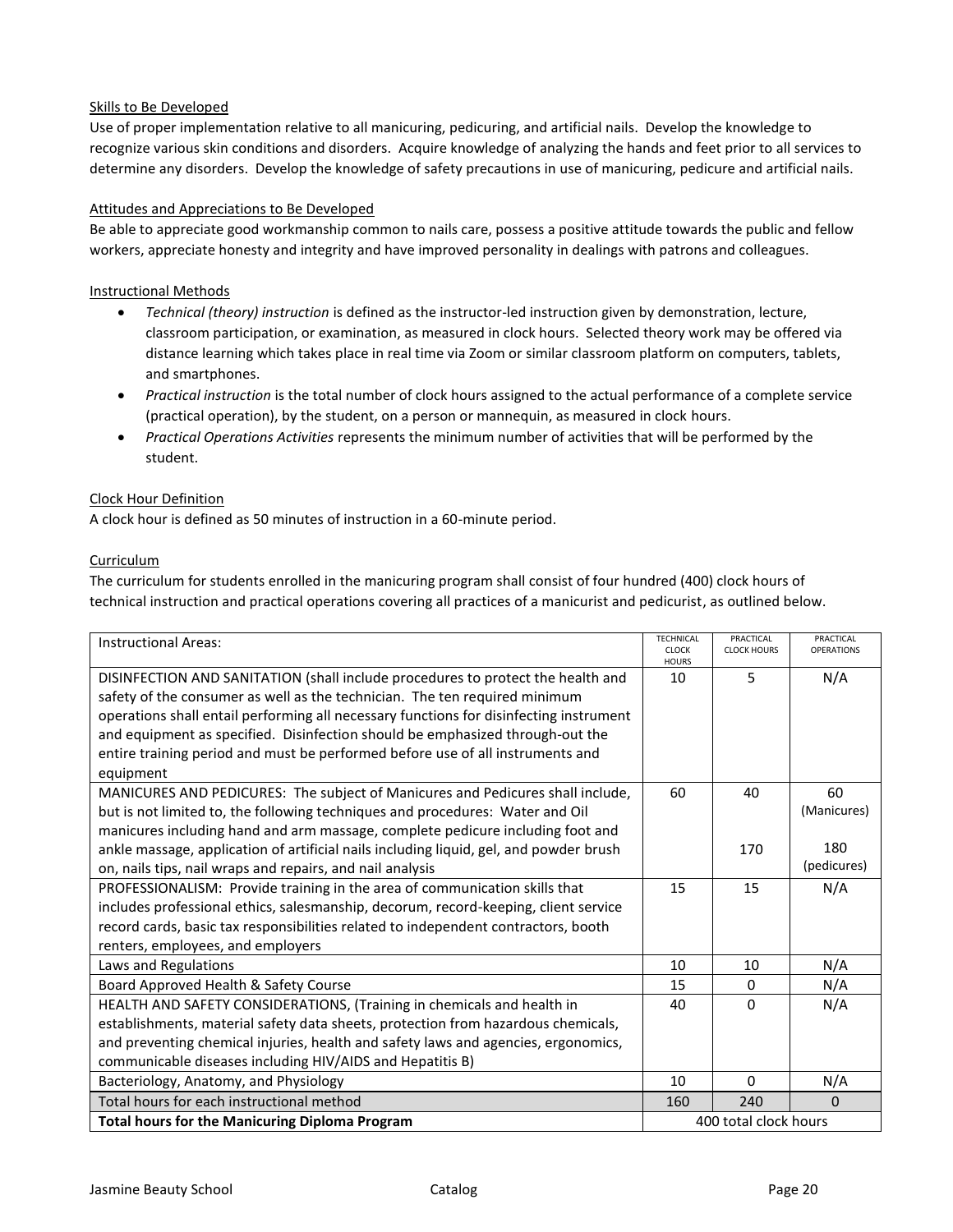<u>Skills to Be Developed</u>

Use of proper implementation relative to all manicuring, pedicuring, and artificial nails. Develop the knowledge to recognize various skin conditions and disorders. Acquire knowledge of analyzing the hands and feet prior to all services to determine any disorders. Develop the knowledge of safety precautions in use of manicuring, pedicure and artificial nails.

<u>Attitudes and Appreciations to Be Developed</u>

Be able to appreciate good workmanship common to nails care, possess a positive attitude towards the public and fellow workers, appreciate honesty and integrity and have improved personality in dealings with patrons and colleagues.

<u>Instructional Methods</u>

- *Technical (theory) instruction* is defined as the instructor-led instruction given by demonstration, lecture, classroom participation, or examination, as measured in clock hours. Selected theory work may be offered via distance learning which takes place in real time via Zoom or similar classroom platform on computers, tablets, and smartphones.
- *Practical instruction* is the total number of clock hours assigned to the actual performance of a complete service (practical operation), by the student, on a person or mannequin, as measured in clock hours.
- *Practical Operations Activities* represents the minimum number of activities that will be performed by the student.

<u>Clock Hour Definition</u>

A clock hour is defined as 50 minutes of instruction in a 60-minute period.

<u>Curriculum</u>

The curriculum for students enrolled in the manicuring program shall consist of four hundred (400) clock hours of technical instruction and practical operations covering all practices of a manicurist and pedicurist, as outlined below.

| Instructional Areas: | TECHNICAL CLOCK HOURS | PRACTICAL CLOCK HOURS | PRACTICAL OPERATIONS |
|---|---|---|---|
| DISINFECTION AND SANITATION (shall include procedures to protect the health and safety of the consumer as well as the technician. The ten required minimum operations shall entail performing all necessary functions for disinfecting instrument and equipment as specified. Disinfection should be emphasized through-out the entire training period and must be performed before use of all instruments and equipment | 10 | 5 | N/A |
| MANICURES AND PEDICURES: The subject of Manicures and Pedicures shall include, but is not limited to, the following techniques and procedures: Water and Oil manicures including hand and arm massage, complete pedicure including foot and ankle massage, application of artificial nails including liquid, gel, and powder brush on, nails tips, nail wraps and repairs, and nail analysis | 60 | 40<br><br>170 | 60 (Manicures)<br><br>180 (pedicures) |
| PROFESSIONALISM: Provide training in the area of communication skills that includes professional ethics, salesmanship, decorum, record-keeping, client service record cards, basic tax responsibilities related to independent contractors, booth renters, employees, and employers | 15 | 15 | N/A |
| Laws and Regulations | 10 | 10 | N/A |
| Board Approved Health & Safety Course | 15 | 0 | N/A |
| HEALTH AND SAFETY CONSIDERATIONS, (Training in chemicals and health in establishments, material safety data sheets, protection from hazardous chemicals, and preventing chemical injuries, health and safety laws and agencies, ergonomics, communicable diseases including HIV/AIDS and Hepatitis B) | 40 | 0 | N/A |
| Bacteriology, Anatomy, and Physiology | 10 | 0 | N/A |
| Total hours for each instructional method | 160 | 240 | 0 |
| **Total hours for the Manicuring Diploma Program** | 400 total clock hours | | |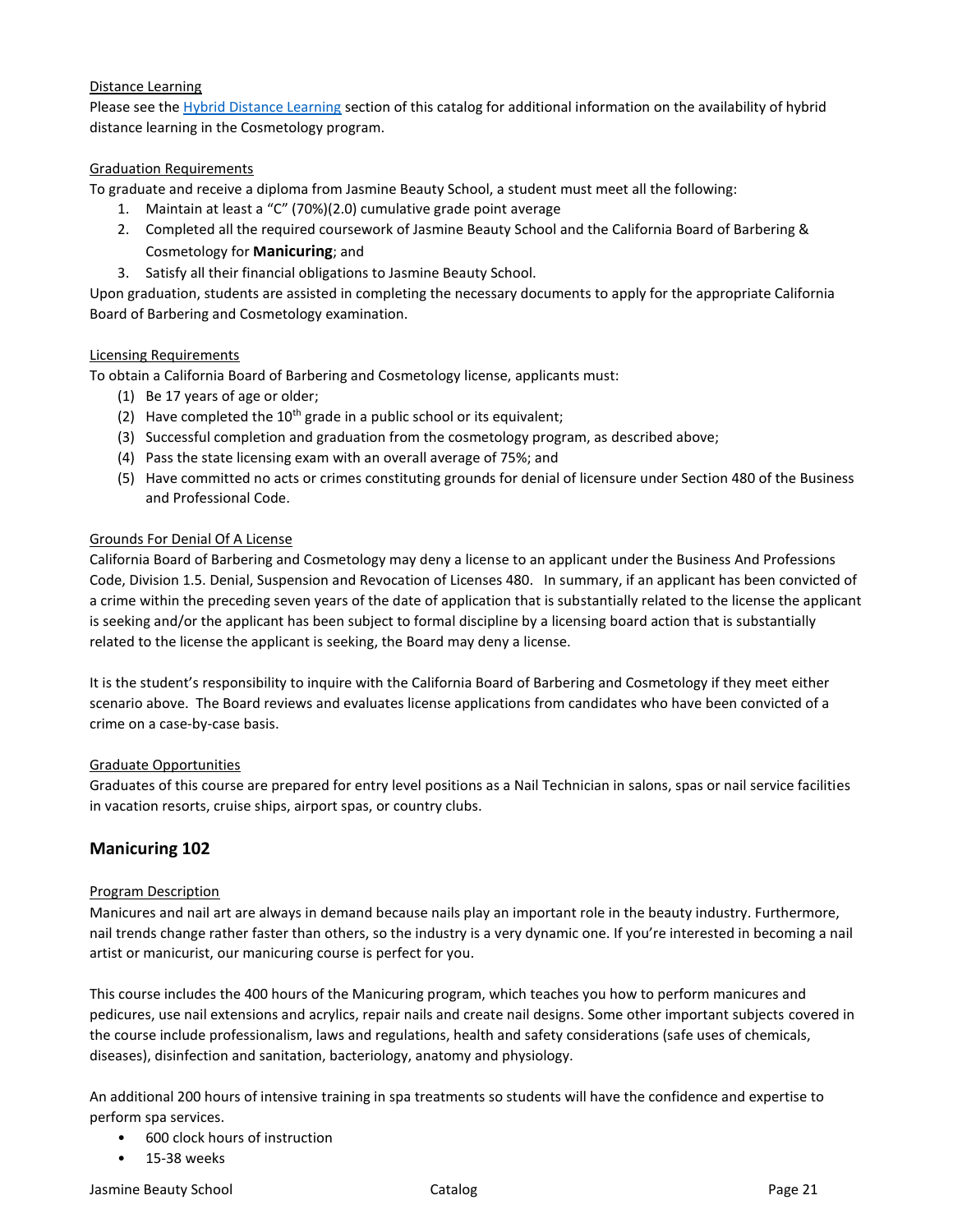Distance Learning

Please see the [Hybrid Distance Learning] section of this catalog for additional information on the availability of hybrid distance learning in the Cosmetology program.

Graduation Requirements

To graduate and receive a diploma from Jasmine Beauty School, a student must meet all the following:

1. Maintain at least a "C" (70%)(2.0) cumulative grade point average
2. Completed all the required coursework of Jasmine Beauty School and the California Board of Barbering & Cosmetology for **Manicuring**; and
3. Satisfy all their financial obligations to Jasmine Beauty School.

Upon graduation, students are assisted in completing the necessary documents to apply for the appropriate California Board of Barbering and Cosmetology examination.

Licensing Requirements

To obtain a California Board of Barbering and Cosmetology license, applicants must:

(1) Be 17 years of age or older;
(2) Have completed the 10th grade in a public school or its equivalent;
(3) Successful completion and graduation from the cosmetology program, as described above;
(4) Pass the state licensing exam with an overall average of 75%; and
(5) Have committed no acts or crimes constituting grounds for denial of licensure under Section 480 of the Business and Professional Code.

Grounds For Denial Of A License

California Board of Barbering and Cosmetology may deny a license to an applicant under the Business And Professions Code, Division 1.5. Denial, Suspension and Revocation of Licenses 480. In summary, if an applicant has been convicted of a crime within the preceding seven years of the date of application that is substantially related to the license the applicant is seeking and/or the applicant has been subject to formal discipline by a licensing board action that is substantially related to the license the applicant is seeking, the Board may deny a license.

It is the student's responsibility to inquire with the California Board of Barbering and Cosmetology if they meet either scenario above. The Board reviews and evaluates license applications from candidates who have been convicted of a crime on a case-by-case basis.

Graduate Opportunities

Graduates of this course are prepared for entry level positions as a Nail Technician in salons, spas or nail service facilities in vacation resorts, cruise ships, airport spas, or country clubs.

## Manicuring 102

Program Description

Manicures and nail art are always in demand because nails play an important role in the beauty industry. Furthermore, nail trends change rather faster than others, so the industry is a very dynamic one. If you're interested in becoming a nail artist or manicurist, our manicuring course is perfect for you.

This course includes the 400 hours of the Manicuring program, which teaches you how to perform manicures and pedicures, use nail extensions and acrylics, repair nails and create nail designs. Some other important subjects covered in the course include professionalism, laws and regulations, health and safety considerations (safe uses of chemicals, diseases), disinfection and sanitation, bacteriology, anatomy and physiology.

An additional 200 hours of intensive training in spa treatments so students will have the confidence and expertise to perform spa services.

- 600 clock hours of instruction
- 15-38 weeks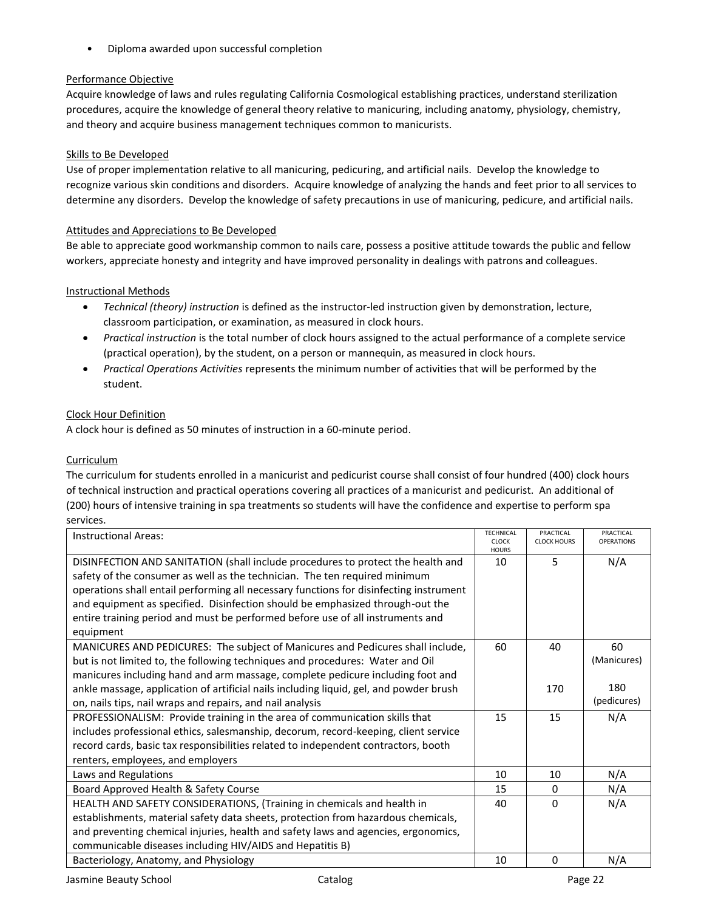- Diploma awarded upon successful completion

## Performance Objective

Acquire knowledge of laws and rules regulating California Cosmological establishing practices, understand sterilization procedures, acquire the knowledge of general theory relative to manicuring, including anatomy, physiology, chemistry, and theory and acquire business management techniques common to manicurists.

## Skills to Be Developed

Use of proper implementation relative to all manicuring, pedicuring, and artificial nails. Develop the knowledge to recognize various skin conditions and disorders. Acquire knowledge of analyzing the hands and feet prior to all services to determine any disorders. Develop the knowledge of safety precautions in use of manicuring, pedicure, and artificial nails.

## Attitudes and Appreciations to Be Developed

Be able to appreciate good workmanship common to nails care, possess a positive attitude towards the public and fellow workers, appreciate honesty and integrity and have improved personality in dealings with patrons and colleagues.

## Instructional Methods

- *Technical (theory) instruction* is defined as the instructor-led instruction given by demonstration, lecture, classroom participation, or examination, as measured in clock hours.
- *Practical instruction* is the total number of clock hours assigned to the actual performance of a complete service (practical operation), by the student, on a person or mannequin, as measured in clock hours.
- *Practical Operations Activities* represents the minimum number of activities that will be performed by the student.

## Clock Hour Definition

A clock hour is defined as 50 minutes of instruction in a 60-minute period.

## Curriculum

The curriculum for students enrolled in a manicurist and pedicurist course shall consist of four hundred (400) clock hours of technical instruction and practical operations covering all practices of a manicurist and pedicurist. An additional of (200) hours of intensive training in spa treatments so students will have the confidence and expertise to perform spa services.

| Instructional Areas: | TECHNICAL CLOCK HOURS | PRACTICAL CLOCK HOURS | PRACTICAL OPERATIONS |
|---|---|---|---|
| DISINFECTION AND SANITATION (shall include procedures to protect the health and safety of the consumer as well as the technician. The ten required minimum operations shall entail performing all necessary functions for disinfecting instrument and equipment as specified. Disinfection should be emphasized through-out the entire training period and must be performed before use of all instruments and equipment | 10 | 5 | N/A |
| MANICURES AND PEDICURES: The subject of Manicures and Pedicures shall include, but is not limited to, the following techniques and procedures: Water and Oil manicures including hand and arm massage, complete pedicure including foot and ankle massage, application of artificial nails including liquid, gel, and powder brush on, nails tips, nail wraps and repairs, and nail analysis | 60 | 40<br><br>170 | 60 (Manicures)<br><br>180 (pedicures) |
| PROFESSIONALISM: Provide training in the area of communication skills that includes professional ethics, salesmanship, decorum, record-keeping, client service record cards, basic tax responsibilities related to independent contractors, booth renters, employees, and employers | 15 | 15 | N/A |
| Laws and Regulations | 10 | 10 | N/A |
| Board Approved Health & Safety Course | 15 | 0 | N/A |
| HEALTH AND SAFETY CONSIDERATIONS, (Training in chemicals and health in establishments, material safety data sheets, protection from hazardous chemicals, and preventing chemical injuries, health and safety laws and agencies, ergonomics, communicable diseases including HIV/AIDS and Hepatitis B) | 40 | 0 | N/A |
| Bacteriology, Anatomy, and Physiology | 10 | 0 | N/A |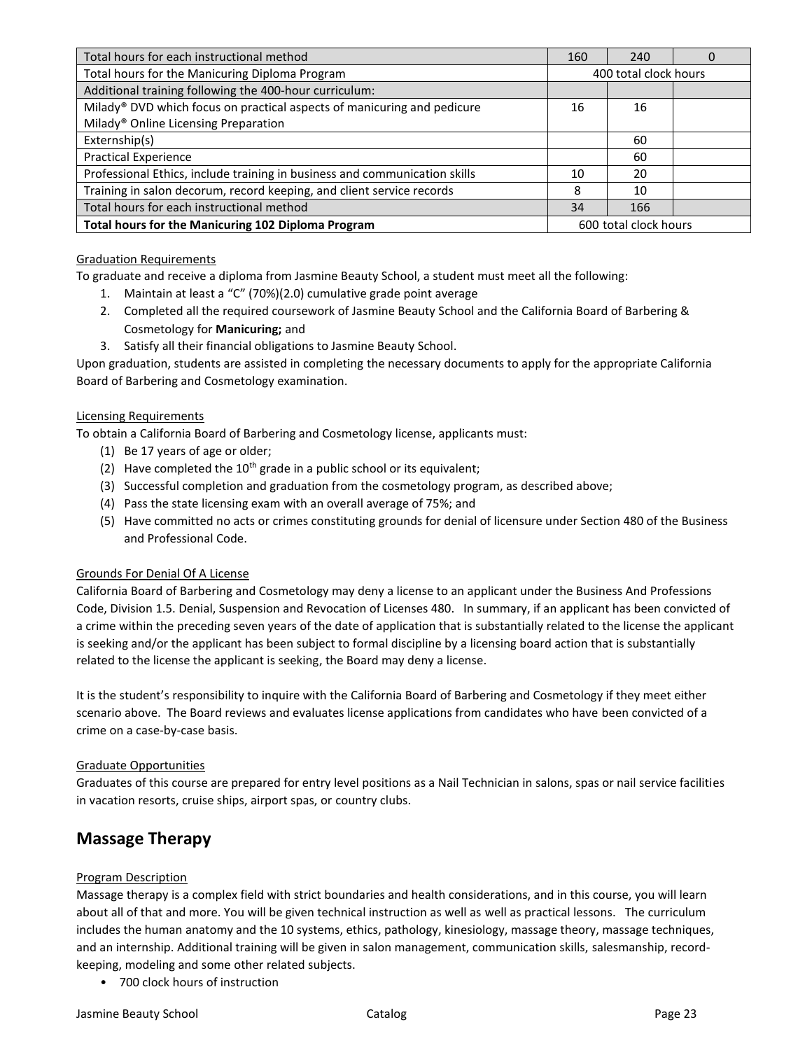| Total hours for each instructional method | 160 | 240 | 0 |
|---|---|---|---|
| Total hours for the Manicuring Diploma Program | 400 total clock hours | | |
| Additional training following the 400-hour curriculum: | | | |
| Milady® DVD which focus on practical aspects of manicuring and pedicure Milady® Online Licensing Preparation | 16 | 16 | |
| Externship(s) | | 60 | |
| Practical Experience | | 60 | |
| Professional Ethics, include training in business and communication skills | 10 | 20 | |
| Training in salon decorum, record keeping, and client service records | 8 | 10 | |
| Total hours for each instructional method | 34 | 166 | |
| **Total hours for the Manicuring 102 Diploma Program** | 600 total clock hours | | |

Graduation Requirements

To graduate and receive a diploma from Jasmine Beauty School, a student must meet all the following:

1. Maintain at least a "C" (70%)(2.0) cumulative grade point average
2. Completed all the required coursework of Jasmine Beauty School and the California Board of Barbering & Cosmetology for **Manicuring;** and
3. Satisfy all their financial obligations to Jasmine Beauty School.

Upon graduation, students are assisted in completing the necessary documents to apply for the appropriate California Board of Barbering and Cosmetology examination.

Licensing Requirements

To obtain a California Board of Barbering and Cosmetology license, applicants must:

(1) Be 17 years of age or older;
(2) Have completed the 10th grade in a public school or its equivalent;
(3) Successful completion and graduation from the cosmetology program, as described above;
(4) Pass the state licensing exam with an overall average of 75%; and
(5) Have committed no acts or crimes constituting grounds for denial of licensure under Section 480 of the Business and Professional Code.

Grounds For Denial Of A License

California Board of Barbering and Cosmetology may deny a license to an applicant under the Business And Professions Code, Division 1.5. Denial, Suspension and Revocation of Licenses 480. In summary, if an applicant has been convicted of a crime within the preceding seven years of the date of application that is substantially related to the license the applicant is seeking and/or the applicant has been subject to formal discipline by a licensing board action that is substantially related to the license the applicant is seeking, the Board may deny a license.

It is the student's responsibility to inquire with the California Board of Barbering and Cosmetology if they meet either scenario above. The Board reviews and evaluates license applications from candidates who have been convicted of a crime on a case-by-case basis.

Graduate Opportunities

Graduates of this course are prepared for entry level positions as a Nail Technician in salons, spas or nail service facilities in vacation resorts, cruise ships, airport spas, or country clubs.

## Massage Therapy

Program Description

Massage therapy is a complex field with strict boundaries and health considerations, and in this course, you will learn about all of that and more. You will be given technical instruction as well as well as practical lessons. The curriculum includes the human anatomy and the 10 systems, ethics, pathology, kinesiology, massage theory, massage techniques, and an internship. Additional training will be given in salon management, communication skills, salesmanship, record-keeping, modeling and some other related subjects.

- 700 clock hours of instruction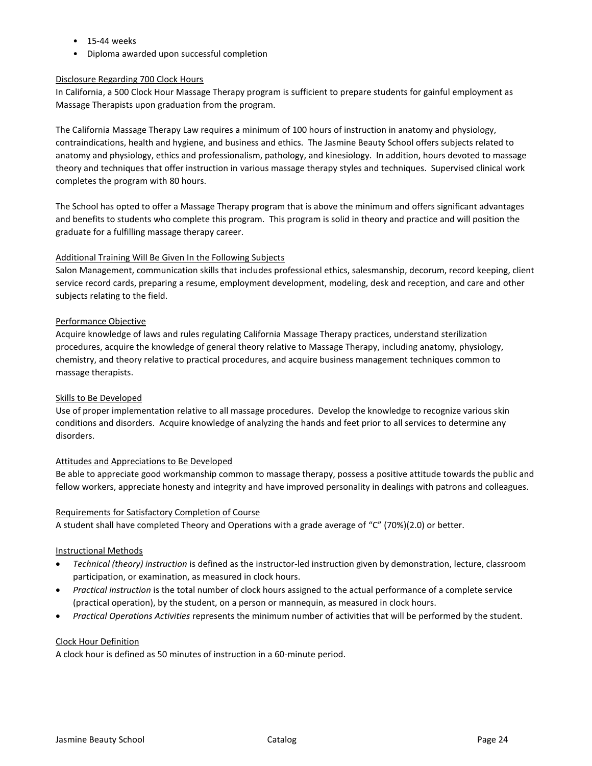- 15-44 weeks
- Diploma awarded upon successful completion

Disclosure Regarding 700 Clock Hours

In California, a 500 Clock Hour Massage Therapy program is sufficient to prepare students for gainful employment as Massage Therapists upon graduation from the program.

The California Massage Therapy Law requires a minimum of 100 hours of instruction in anatomy and physiology, contraindications, health and hygiene, and business and ethics. The Jasmine Beauty School offers subjects related to anatomy and physiology, ethics and professionalism, pathology, and kinesiology. In addition, hours devoted to massage theory and techniques that offer instruction in various massage therapy styles and techniques. Supervised clinical work completes the program with 80 hours.

The School has opted to offer a Massage Therapy program that is above the minimum and offers significant advantages and benefits to students who complete this program. This program is solid in theory and practice and will position the graduate for a fulfilling massage therapy career.

Additional Training Will Be Given In the Following Subjects

Salon Management, communication skills that includes professional ethics, salesmanship, decorum, record keeping, client service record cards, preparing a resume, employment development, modeling, desk and reception, and care and other subjects relating to the field.

Performance Objective

Acquire knowledge of laws and rules regulating California Massage Therapy practices, understand sterilization procedures, acquire the knowledge of general theory relative to Massage Therapy, including anatomy, physiology, chemistry, and theory relative to practical procedures, and acquire business management techniques common to massage therapists.

Skills to Be Developed

Use of proper implementation relative to all massage procedures. Develop the knowledge to recognize various skin conditions and disorders. Acquire knowledge of analyzing the hands and feet prior to all services to determine any disorders.

Attitudes and Appreciations to Be Developed

Be able to appreciate good workmanship common to massage therapy, possess a positive attitude towards the public and fellow workers, appreciate honesty and integrity and have improved personality in dealings with patrons and colleagues.

Requirements for Satisfactory Completion of Course

A student shall have completed Theory and Operations with a grade average of "C" (70%)(2.0) or better.

Instructional Methods

- *Technical (theory) instruction* is defined as the instructor-led instruction given by demonstration, lecture, classroom participation, or examination, as measured in clock hours.
- *Practical instruction* is the total number of clock hours assigned to the actual performance of a complete service (practical operation), by the student, on a person or mannequin, as measured in clock hours.
- *Practical Operations Activities* represents the minimum number of activities that will be performed by the student.

Clock Hour Definition

A clock hour is defined as 50 minutes of instruction in a 60-minute period.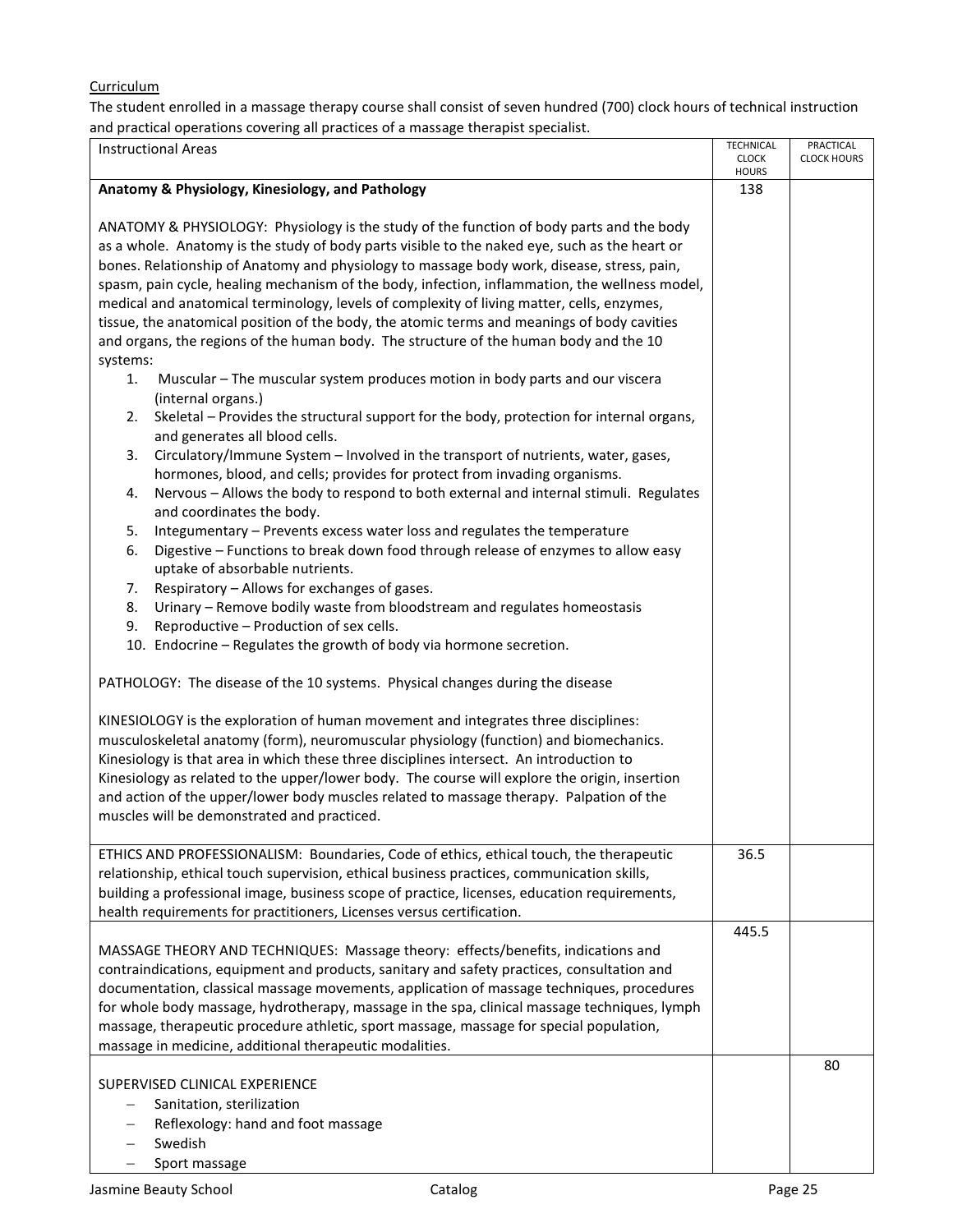Curriculum

The student enrolled in a massage therapy course shall consist of seven hundred (700) clock hours of technical instruction and practical operations covering all practices of a massage therapist specialist.

| Instructional Areas | TECHNICAL CLOCK HOURS | PRACTICAL CLOCK HOURS |
|---|---|---|
| **Anatomy & Physiology, Kinesiology, and Pathology**<br><br>ANATOMY & PHYSIOLOGY: Physiology is the study of the function of body parts and the body as a whole. Anatomy is the study of body parts visible to the naked eye, such as the heart or bones. Relationship of Anatomy and physiology to massage body work, disease, stress, pain, spasm, pain cycle, healing mechanism of the body, infection, inflammation, the wellness model, medical and anatomical terminology, levels of complexity of living matter, cells, enzymes, tissue, the anatomical position of the body, the atomic terms and meanings of body cavities and organs, the regions of the human body. The structure of the human body and the 10 systems:<br>1. Muscular – The muscular system produces motion in body parts and our viscera (internal organs.)<br>2. Skeletal – Provides the structural support for the body, protection for internal organs, and generates all blood cells.<br>3. Circulatory/Immune System – Involved in the transport of nutrients, water, gases, hormones, blood, and cells; provides for protect from invading organisms.<br>4. Nervous – Allows the body to respond to both external and internal stimuli. Regulates and coordinates the body.<br>5. Integumentary – Prevents excess water loss and regulates the temperature<br>6. Digestive – Functions to break down food through release of enzymes to allow easy uptake of absorbable nutrients.<br>7. Respiratory – Allows for exchanges of gases.<br>8. Urinary – Remove bodily waste from bloodstream and regulates homeostasis<br>9. Reproductive – Production of sex cells.<br>10. Endocrine – Regulates the growth of body via hormone secretion.<br><br>PATHOLOGY: The disease of the 10 systems. Physical changes during the disease<br><br>KINESIOLOGY is the exploration of human movement and integrates three disciplines: musculoskeletal anatomy (form), neuromuscular physiology (function) and biomechanics. Kinesiology is that area in which these three disciplines intersect. An introduction to Kinesiology as related to the upper/lower body. The course will explore the origin, insertion and action of the upper/lower body muscles related to massage therapy. Palpation of the muscles will be demonstrated and practiced. | 138 | |
| ETHICS AND PROFESSIONALISM: Boundaries, Code of ethics, ethical touch, the therapeutic relationship, ethical touch supervision, ethical business practices, communication skills, building a professional image, business scope of practice, licenses, education requirements, health requirements for practitioners, Licenses versus certification. | 36.5 | |
| MASSAGE THEORY AND TECHNIQUES: Massage theory: effects/benefits, indications and contraindications, equipment and products, sanitary and safety practices, consultation and documentation, classical massage movements, application of massage techniques, procedures for whole body massage, hydrotherapy, massage in the spa, clinical massage techniques, lymph massage, therapeutic procedure athletic, sport massage, massage for special population, massage in medicine, additional therapeutic modalities. | 445.5 | |
| SUPERVISED CLINICAL EXPERIENCE<br>– Sanitation, sterilization<br>– Reflexology: hand and foot massage<br>– Swedish<br>– Sport massage | | 80 |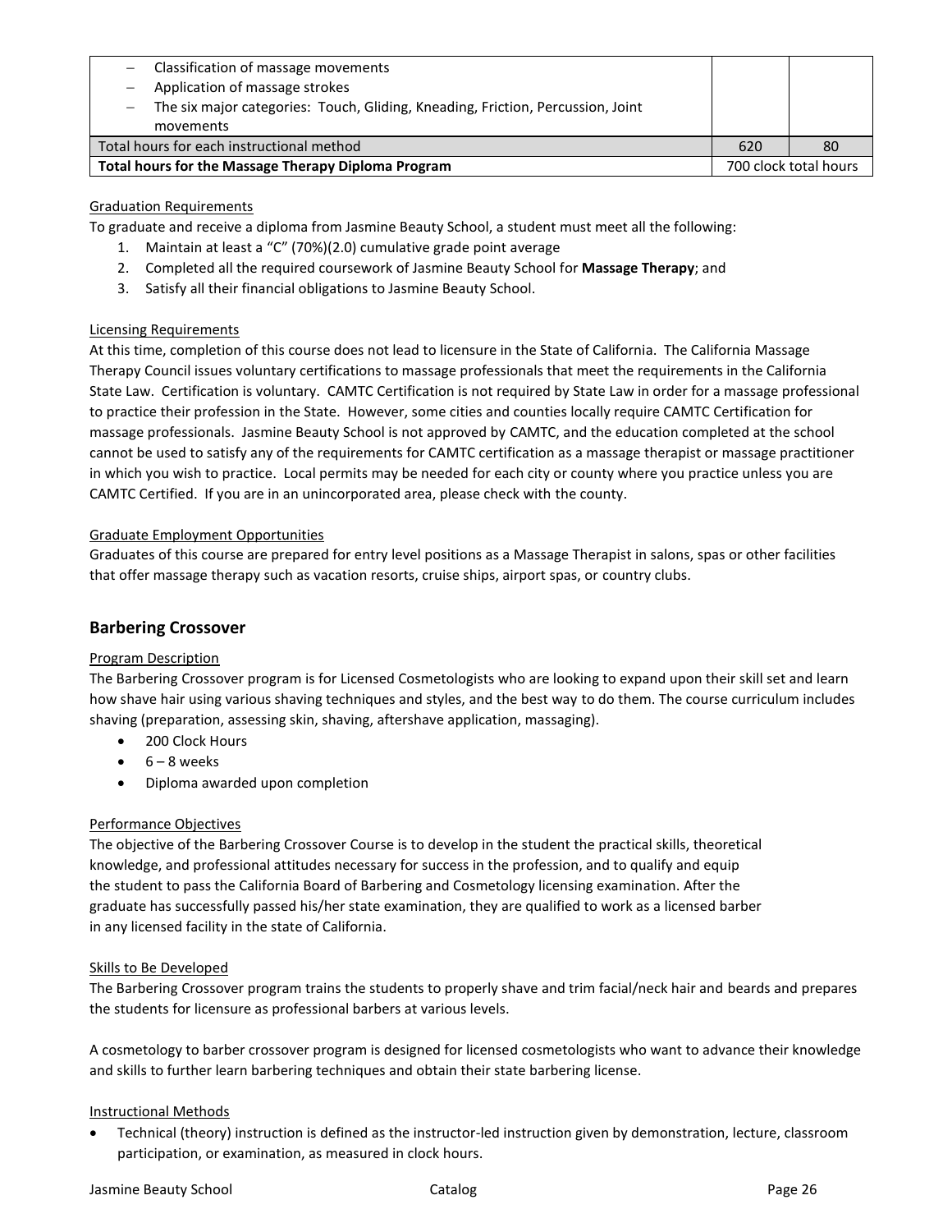| | | |
|---|---|---|
| – Classification of massage movements<br>– Application of massage strokes<br>– The six major categories: Touch, Gliding, Kneading, Friction, Percussion, Joint movements | | |
| Total hours for each instructional method | 620 | 80 |
| **Total hours for the Massage Therapy Diploma Program** | 700 clock total hours | |

Graduation Requirements

To graduate and receive a diploma from Jasmine Beauty School, a student must meet all the following:

1. Maintain at least a "C" (70%)(2.0) cumulative grade point average
2. Completed all the required coursework of Jasmine Beauty School for **Massage Therapy**; and
3. Satisfy all their financial obligations to Jasmine Beauty School.

Licensing Requirements

At this time, completion of this course does not lead to licensure in the State of California. The California Massage Therapy Council issues voluntary certifications to massage professionals that meet the requirements in the California State Law. Certification is voluntary. CAMTC Certification is not required by State Law in order for a massage professional to practice their profession in the State. However, some cities and counties locally require CAMTC Certification for massage professionals. Jasmine Beauty School is not approved by CAMTC, and the education completed at the school cannot be used to satisfy any of the requirements for CAMTC certification as a massage therapist or massage practitioner in which you wish to practice. Local permits may be needed for each city or county where you practice unless you are CAMTC Certified. If you are in an unincorporated area, please check with the county.

Graduate Employment Opportunities

Graduates of this course are prepared for entry level positions as a Massage Therapist in salons, spas or other facilities that offer massage therapy such as vacation resorts, cruise ships, airport spas, or country clubs.

## Barbering Crossover

Program Description

The Barbering Crossover program is for Licensed Cosmetologists who are looking to expand upon their skill set and learn how shave hair using various shaving techniques and styles, and the best way to do them. The course curriculum includes shaving (preparation, assessing skin, shaving, aftershave application, massaging).

- 200 Clock Hours
- 6 – 8 weeks
- Diploma awarded upon completion

Performance Objectives

The objective of the Barbering Crossover Course is to develop in the student the practical skills, theoretical knowledge, and professional attitudes necessary for success in the profession, and to qualify and equip the student to pass the California Board of Barbering and Cosmetology licensing examination. After the graduate has successfully passed his/her state examination, they are qualified to work as a licensed barber in any licensed facility in the state of California.

Skills to Be Developed

The Barbering Crossover program trains the students to properly shave and trim facial/neck hair and beards and prepares the students for licensure as professional barbers at various levels.

A cosmetology to barber crossover program is designed for licensed cosmetologists who want to advance their knowledge and skills to further learn barbering techniques and obtain their state barbering license.

Instructional Methods

- Technical (theory) instruction is defined as the instructor-led instruction given by demonstration, lecture, classroom participation, or examination, as measured in clock hours.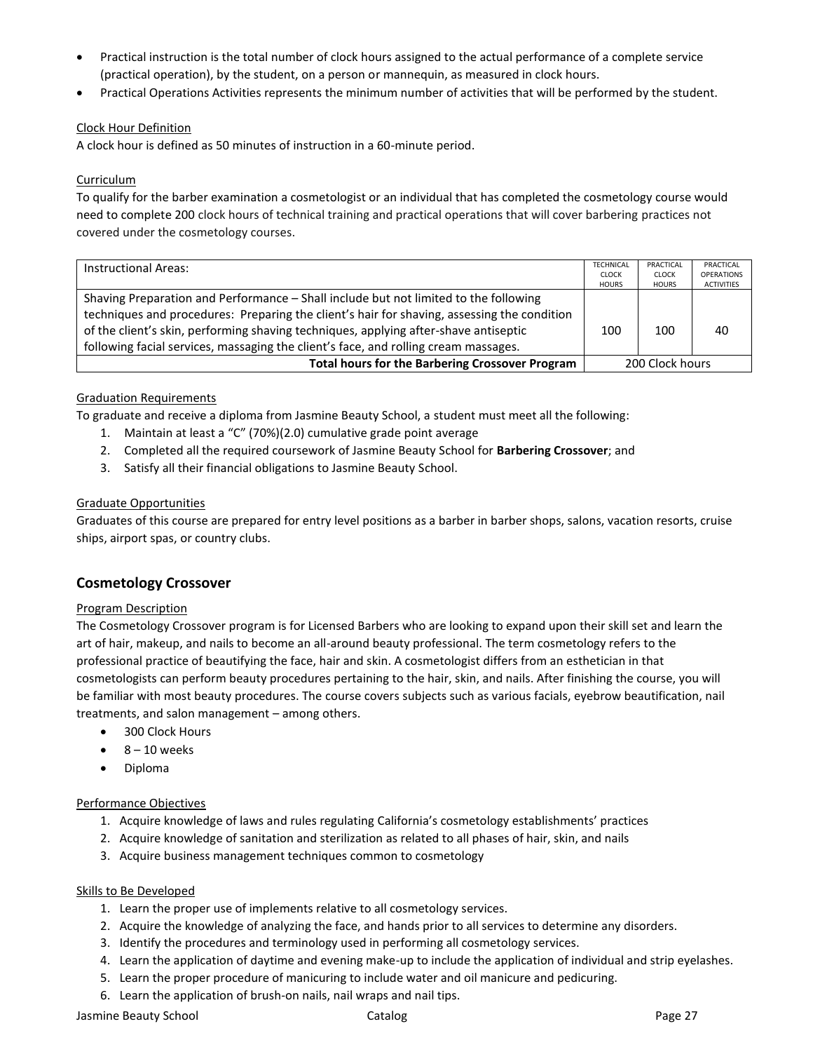- Practical instruction is the total number of clock hours assigned to the actual performance of a complete service (practical operation), by the student, on a person or mannequin, as measured in clock hours.
- Practical Operations Activities represents the minimum number of activities that will be performed by the student.

Clock Hour Definition

A clock hour is defined as 50 minutes of instruction in a 60-minute period.

Curriculum

To qualify for the barber examination a cosmetologist or an individual that has completed the cosmetology course would need to complete 200 clock hours of technical training and practical operations that will cover barbering practices not covered under the cosmetology courses.

| Instructional Areas: | TECHNICAL CLOCK HOURS | PRACTICAL CLOCK HOURS | PRACTICAL OPERATIONS ACTIVITIES |
|---|---|---|---|
| Shaving Preparation and Performance – Shall include but not limited to the following techniques and procedures: Preparing the client's hair for shaving, assessing the condition of the client's skin, performing shaving techniques, applying after-shave antiseptic following facial services, massaging the client's face, and rolling cream massages. | 100 | 100 | 40 |
| **Total hours for the Barbering Crossover Program** | 200 Clock hours | | |

Graduation Requirements

To graduate and receive a diploma from Jasmine Beauty School, a student must meet all the following:

1. Maintain at least a "C" (70%)(2.0) cumulative grade point average
2. Completed all the required coursework of Jasmine Beauty School for **Barbering Crossover**; and
3. Satisfy all their financial obligations to Jasmine Beauty School.

Graduate Opportunities

Graduates of this course are prepared for entry level positions as a barber in barber shops, salons, vacation resorts, cruise ships, airport spas, or country clubs.

## Cosmetology Crossover

Program Description

The Cosmetology Crossover program is for Licensed Barbers who are looking to expand upon their skill set and learn the art of hair, makeup, and nails to become an all-around beauty professional. The term cosmetology refers to the professional practice of beautifying the face, hair and skin. A cosmetologist differs from an esthetician in that cosmetologists can perform beauty procedures pertaining to the hair, skin, and nails. After finishing the course, you will be familiar with most beauty procedures. The course covers subjects such as various facials, eyebrow beautification, nail treatments, and salon management – among others.

- 300 Clock Hours
- 8 – 10 weeks
- Diploma

Performance Objectives

1. Acquire knowledge of laws and rules regulating California's cosmetology establishments' practices
2. Acquire knowledge of sanitation and sterilization as related to all phases of hair, skin, and nails
3. Acquire business management techniques common to cosmetology

Skills to Be Developed

1. Learn the proper use of implements relative to all cosmetology services.
2. Acquire the knowledge of analyzing the face, and hands prior to all services to determine any disorders.
3. Identify the procedures and terminology used in performing all cosmetology services.
4. Learn the application of daytime and evening make-up to include the application of individual and strip eyelashes.
5. Learn the proper procedure of manicuring to include water and oil manicure and pedicuring.
6. Learn the application of brush-on nails, nail wraps and nail tips.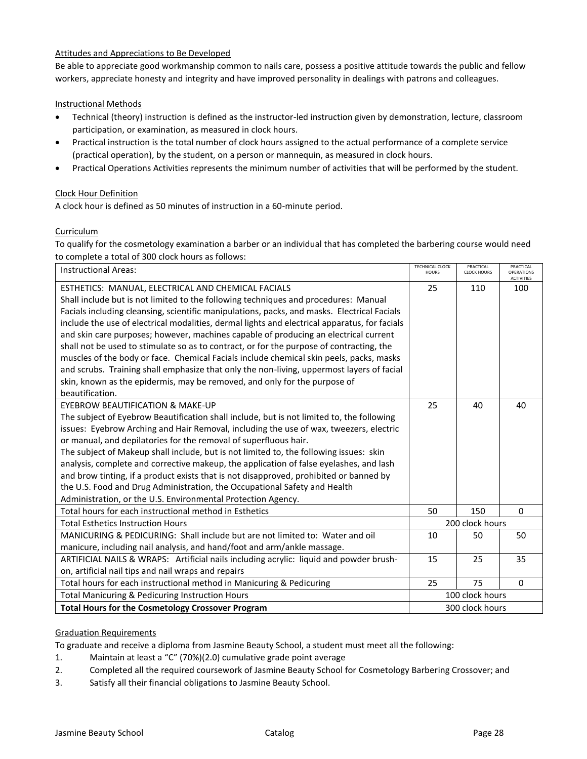Attitudes and Appreciations to Be Developed

Be able to appreciate good workmanship common to nails care, possess a positive attitude towards the public and fellow workers, appreciate honesty and integrity and have improved personality in dealings with patrons and colleagues.

Instructional Methods

- Technical (theory) instruction is defined as the instructor-led instruction given by demonstration, lecture, classroom participation, or examination, as measured in clock hours.
- Practical instruction is the total number of clock hours assigned to the actual performance of a complete service (practical operation), by the student, on a person or mannequin, as measured in clock hours.
- Practical Operations Activities represents the minimum number of activities that will be performed by the student.

Clock Hour Definition

A clock hour is defined as 50 minutes of instruction in a 60-minute period.

Curriculum

To qualify for the cosmetology examination a barber or an individual that has completed the barbering course would need to complete a total of 300 clock hours as follows:

| Instructional Areas: | TECHNICAL CLOCK HOURS | PRACTICAL CLOCK HOURS | PRACTICAL OPERATIONS ACTIVITIES |
|---|---|---|---|
| ESTHETICS: MANUAL, ELECTRICAL AND CHEMICAL FACIALS<br>Shall include but is not limited to the following techniques and procedures: Manual Facials including cleansing, scientific manipulations, packs, and masks. Electrical Facials include the use of electrical modalities, dermal lights and electrical apparatus, for facials and skin care purposes; however, machines capable of producing an electrical current shall not be used to stimulate so as to contract, or for the purpose of contracting, the muscles of the body or face. Chemical Facials include chemical skin peels, packs, masks and scrubs. Training shall emphasize that only the non-living, uppermost layers of facial skin, known as the epidermis, may be removed, and only for the purpose of beautification. | 25 | 110 | 100 |
| EYEBROW BEAUTIFICATION & MAKE-UP<br>The subject of Eyebrow Beautification shall include, but is not limited to, the following issues: Eyebrow Arching and Hair Removal, including the use of wax, tweezers, electric or manual, and depilatories for the removal of superfluous hair.<br>The subject of Makeup shall include, but is not limited to, the following issues: skin analysis, complete and corrective makeup, the application of false eyelashes, and lash and brow tinting, if a product exists that is not disapproved, prohibited or banned by the U.S. Food and Drug Administration, the Occupational Safety and Health Administration, or the U.S. Environmental Protection Agency. | 25 | 40 | 40 |
| Total hours for each instructional method in Esthetics | 50 | 150 | 0 |
| Total Esthetics Instruction Hours | 200 clock hours | | |
| MANICURING & PEDICURING: Shall include but are not limited to: Water and oil manicure, including nail analysis, and hand/foot and arm/ankle massage. | 10 | 50 | 50 |
| ARTIFICIAL NAILS & WRAPS: Artificial nails including acrylic: liquid and powder brush-on, artificial nail tips and nail wraps and repairs | 15 | 25 | 35 |
| Total hours for each instructional method in Manicuring & Pedicuring | 25 | 75 | 0 |
| Total Manicuring & Pedicuring Instruction Hours | 100 clock hours | | |
| **Total Hours for the Cosmetology Crossover Program** | 300 clock hours | | |

Graduation Requirements

To graduate and receive a diploma from Jasmine Beauty School, a student must meet all the following:

1. Maintain at least a "C" (70%)(2.0) cumulative grade point average
2. Completed all the required coursework of Jasmine Beauty School for Cosmetology Barbering Crossover; and
3. Satisfy all their financial obligations to Jasmine Beauty School.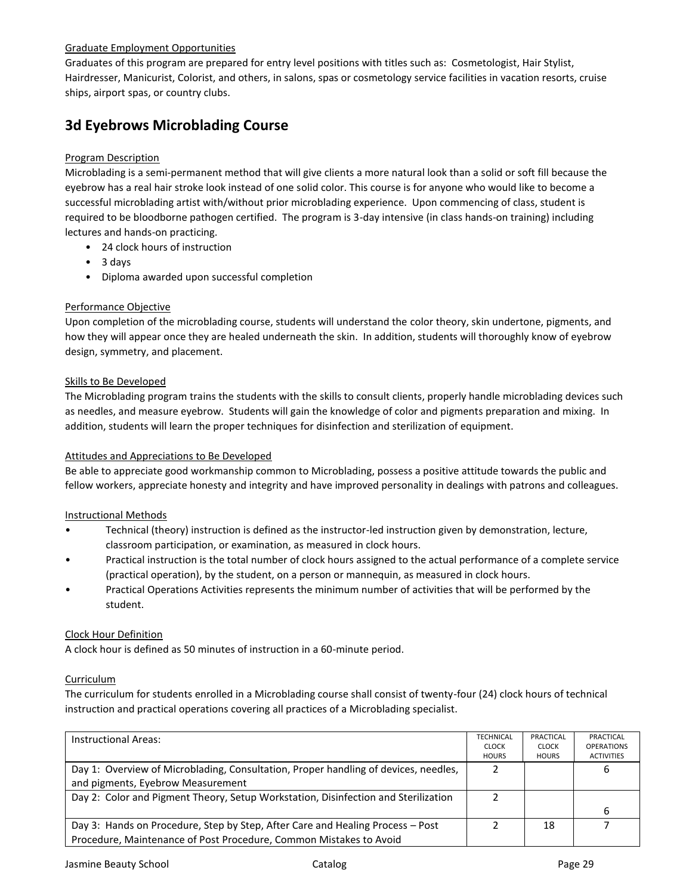Graduate Employment Opportunities

Graduates of this program are prepared for entry level positions with titles such as: Cosmetologist, Hair Stylist, Hairdresser, Manicurist, Colorist, and others, in salons, spas or cosmetology service facilities in vacation resorts, cruise ships, airport spas, or country clubs.

## 3d Eyebrows Microblading Course

Program Description

Microblading is a semi-permanent method that will give clients a more natural look than a solid or soft fill because the eyebrow has a real hair stroke look instead of one solid color. This course is for anyone who would like to become a successful microblading artist with/without prior microblading experience. Upon commencing of class, student is required to be bloodborne pathogen certified. The program is 3-day intensive (in class hands-on training) including lectures and hands-on practicing.

- 24 clock hours of instruction
- 3 days
- Diploma awarded upon successful completion

Performance Objective

Upon completion of the microblading course, students will understand the color theory, skin undertone, pigments, and how they will appear once they are healed underneath the skin. In addition, students will thoroughly know of eyebrow design, symmetry, and placement.

Skills to Be Developed

The Microblading program trains the students with the skills to consult clients, properly handle microblading devices such as needles, and measure eyebrow. Students will gain the knowledge of color and pigments preparation and mixing. In addition, students will learn the proper techniques for disinfection and sterilization of equipment.

Attitudes and Appreciations to Be Developed

Be able to appreciate good workmanship common to Microblading, possess a positive attitude towards the public and fellow workers, appreciate honesty and integrity and have improved personality in dealings with patrons and colleagues.

Instructional Methods

- Technical (theory) instruction is defined as the instructor-led instruction given by demonstration, lecture, classroom participation, or examination, as measured in clock hours.
- Practical instruction is the total number of clock hours assigned to the actual performance of a complete service (practical operation), by the student, on a person or mannequin, as measured in clock hours.
- Practical Operations Activities represents the minimum number of activities that will be performed by the student.

Clock Hour Definition

A clock hour is defined as 50 minutes of instruction in a 60-minute period.

Curriculum

The curriculum for students enrolled in a Microblading course shall consist of twenty-four (24) clock hours of technical instruction and practical operations covering all practices of a Microblading specialist.

| Instructional Areas: | TECHNICAL CLOCK HOURS | PRACTICAL CLOCK HOURS | PRACTICAL OPERATIONS ACTIVITIES |
|---|---|---|---|
| Day 1: Overview of Microblading, Consultation, Proper handling of devices, needles, and pigments, Eyebrow Measurement | 2 | | 6 |
| Day 2: Color and Pigment Theory, Setup Workstation, Disinfection and Sterilization | 2 | | 6 |
| Day 3: Hands on Procedure, Step by Step, After Care and Healing Process – Post Procedure, Maintenance of Post Procedure, Common Mistakes to Avoid | 2 | 18 | 7 |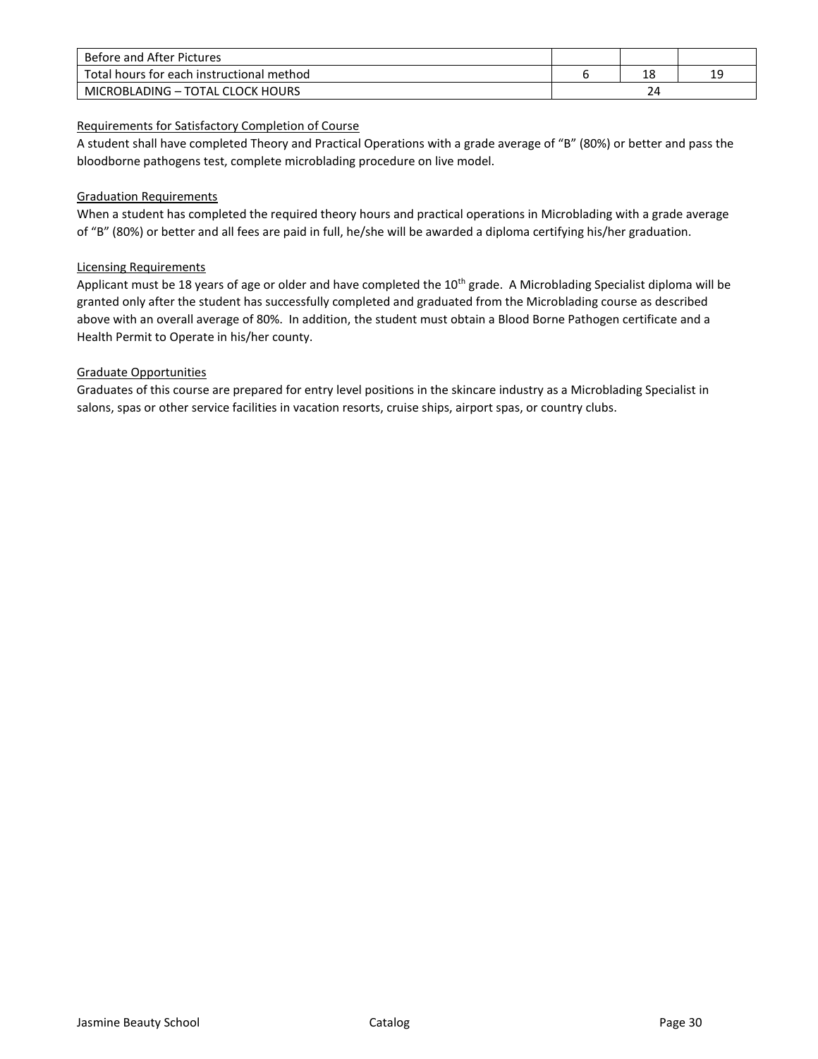| | | | |
|---|---|---|---|
| Before and After Pictures | | | |
| Total hours for each instructional method | 6 | 18 | 19 |
| MICROBLADING – TOTAL CLOCK HOURS | 24 | | |

Requirements for Satisfactory Completion of Course

A student shall have completed Theory and Practical Operations with a grade average of "B" (80%) or better and pass the bloodborne pathogens test, complete microblading procedure on live model.

Graduation Requirements

When a student has completed the required theory hours and practical operations in Microblading with a grade average of "B" (80%) or better and all fees are paid in full, he/she will be awarded a diploma certifying his/her graduation.

Licensing Requirements

Applicant must be 18 years of age or older and have completed the 10th grade. A Microblading Specialist diploma will be granted only after the student has successfully completed and graduated from the Microblading course as described above with an overall average of 80%. In addition, the student must obtain a Blood Borne Pathogen certificate and a Health Permit to Operate in his/her county.

Graduate Opportunities

Graduates of this course are prepared for entry level positions in the skincare industry as a Microblading Specialist in salons, spas or other service facilities in vacation resorts, cruise ships, airport spas, or country clubs.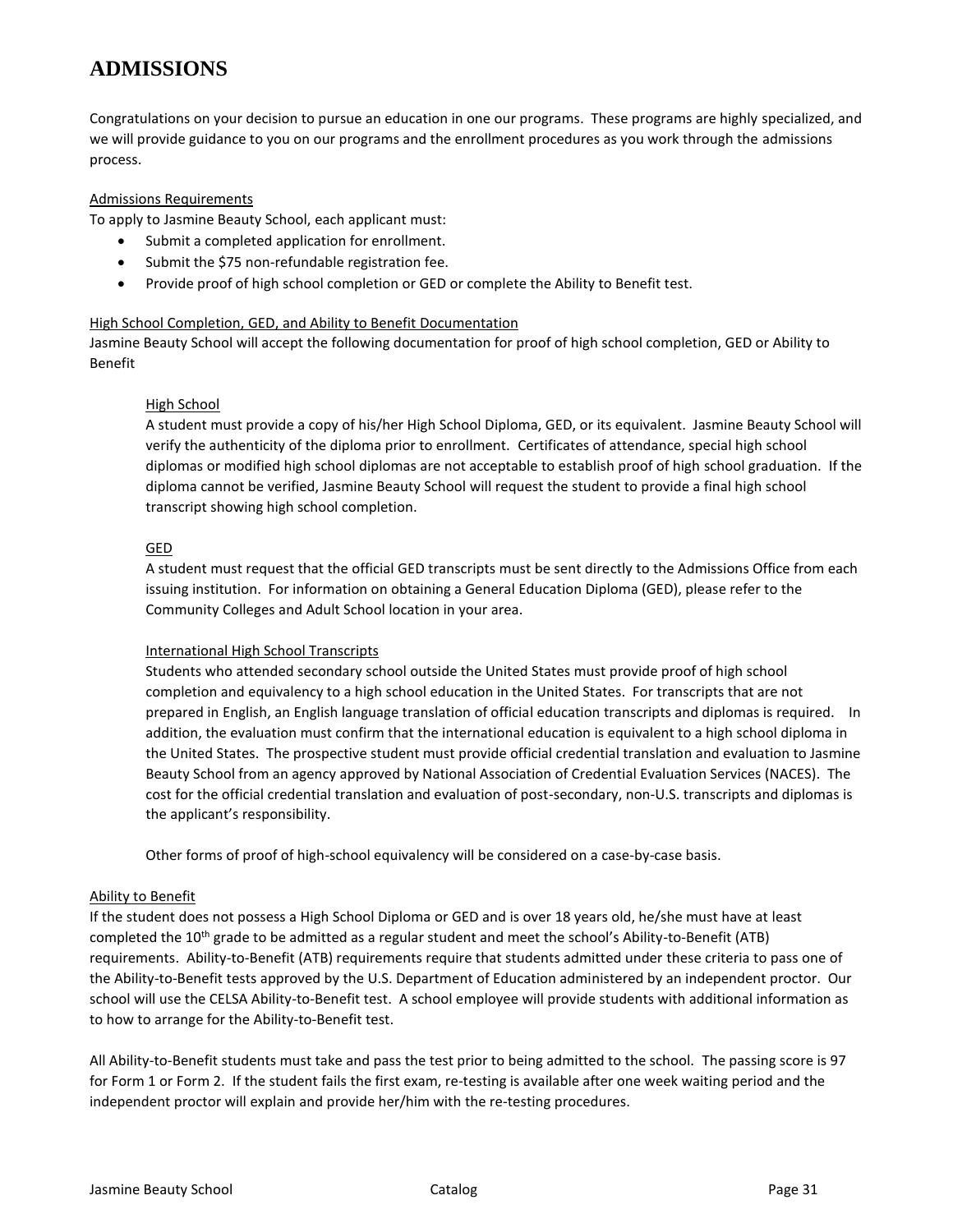# ADMISSIONS

Congratulations on your decision to pursue an education in one our programs. These programs are highly specialized, and we will provide guidance to you on our programs and the enrollment procedures as you work through the admissions process.

Admissions Requirements

To apply to Jasmine Beauty School, each applicant must:

- Submit a completed application for enrollment.
- Submit the $75 non-refundable registration fee.
- Provide proof of high school completion or GED or complete the Ability to Benefit test.

High School Completion, GED, and Ability to Benefit Documentation

Jasmine Beauty School will accept the following documentation for proof of high school completion, GED or Ability to Benefit

High School

A student must provide a copy of his/her High School Diploma, GED, or its equivalent. Jasmine Beauty School will verify the authenticity of the diploma prior to enrollment. Certificates of attendance, special high school diplomas or modified high school diplomas are not acceptable to establish proof of high school graduation. If the diploma cannot be verified, Jasmine Beauty School will request the student to provide a final high school transcript showing high school completion.

GED

A student must request that the official GED transcripts must be sent directly to the Admissions Office from each issuing institution. For information on obtaining a General Education Diploma (GED), please refer to the Community Colleges and Adult School location in your area.

International High School Transcripts

Students who attended secondary school outside the United States must provide proof of high school completion and equivalency to a high school education in the United States. For transcripts that are not prepared in English, an English language translation of official education transcripts and diplomas is required. In addition, the evaluation must confirm that the international education is equivalent to a high school diploma in the United States. The prospective student must provide official credential translation and evaluation to Jasmine Beauty School from an agency approved by National Association of Credential Evaluation Services (NACES). The cost for the official credential translation and evaluation of post-secondary, non-U.S. transcripts and diplomas is the applicant's responsibility.

Other forms of proof of high-school equivalency will be considered on a case-by-case basis.

Ability to Benefit

If the student does not possess a High School Diploma or GED and is over 18 years old, he/she must have at least completed the 10th grade to be admitted as a regular student and meet the school's Ability-to-Benefit (ATB) requirements. Ability-to-Benefit (ATB) requirements require that students admitted under these criteria to pass one of the Ability-to-Benefit tests approved by the U.S. Department of Education administered by an independent proctor. Our school will use the CELSA Ability-to-Benefit test. A school employee will provide students with additional information as to how to arrange for the Ability-to-Benefit test.

All Ability-to-Benefit students must take and pass the test prior to being admitted to the school. The passing score is 97 for Form 1 or Form 2. If the student fails the first exam, re-testing is available after one week waiting period and the independent proctor will explain and provide her/him with the re-testing procedures.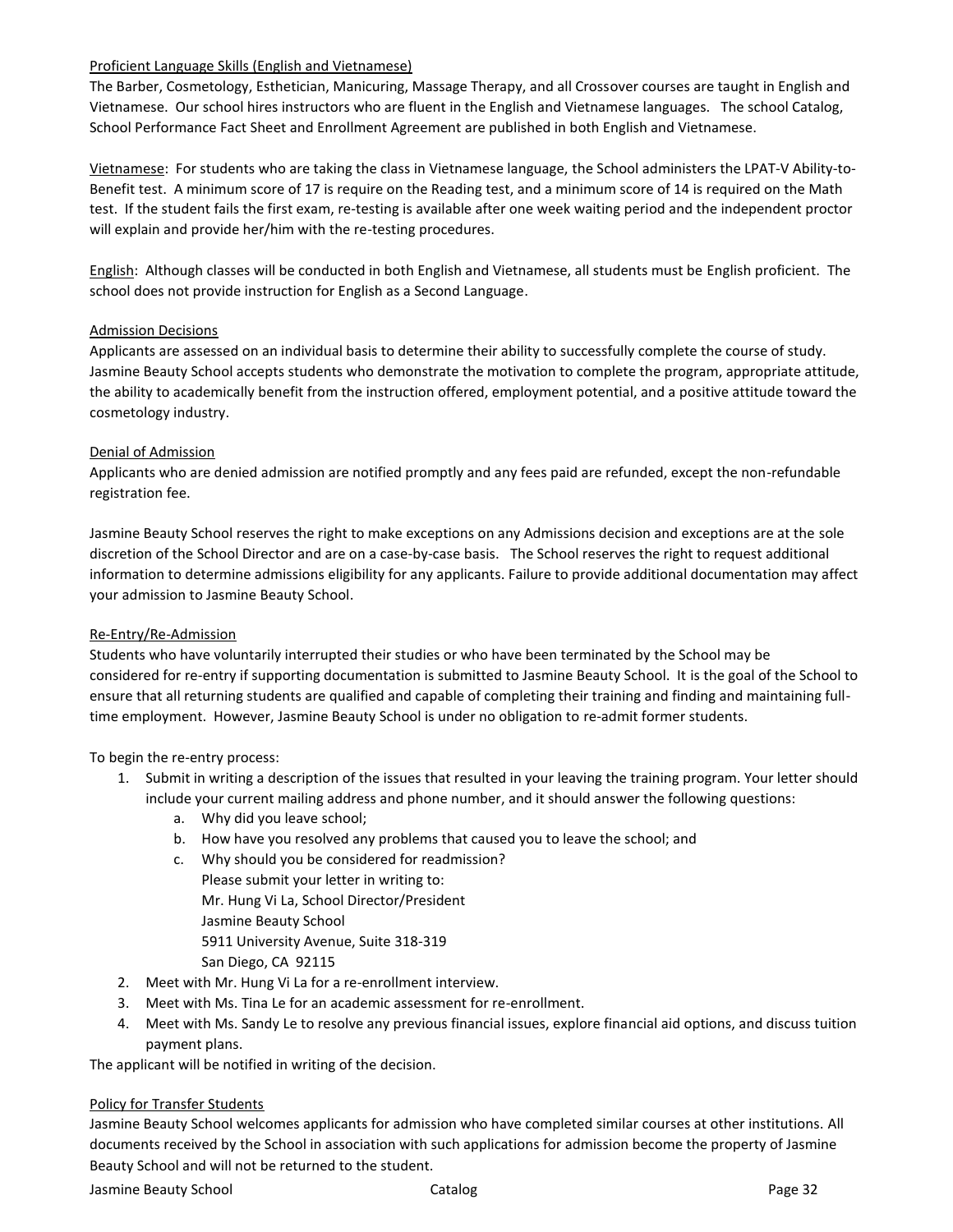### Proficient Language Skills (English and Vietnamese)

The Barber, Cosmetology, Esthetician, Manicuring, Massage Therapy, and all Crossover courses are taught in English and Vietnamese. Our school hires instructors who are fluent in the English and Vietnamese languages. The school Catalog, School Performance Fact Sheet and Enrollment Agreement are published in both English and Vietnamese.

Vietnamese: For students who are taking the class in Vietnamese language, the School administers the LPAT-V Ability-to-Benefit test. A minimum score of 17 is require on the Reading test, and a minimum score of 14 is required on the Math test. If the student fails the first exam, re-testing is available after one week waiting period and the independent proctor will explain and provide her/him with the re-testing procedures.

English: Although classes will be conducted in both English and Vietnamese, all students must be English proficient. The school does not provide instruction for English as a Second Language.

### Admission Decisions

Applicants are assessed on an individual basis to determine their ability to successfully complete the course of study. Jasmine Beauty School accepts students who demonstrate the motivation to complete the program, appropriate attitude, the ability to academically benefit from the instruction offered, employment potential, and a positive attitude toward the cosmetology industry.

### Denial of Admission

Applicants who are denied admission are notified promptly and any fees paid are refunded, except the non-refundable registration fee.

Jasmine Beauty School reserves the right to make exceptions on any Admissions decision and exceptions are at the sole discretion of the School Director and are on a case-by-case basis. The School reserves the right to request additional information to determine admissions eligibility for any applicants. Failure to provide additional documentation may affect your admission to Jasmine Beauty School.

### Re-Entry/Re-Admission

Students who have voluntarily interrupted their studies or who have been terminated by the School may be considered for re-entry if supporting documentation is submitted to Jasmine Beauty School. It is the goal of the School to ensure that all returning students are qualified and capable of completing their training and finding and maintaining full-time employment. However, Jasmine Beauty School is under no obligation to re-admit former students.

To begin the re-entry process:

1. Submit in writing a description of the issues that resulted in your leaving the training program. Your letter should include your current mailing address and phone number, and it should answer the following questions:
    a. Why did you leave school;
    b. How have you resolved any problems that caused you to leave the school; and
    c. Why should you be considered for readmission?
       Please submit your letter in writing to:
       Mr. Hung Vi La, School Director/President
       Jasmine Beauty School
       5911 University Avenue, Suite 318-319
       San Diego, CA 92115
2. Meet with Mr. Hung Vi La for a re-enrollment interview.
3. Meet with Ms. Tina Le for an academic assessment for re-enrollment.
4. Meet with Ms. Sandy Le to resolve any previous financial issues, explore financial aid options, and discuss tuition payment plans.

The applicant will be notified in writing of the decision.

### Policy for Transfer Students

Jasmine Beauty School welcomes applicants for admission who have completed similar courses at other institutions. All documents received by the School in association with such applications for admission become the property of Jasmine Beauty School and will not be returned to the student.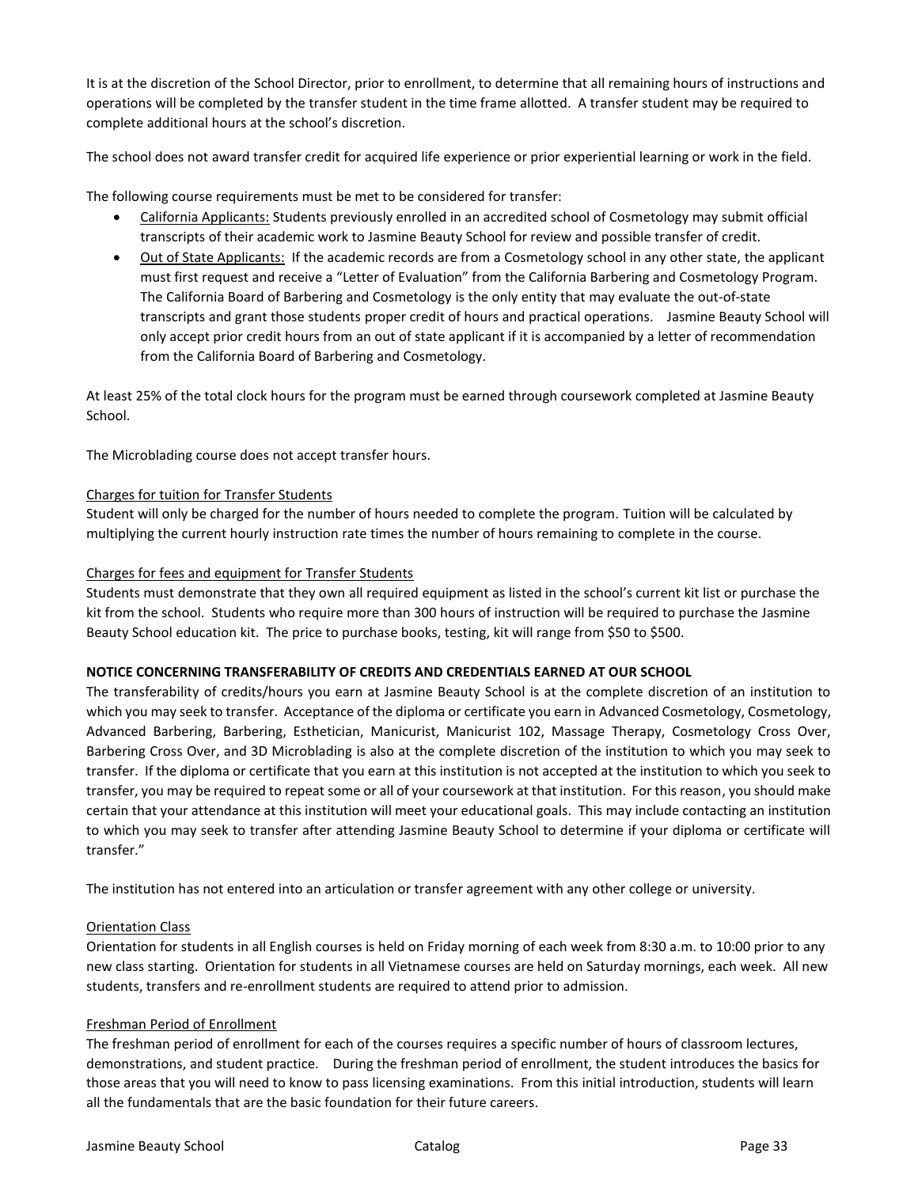It is at the discretion of the School Director, prior to enrollment, to determine that all remaining hours of instructions and operations will be completed by the transfer student in the time frame allotted. A transfer student may be required to complete additional hours at the school's discretion.

The school does not award transfer credit for acquired life experience or prior experiential learning or work in the field.

The following course requirements must be met to be considered for transfer:

- California Applicants: Students previously enrolled in an accredited school of Cosmetology may submit official transcripts of their academic work to Jasmine Beauty School for review and possible transfer of credit.
- Out of State Applicants: If the academic records are from a Cosmetology school in any other state, the applicant must first request and receive a "Letter of Evaluation" from the California Barbering and Cosmetology Program. The California Board of Barbering and Cosmetology is the only entity that may evaluate the out-of-state transcripts and grant those students proper credit of hours and practical operations. Jasmine Beauty School will only accept prior credit hours from an out of state applicant if it is accompanied by a letter of recommendation from the California Board of Barbering and Cosmetology.

At least 25% of the total clock hours for the program must be earned through coursework completed at Jasmine Beauty School.

The Microblading course does not accept transfer hours.

Charges for tuition for Transfer Students

Student will only be charged for the number of hours needed to complete the program. Tuition will be calculated by multiplying the current hourly instruction rate times the number of hours remaining to complete in the course.

Charges for fees and equipment for Transfer Students

Students must demonstrate that they own all required equipment as listed in the school's current kit list or purchase the kit from the school. Students who require more than 300 hours of instruction will be required to purchase the Jasmine Beauty School education kit. The price to purchase books, testing, kit will range from $50 to $500.

**NOTICE CONCERNING TRANSFERABILITY OF CREDITS AND CREDENTIALS EARNED AT OUR SCHOOL**

The transferability of credits/hours you earn at Jasmine Beauty School is at the complete discretion of an institution to which you may seek to transfer. Acceptance of the diploma or certificate you earn in Advanced Cosmetology, Cosmetology, Advanced Barbering, Barbering, Esthetician, Manicurist, Manicurist 102, Massage Therapy, Cosmetology Cross Over, Barbering Cross Over, and 3D Microblading is also at the complete discretion of the institution to which you may seek to transfer. If the diploma or certificate that you earn at this institution is not accepted at the institution to which you seek to transfer, you may be required to repeat some or all of your coursework at that institution. For this reason, you should make certain that your attendance at this institution will meet your educational goals. This may include contacting an institution to which you may seek to transfer after attending Jasmine Beauty School to determine if your diploma or certificate will transfer."

The institution has not entered into an articulation or transfer agreement with any other college or university.

Orientation Class

Orientation for students in all English courses is held on Friday morning of each week from 8:30 a.m. to 10:00 prior to any new class starting. Orientation for students in all Vietnamese courses are held on Saturday mornings, each week. All new students, transfers and re-enrollment students are required to attend prior to admission.

Freshman Period of Enrollment

The freshman period of enrollment for each of the courses requires a specific number of hours of classroom lectures, demonstrations, and student practice. During the freshman period of enrollment, the student introduces the basics for those areas that you will need to know to pass licensing examinations. From this initial introduction, students will learn all the fundamentals that are the basic foundation for their future careers.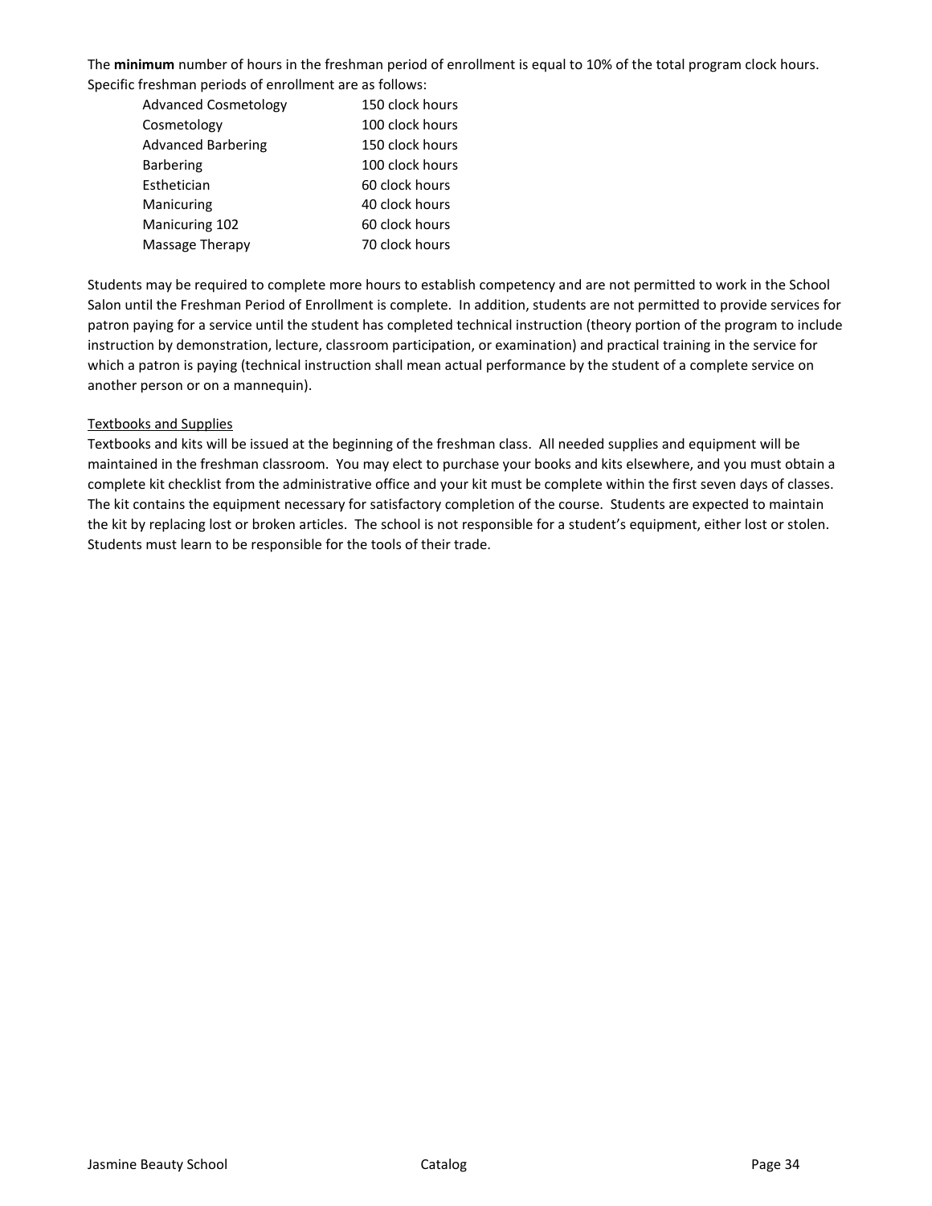The **minimum** number of hours in the freshman period of enrollment is equal to 10% of the total program clock hours. Specific freshman periods of enrollment are as follows:

| | |
|---|---|
| Advanced Cosmetology | 150 clock hours |
| Cosmetology | 100 clock hours |
| Advanced Barbering | 150 clock hours |
| Barbering | 100 clock hours |
| Esthetician | 60 clock hours |
| Manicuring | 40 clock hours |
| Manicuring 102 | 60 clock hours |
| Massage Therapy | 70 clock hours |

Students may be required to complete more hours to establish competency and are not permitted to work in the School Salon until the Freshman Period of Enrollment is complete. In addition, students are not permitted to provide services for patron paying for a service until the student has completed technical instruction (theory portion of the program to include instruction by demonstration, lecture, classroom participation, or examination) and practical training in the service for which a patron is paying (technical instruction shall mean actual performance by the student of a complete service on another person or on a mannequin).

<u>Textbooks and Supplies</u>

Textbooks and kits will be issued at the beginning of the freshman class. All needed supplies and equipment will be maintained in the freshman classroom. You may elect to purchase your books and kits elsewhere, and you must obtain a complete kit checklist from the administrative office and your kit must be complete within the first seven days of classes. The kit contains the equipment necessary for satisfactory completion of the course. Students are expected to maintain the kit by replacing lost or broken articles. The school is not responsible for a student's equipment, either lost or stolen. Students must learn to be responsible for the tools of their trade.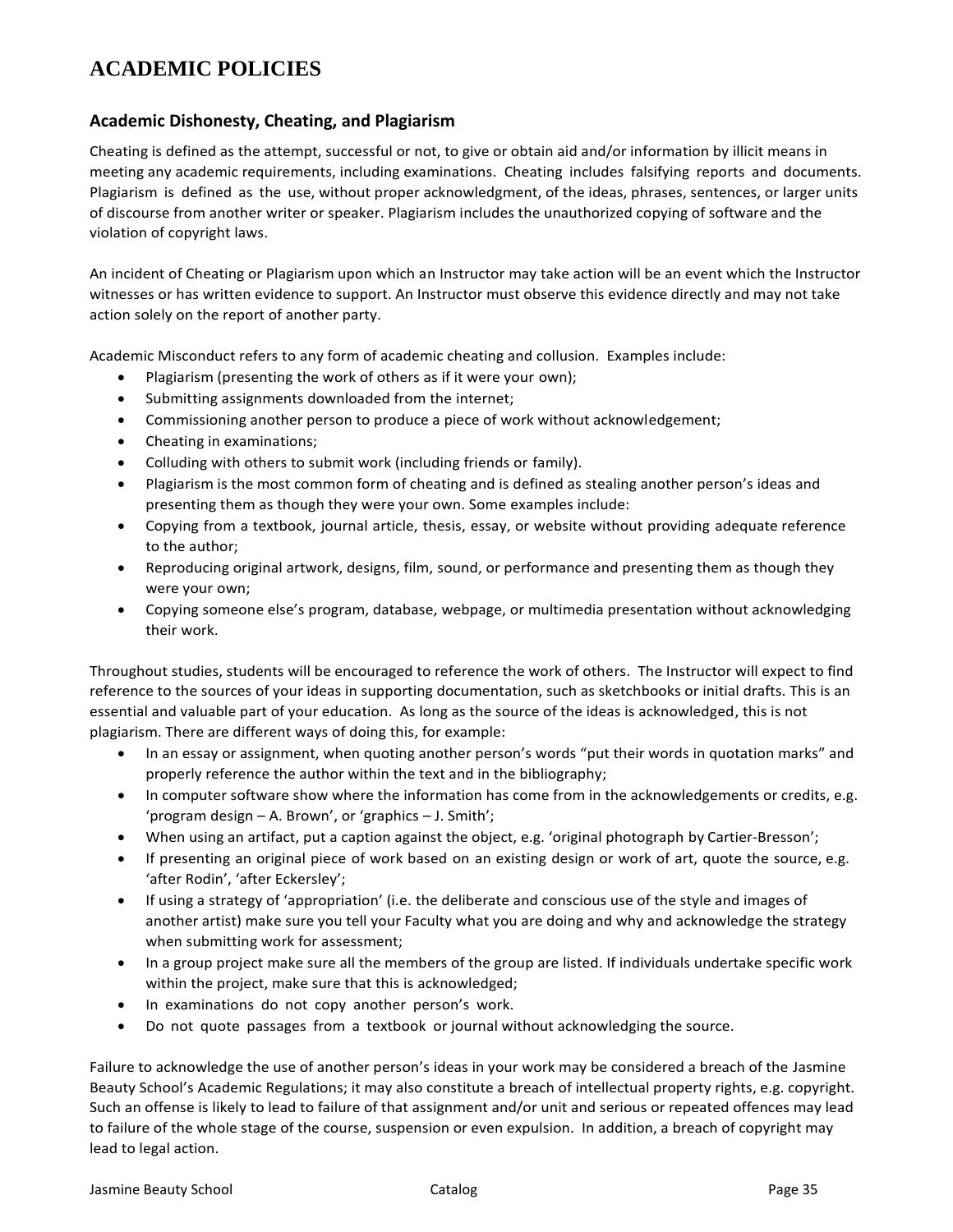# ACADEMIC POLICIES

## Academic Dishonesty, Cheating, and Plagiarism

Cheating is defined as the attempt, successful or not, to give or obtain aid and/or information by illicit means in meeting any academic requirements, including examinations. Cheating includes falsifying reports and documents. Plagiarism is defined as the use, without proper acknowledgment, of the ideas, phrases, sentences, or larger units of discourse from another writer or speaker. Plagiarism includes the unauthorized copying of software and the violation of copyright laws.

An incident of Cheating or Plagiarism upon which an Instructor may take action will be an event which the Instructor witnesses or has written evidence to support. An Instructor must observe this evidence directly and may not take action solely on the report of another party.

Academic Misconduct refers to any form of academic cheating and collusion. Examples include:

- Plagiarism (presenting the work of others as if it were your own);
- Submitting assignments downloaded from the internet;
- Commissioning another person to produce a piece of work without acknowledgement;
- Cheating in examinations;
- Colluding with others to submit work (including friends or family).
- Plagiarism is the most common form of cheating and is defined as stealing another person's ideas and presenting them as though they were your own. Some examples include:
- Copying from a textbook, journal article, thesis, essay, or website without providing adequate reference to the author;
- Reproducing original artwork, designs, film, sound, or performance and presenting them as though they were your own;
- Copying someone else's program, database, webpage, or multimedia presentation without acknowledging their work.

Throughout studies, students will be encouraged to reference the work of others. The Instructor will expect to find reference to the sources of your ideas in supporting documentation, such as sketchbooks or initial drafts. This is an essential and valuable part of your education. As long as the source of the ideas is acknowledged, this is not plagiarism. There are different ways of doing this, for example:

- In an essay or assignment, when quoting another person's words "put their words in quotation marks" and properly reference the author within the text and in the bibliography;
- In computer software show where the information has come from in the acknowledgements or credits, e.g. 'program design – A. Brown', or 'graphics – J. Smith';
- When using an artifact, put a caption against the object, e.g. 'original photograph by Cartier-Bresson';
- If presenting an original piece of work based on an existing design or work of art, quote the source, e.g. 'after Rodin', 'after Eckersley';
- If using a strategy of 'appropriation' (i.e. the deliberate and conscious use of the style and images of another artist) make sure you tell your Faculty what you are doing and why and acknowledge the strategy when submitting work for assessment;
- In a group project make sure all the members of the group are listed. If individuals undertake specific work within the project, make sure that this is acknowledged;
- In examinations do not copy another person's work.
- Do not quote passages from a textbook or journal without acknowledging the source.

Failure to acknowledge the use of another person's ideas in your work may be considered a breach of the Jasmine Beauty School's Academic Regulations; it may also constitute a breach of intellectual property rights, e.g. copyright. Such an offense is likely to lead to failure of that assignment and/or unit and serious or repeated offences may lead to failure of the whole stage of the course, suspension or even expulsion. In addition, a breach of copyright may lead to legal action.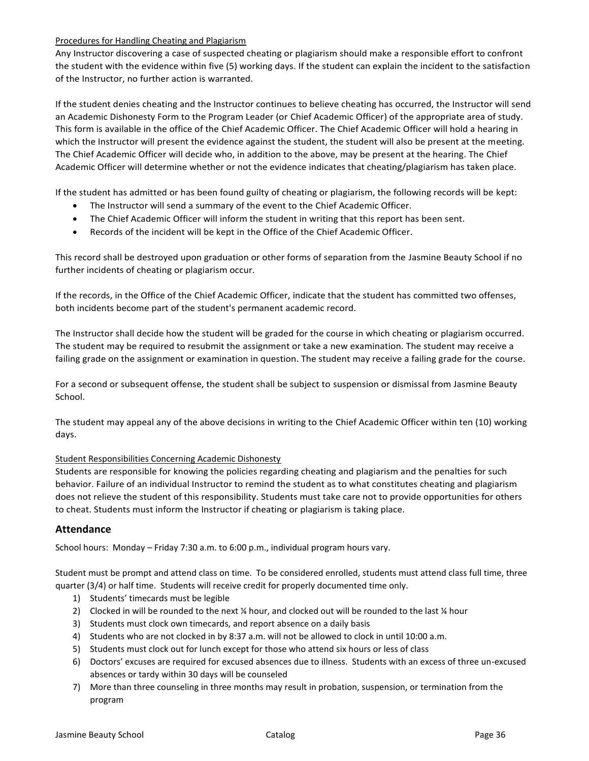Procedures for Handling Cheating and Plagiarism

Any Instructor discovering a case of suspected cheating or plagiarism should make a responsible effort to confront the student with the evidence within five (5) working days. If the student can explain the incident to the satisfaction of the Instructor, no further action is warranted.

If the student denies cheating and the Instructor continues to believe cheating has occurred, the Instructor will send an Academic Dishonesty Form to the Program Leader (or Chief Academic Officer) of the appropriate area of study. This form is available in the office of the Chief Academic Officer. The Chief Academic Officer will hold a hearing in which the Instructor will present the evidence against the student, the student will also be present at the meeting. The Chief Academic Officer will decide who, in addition to the above, may be present at the hearing. The Chief Academic Officer will determine whether or not the evidence indicates that cheating/plagiarism has taken place.

If the student has admitted or has been found guilty of cheating or plagiarism, the following records will be kept:

- The Instructor will send a summary of the event to the Chief Academic Officer.
- The Chief Academic Officer will inform the student in writing that this report has been sent.
- Records of the incident will be kept in the Office of the Chief Academic Officer.

This record shall be destroyed upon graduation or other forms of separation from the Jasmine Beauty School if no further incidents of cheating or plagiarism occur.

If the records, in the Office of the Chief Academic Officer, indicate that the student has committed two offenses, both incidents become part of the student's permanent academic record.

The Instructor shall decide how the student will be graded for the course in which cheating or plagiarism occurred. The student may be required to resubmit the assignment or take a new examination. The student may receive a failing grade on the assignment or examination in question. The student may receive a failing grade for the course.

For a second or subsequent offense, the student shall be subject to suspension or dismissal from Jasmine Beauty School.

The student may appeal any of the above decisions in writing to the Chief Academic Officer within ten (10) working days.

Student Responsibilities Concerning Academic Dishonesty

Students are responsible for knowing the policies regarding cheating and plagiarism and the penalties for such behavior. Failure of an individual Instructor to remind the student as to what constitutes cheating and plagiarism does not relieve the student of this responsibility. Students must take care not to provide opportunities for others to cheat. Students must inform the Instructor if cheating or plagiarism is taking place.

## Attendance

School hours: Monday – Friday 7:30 a.m. to 6:00 p.m., individual program hours vary.

Student must be prompt and attend class on time. To be considered enrolled, students must attend class full time, three quarter (3/4) or half time. Students will receive credit for properly documented time only.

1) Students' timecards must be legible
2) Clocked in will be rounded to the next ¼ hour, and clocked out will be rounded to the last ¼ hour
3) Students must clock own timecards, and report absence on a daily basis
4) Students who are not clocked in by 8:37 a.m. will not be allowed to clock in until 10:00 a.m.
5) Students must clock out for lunch except for those who attend six hours or less of class
6) Doctors' excuses are required for excused absences due to illness. Students with an excess of three un-excused absences or tardy within 30 days will be counseled
7) More than three counseling in three months may result in probation, suspension, or termination from the program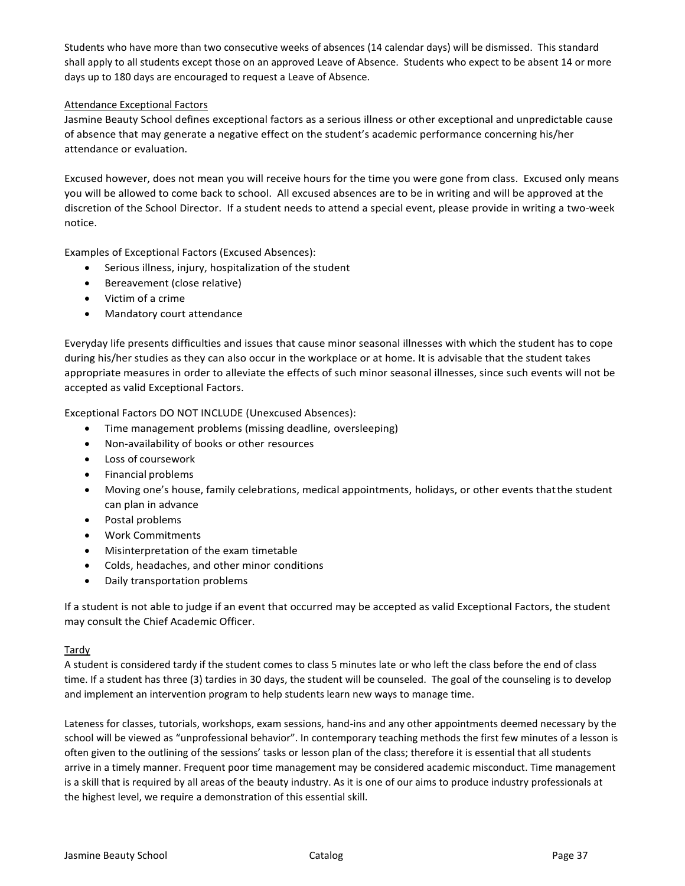Students who have more than two consecutive weeks of absences (14 calendar days) will be dismissed. This standard shall apply to all students except those on an approved Leave of Absence. Students who expect to be absent 14 or more days up to 180 days are encouraged to request a Leave of Absence.

### Attendance Exceptional Factors

Jasmine Beauty School defines exceptional factors as a serious illness or other exceptional and unpredictable cause of absence that may generate a negative effect on the student's academic performance concerning his/her attendance or evaluation.

Excused however, does not mean you will receive hours for the time you were gone from class. Excused only means you will be allowed to come back to school. All excused absences are to be in writing and will be approved at the discretion of the School Director. If a student needs to attend a special event, please provide in writing a two-week notice.

Examples of Exceptional Factors (Excused Absences):

- Serious illness, injury, hospitalization of the student
- Bereavement (close relative)
- Victim of a crime
- Mandatory court attendance

Everyday life presents difficulties and issues that cause minor seasonal illnesses with which the student has to cope during his/her studies as they can also occur in the workplace or at home. It is advisable that the student takes appropriate measures in order to alleviate the effects of such minor seasonal illnesses, since such events will not be accepted as valid Exceptional Factors.

Exceptional Factors DO NOT INCLUDE (Unexcused Absences):

- Time management problems (missing deadline, oversleeping)
- Non-availability of books or other resources
- Loss of coursework
- Financial problems
- Moving one's house, family celebrations, medical appointments, holidays, or other events that the student can plan in advance
- Postal problems
- Work Commitments
- Misinterpretation of the exam timetable
- Colds, headaches, and other minor conditions
- Daily transportation problems

If a student is not able to judge if an event that occurred may be accepted as valid Exceptional Factors, the student may consult the Chief Academic Officer.

### Tardy

A student is considered tardy if the student comes to class 5 minutes late or who left the class before the end of class time. If a student has three (3) tardies in 30 days, the student will be counseled. The goal of the counseling is to develop and implement an intervention program to help students learn new ways to manage time.

Lateness for classes, tutorials, workshops, exam sessions, hand-ins and any other appointments deemed necessary by the school will be viewed as "unprofessional behavior". In contemporary teaching methods the first few minutes of a lesson is often given to the outlining of the sessions' tasks or lesson plan of the class; therefore it is essential that all students arrive in a timely manner. Frequent poor time management may be considered academic misconduct. Time management is a skill that is required by all areas of the beauty industry. As it is one of our aims to produce industry professionals at the highest level, we require a demonstration of this essential skill.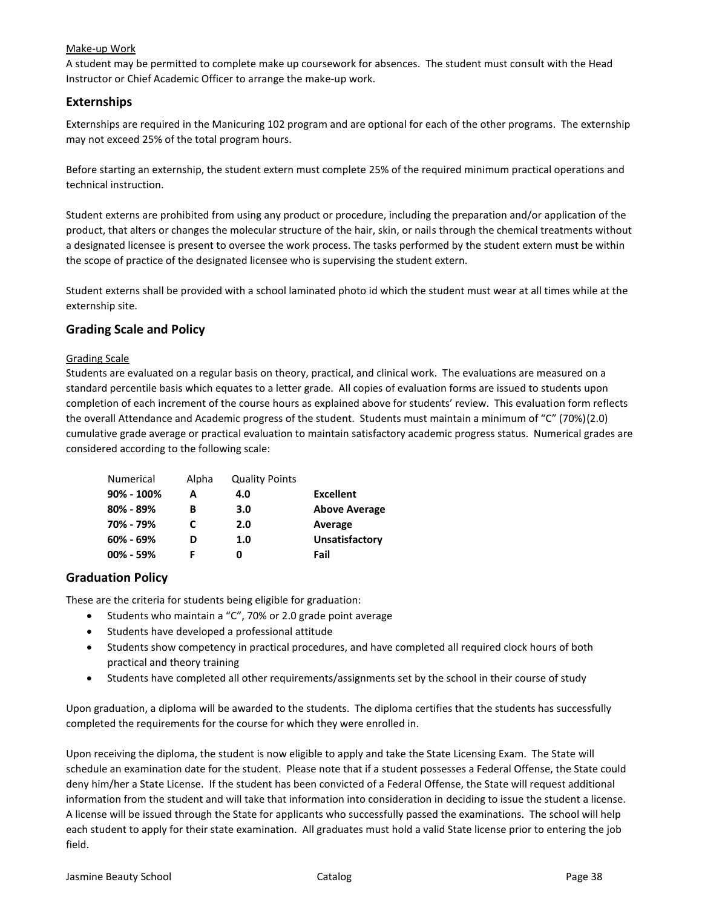Make-up Work

A student may be permitted to complete make up coursework for absences. The student must consult with the Head Instructor or Chief Academic Officer to arrange the make-up work.

## Externships

Externships are required in the Manicuring 102 program and are optional for each of the other programs. The externship may not exceed 25% of the total program hours.

Before starting an externship, the student extern must complete 25% of the required minimum practical operations and technical instruction.

Student externs are prohibited from using any product or procedure, including the preparation and/or application of the product, that alters or changes the molecular structure of the hair, skin, or nails through the chemical treatments without a designated licensee is present to oversee the work process. The tasks performed by the student extern must be within the scope of practice of the designated licensee who is supervising the student extern.

Student externs shall be provided with a school laminated photo id which the student must wear at all times while at the externship site.

## Grading Scale and Policy

Grading Scale

Students are evaluated on a regular basis on theory, practical, and clinical work. The evaluations are measured on a standard percentile basis which equates to a letter grade. All copies of evaluation forms are issued to students upon completion of each increment of the course hours as explained above for students' review. This evaluation form reflects the overall Attendance and Academic progress of the student. Students must maintain a minimum of "C" (70%)(2.0) cumulative grade average or practical evaluation to maintain satisfactory academic progress status. Numerical grades are considered according to the following scale:

| Numerical | Alpha | Quality Points | |
|---|---|---|---|
| **90% - 100%** | **A** | **4.0** | **Excellent** |
| **80% - 89%** | **B** | **3.0** | **Above Average** |
| **70% - 79%** | **C** | **2.0** | **Average** |
| **60% - 69%** | **D** | **1.0** | **Unsatisfactory** |
| **00% - 59%** | **F** | **0** | **Fail** |

## Graduation Policy

These are the criteria for students being eligible for graduation:

- Students who maintain a "C", 70% or 2.0 grade point average
- Students have developed a professional attitude
- Students show competency in practical procedures, and have completed all required clock hours of both practical and theory training
- Students have completed all other requirements/assignments set by the school in their course of study

Upon graduation, a diploma will be awarded to the students. The diploma certifies that the students has successfully completed the requirements for the course for which they were enrolled in.

Upon receiving the diploma, the student is now eligible to apply and take the State Licensing Exam. The State will schedule an examination date for the student. Please note that if a student possesses a Federal Offense, the State could deny him/her a State License. If the student has been convicted of a Federal Offense, the State will request additional information from the student and will take that information into consideration in deciding to issue the student a license. A license will be issued through the State for applicants who successfully passed the examinations. The school will help each student to apply for their state examination. All graduates must hold a valid State license prior to entering the job field.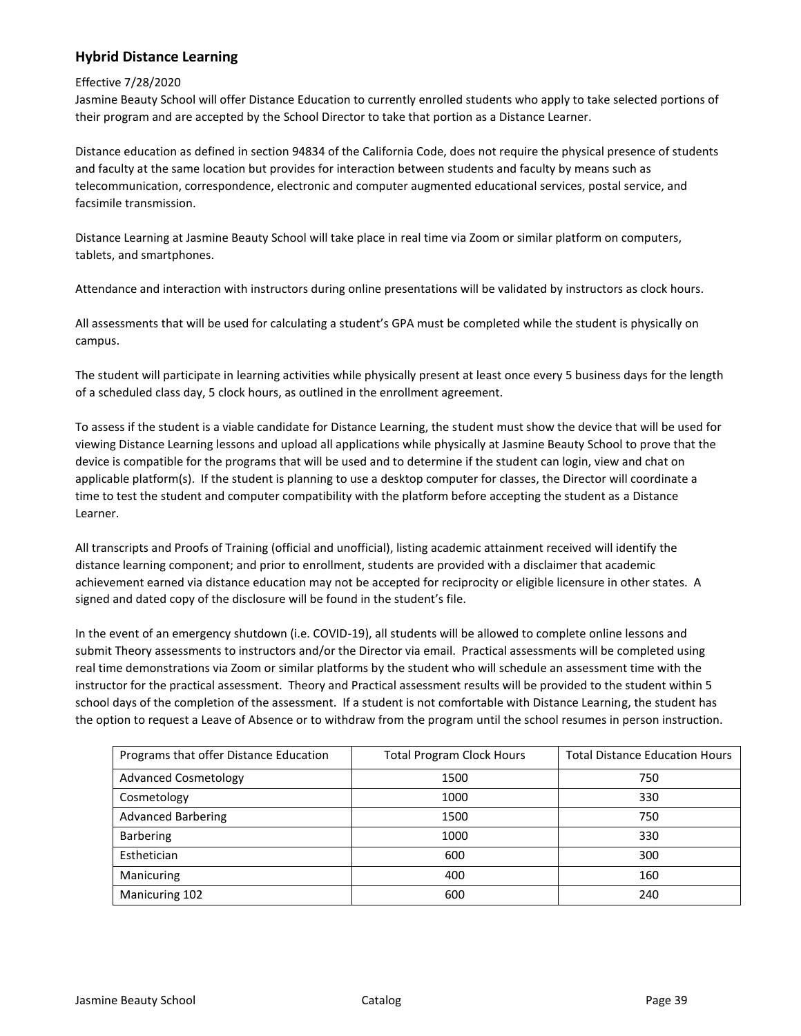## Hybrid Distance Learning

Effective 7/28/2020

Jasmine Beauty School will offer Distance Education to currently enrolled students who apply to take selected portions of their program and are accepted by the School Director to take that portion as a Distance Learner.

Distance education as defined in section 94834 of the California Code, does not require the physical presence of students and faculty at the same location but provides for interaction between students and faculty by means such as telecommunication, correspondence, electronic and computer augmented educational services, postal service, and facsimile transmission.

Distance Learning at Jasmine Beauty School will take place in real time via Zoom or similar platform on computers, tablets, and smartphones.

Attendance and interaction with instructors during online presentations will be validated by instructors as clock hours.

All assessments that will be used for calculating a student's GPA must be completed while the student is physically on campus.

The student will participate in learning activities while physically present at least once every 5 business days for the length of a scheduled class day, 5 clock hours, as outlined in the enrollment agreement.

To assess if the student is a viable candidate for Distance Learning, the student must show the device that will be used for viewing Distance Learning lessons and upload all applications while physically at Jasmine Beauty School to prove that the device is compatible for the programs that will be used and to determine if the student can login, view and chat on applicable platform(s). If the student is planning to use a desktop computer for classes, the Director will coordinate a time to test the student and computer compatibility with the platform before accepting the student as a Distance Learner.

All transcripts and Proofs of Training (official and unofficial), listing academic attainment received will identify the distance learning component; and prior to enrollment, students are provided with a disclaimer that academic achievement earned via distance education may not be accepted for reciprocity or eligible licensure in other states. A signed and dated copy of the disclosure will be found in the student's file.

In the event of an emergency shutdown (i.e. COVID-19), all students will be allowed to complete online lessons and submit Theory assessments to instructors and/or the Director via email. Practical assessments will be completed using real time demonstrations via Zoom or similar platforms by the student who will schedule an assessment time with the instructor for the practical assessment. Theory and Practical assessment results will be provided to the student within 5 school days of the completion of the assessment. If a student is not comfortable with Distance Learning, the student has the option to request a Leave of Absence or to withdraw from the program until the school resumes in person instruction.

| Programs that offer Distance Education | Total Program Clock Hours | Total Distance Education Hours |
|---|---|---|
| Advanced Cosmetology | 1500 | 750 |
| Cosmetology | 1000 | 330 |
| Advanced Barbering | 1500 | 750 |
| Barbering | 1000 | 330 |
| Esthetician | 600 | 300 |
| Manicuring | 400 | 160 |
| Manicuring 102 | 600 | 240 |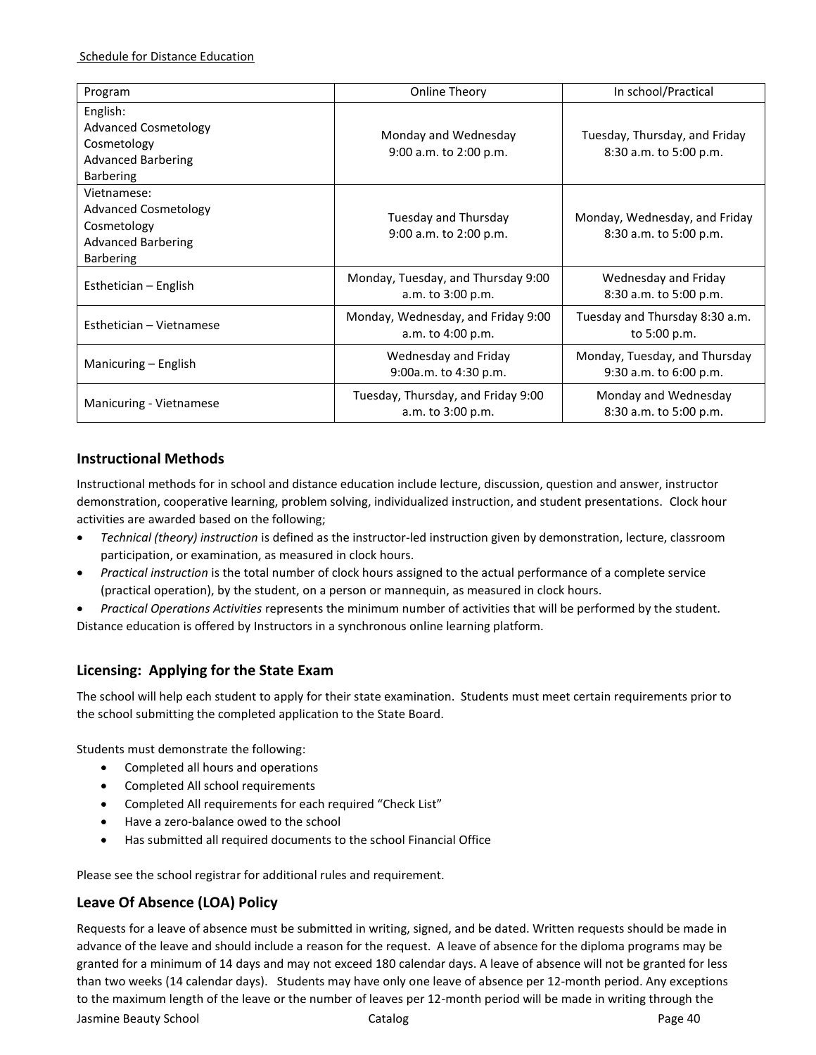Schedule for Distance Education

| Program | Online Theory | In school/Practical |
|---|---|---|
| English:<br>Advanced Cosmetology<br>Cosmetology<br>Advanced Barbering<br>Barbering | Monday and Wednesday<br>9:00 a.m. to 2:00 p.m. | Tuesday, Thursday, and Friday<br>8:30 a.m. to 5:00 p.m. |
| Vietnamese:<br>Advanced Cosmetology<br>Cosmetology<br>Advanced Barbering<br>Barbering | Tuesday and Thursday<br>9:00 a.m. to 2:00 p.m. | Monday, Wednesday, and Friday<br>8:30 a.m. to 5:00 p.m. |
| Esthetician – English | Monday, Tuesday, and Thursday 9:00 a.m. to 3:00 p.m. | Wednesday and Friday<br>8:30 a.m. to 5:00 p.m. |
| Esthetician – Vietnamese | Monday, Wednesday, and Friday 9:00 a.m. to 4:00 p.m. | Tuesday and Thursday 8:30 a.m. to 5:00 p.m. |
| Manicuring – English | Wednesday and Friday<br>9:00a.m. to 4:30 p.m. | Monday, Tuesday, and Thursday<br>9:30 a.m. to 6:00 p.m. |
| Manicuring - Vietnamese | Tuesday, Thursday, and Friday 9:00 a.m. to 3:00 p.m. | Monday and Wednesday<br>8:30 a.m. to 5:00 p.m. |

## Instructional Methods

Instructional methods for in school and distance education include lecture, discussion, question and answer, instructor demonstration, cooperative learning, problem solving, individualized instruction, and student presentations. Clock hour activities are awarded based on the following;

- *Technical (theory) instruction* is defined as the instructor-led instruction given by demonstration, lecture, classroom participation, or examination, as measured in clock hours.
- *Practical instruction* is the total number of clock hours assigned to the actual performance of a complete service (practical operation), by the student, on a person or mannequin, as measured in clock hours.
- *Practical Operations Activities* represents the minimum number of activities that will be performed by the student.

Distance education is offered by Instructors in a synchronous online learning platform.

## Licensing: Applying for the State Exam

The school will help each student to apply for their state examination. Students must meet certain requirements prior to the school submitting the completed application to the State Board.

Students must demonstrate the following:

- Completed all hours and operations
- Completed All school requirements
- Completed All requirements for each required "Check List"
- Have a zero-balance owed to the school
- Has submitted all required documents to the school Financial Office

Please see the school registrar for additional rules and requirement.

## Leave Of Absence (LOA) Policy

Requests for a leave of absence must be submitted in writing, signed, and be dated. Written requests should be made in advance of the leave and should include a reason for the request. A leave of absence for the diploma programs may be granted for a minimum of 14 days and may not exceed 180 calendar days. A leave of absence will not be granted for less than two weeks (14 calendar days). Students may have only one leave of absence per 12-month period. Any exceptions to the maximum length of the leave or the number of leaves per 12-month period will be made in writing through the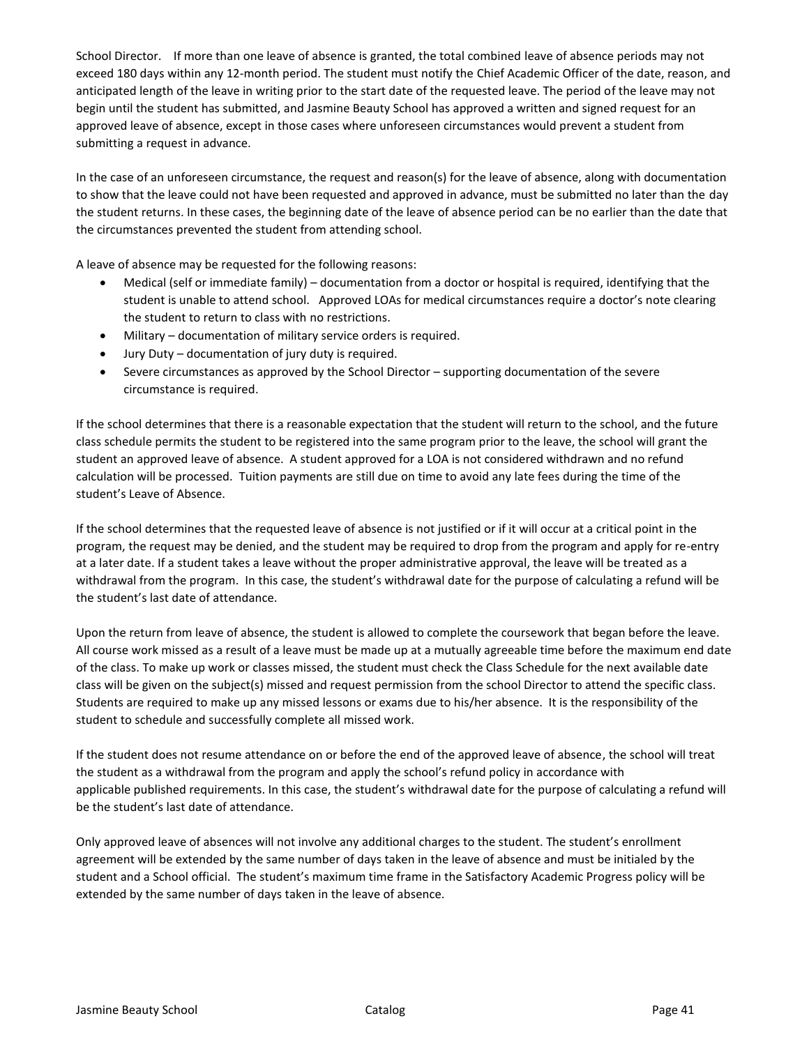School Director. If more than one leave of absence is granted, the total combined leave of absence periods may not exceed 180 days within any 12-month period. The student must notify the Chief Academic Officer of the date, reason, and anticipated length of the leave in writing prior to the start date of the requested leave. The period of the leave may not begin until the student has submitted, and Jasmine Beauty School has approved a written and signed request for an approved leave of absence, except in those cases where unforeseen circumstances would prevent a student from submitting a request in advance.

In the case of an unforeseen circumstance, the request and reason(s) for the leave of absence, along with documentation to show that the leave could not have been requested and approved in advance, must be submitted no later than the day the student returns. In these cases, the beginning date of the leave of absence period can be no earlier than the date that the circumstances prevented the student from attending school.

A leave of absence may be requested for the following reasons:

- Medical (self or immediate family) – documentation from a doctor or hospital is required, identifying that the student is unable to attend school. Approved LOAs for medical circumstances require a doctor's note clearing the student to return to class with no restrictions.
- Military – documentation of military service orders is required.
- Jury Duty – documentation of jury duty is required.
- Severe circumstances as approved by the School Director – supporting documentation of the severe circumstance is required.

If the school determines that there is a reasonable expectation that the student will return to the school, and the future class schedule permits the student to be registered into the same program prior to the leave, the school will grant the student an approved leave of absence. A student approved for a LOA is not considered withdrawn and no refund calculation will be processed. Tuition payments are still due on time to avoid any late fees during the time of the student's Leave of Absence.

If the school determines that the requested leave of absence is not justified or if it will occur at a critical point in the program, the request may be denied, and the student may be required to drop from the program and apply for re-entry at a later date. If a student takes a leave without the proper administrative approval, the leave will be treated as a withdrawal from the program. In this case, the student's withdrawal date for the purpose of calculating a refund will be the student's last date of attendance.

Upon the return from leave of absence, the student is allowed to complete the coursework that began before the leave. All course work missed as a result of a leave must be made up at a mutually agreeable time before the maximum end date of the class. To make up work or classes missed, the student must check the Class Schedule for the next available date class will be given on the subject(s) missed and request permission from the school Director to attend the specific class. Students are required to make up any missed lessons or exams due to his/her absence. It is the responsibility of the student to schedule and successfully complete all missed work.

If the student does not resume attendance on or before the end of the approved leave of absence, the school will treat the student as a withdrawal from the program and apply the school's refund policy in accordance with applicable published requirements. In this case, the student's withdrawal date for the purpose of calculating a refund will be the student's last date of attendance.

Only approved leave of absences will not involve any additional charges to the student. The student's enrollment agreement will be extended by the same number of days taken in the leave of absence and must be initialed by the student and a School official. The student's maximum time frame in the Satisfactory Academic Progress policy will be extended by the same number of days taken in the leave of absence.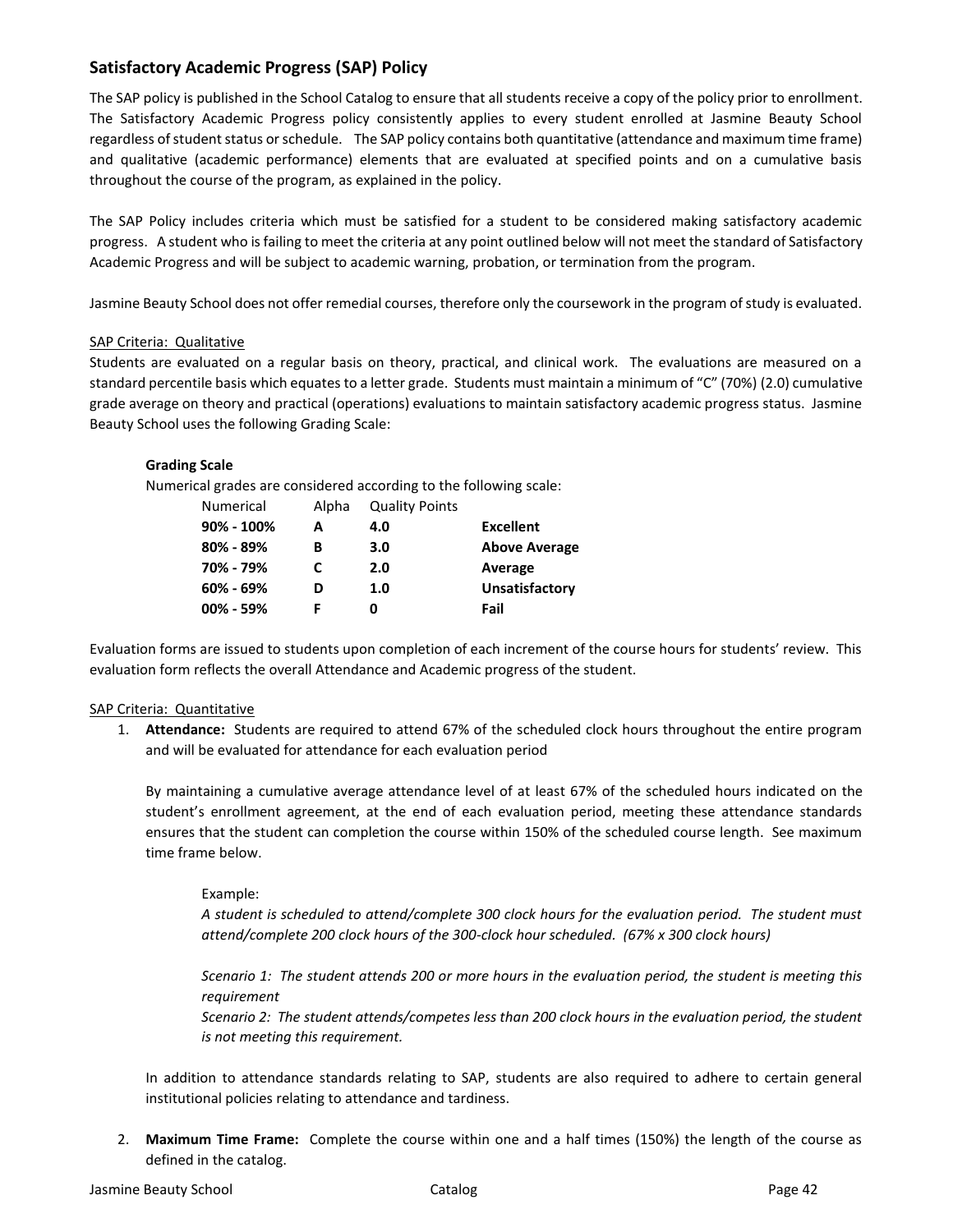## Satisfactory Academic Progress (SAP) Policy

The SAP policy is published in the School Catalog to ensure that all students receive a copy of the policy prior to enrollment. The Satisfactory Academic Progress policy consistently applies to every student enrolled at Jasmine Beauty School regardless of student status or schedule. The SAP policy contains both quantitative (attendance and maximum time frame) and qualitative (academic performance) elements that are evaluated at specified points and on a cumulative basis throughout the course of the program, as explained in the policy.

The SAP Policy includes criteria which must be satisfied for a student to be considered making satisfactory academic progress. A student who is failing to meet the criteria at any point outlined below will not meet the standard of Satisfactory Academic Progress and will be subject to academic warning, probation, or termination from the program.

Jasmine Beauty School does not offer remedial courses, therefore only the coursework in the program of study is evaluated.

SAP Criteria: Qualitative

Students are evaluated on a regular basis on theory, practical, and clinical work. The evaluations are measured on a standard percentile basis which equates to a letter grade. Students must maintain a minimum of "C" (70%) (2.0) cumulative grade average on theory and practical (operations) evaluations to maintain satisfactory academic progress status. Jasmine Beauty School uses the following Grading Scale:

**Grading Scale**

Numerical grades are considered according to the following scale:

| Numerical | Alpha | Quality Points | |
|---|---|---|---|
| **90% - 100%** | **A** | **4.0** | **Excellent** |
| **80% - 89%** | **B** | **3.0** | **Above Average** |
| **70% - 79%** | **C** | **2.0** | **Average** |
| **60% - 69%** | **D** | **1.0** | **Unsatisfactory** |
| **00% - 59%** | **F** | **0** | **Fail** |

Evaluation forms are issued to students upon completion of each increment of the course hours for students' review. This evaluation form reflects the overall Attendance and Academic progress of the student.

SAP Criteria: Quantitative

1. **Attendance:** Students are required to attend 67% of the scheduled clock hours throughout the entire program and will be evaluated for attendance for each evaluation period

   By maintaining a cumulative average attendance level of at least 67% of the scheduled hours indicated on the student's enrollment agreement, at the end of each evaluation period, meeting these attendance standards ensures that the student can completion the course within 150% of the scheduled course length. See maximum time frame below.

   Example:
   *A student is scheduled to attend/complete 300 clock hours for the evaluation period. The student must attend/complete 200 clock hours of the 300-clock hour scheduled. (67% x 300 clock hours)*

   *Scenario 1: The student attends 200 or more hours in the evaluation period, the student is meeting this requirement*
   *Scenario 2: The student attends/competes less than 200 clock hours in the evaluation period, the student is not meeting this requirement.*

   In addition to attendance standards relating to SAP, students are also required to adhere to certain general institutional policies relating to attendance and tardiness.

2. **Maximum Time Frame:** Complete the course within one and a half times (150%) the length of the course as defined in the catalog.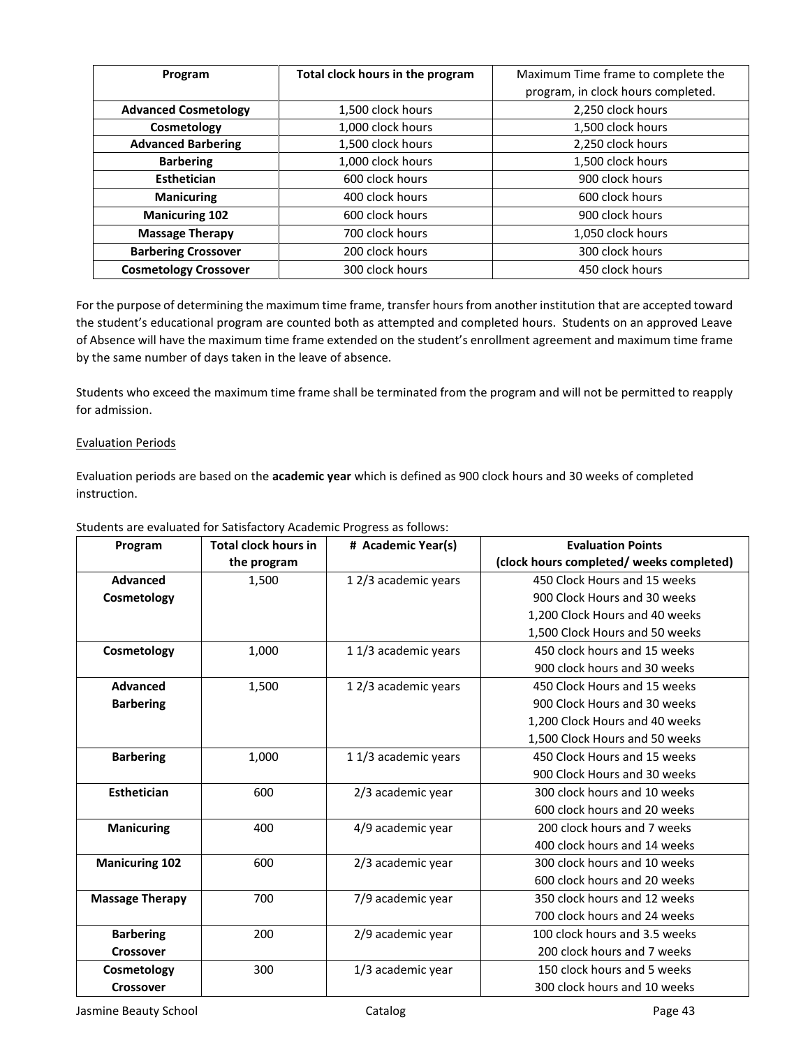| **Program** | **Total clock hours in the program** | Maximum Time frame to complete the program, in clock hours completed. |
|---|---|---|
| **Advanced Cosmetology** | 1,500 clock hours | 2,250 clock hours |
| **Cosmetology** | 1,000 clock hours | 1,500 clock hours |
| **Advanced Barbering** | 1,500 clock hours | 2,250 clock hours |
| **Barbering** | 1,000 clock hours | 1,500 clock hours |
| **Esthetician** | 600 clock hours | 900 clock hours |
| **Manicuring** | 400 clock hours | 600 clock hours |
| **Manicuring 102** | 600 clock hours | 900 clock hours |
| **Massage Therapy** | 700 clock hours | 1,050 clock hours |
| **Barbering Crossover** | 200 clock hours | 300 clock hours |
| **Cosmetology Crossover** | 300 clock hours | 450 clock hours |

For the purpose of determining the maximum time frame, transfer hours from another institution that are accepted toward the student's educational program are counted both as attempted and completed hours. Students on an approved Leave of Absence will have the maximum time frame extended on the student's enrollment agreement and maximum time frame by the same number of days taken in the leave of absence.

Students who exceed the maximum time frame shall be terminated from the program and will not be permitted to reapply for admission.

Evaluation Periods

Evaluation periods are based on the **academic year** which is defined as 900 clock hours and 30 weeks of completed instruction.

Students are evaluated for Satisfactory Academic Progress as follows:

| **Program** | **Total clock hours in the program** | **# Academic Year(s)** | **Evaluation Points (clock hours completed/ weeks completed)** |
|---|---|---|---|
| **Advanced Cosmetology** | 1,500 | 1 2/3 academic years | 450 Clock Hours and 15 weeks<br>900 Clock Hours and 30 weeks<br>1,200 Clock Hours and 40 weeks<br>1,500 Clock Hours and 50 weeks |
| **Cosmetology** | 1,000 | 1 1/3 academic years | 450 clock hours and 15 weeks<br>900 clock hours and 30 weeks |
| **Advanced Barbering** | 1,500 | 1 2/3 academic years | 450 Clock Hours and 15 weeks<br>900 Clock Hours and 30 weeks<br>1,200 Clock Hours and 40 weeks<br>1,500 Clock Hours and 50 weeks |
| **Barbering** | 1,000 | 1 1/3 academic years | 450 Clock Hours and 15 weeks<br>900 Clock Hours and 30 weeks |
| **Esthetician** | 600 | 2/3 academic year | 300 clock hours and 10 weeks<br>600 clock hours and 20 weeks |
| **Manicuring** | 400 | 4/9 academic year | 200 clock hours and 7 weeks<br>400 clock hours and 14 weeks |
| **Manicuring 102** | 600 | 2/3 academic year | 300 clock hours and 10 weeks<br>600 clock hours and 20 weeks |
| **Massage Therapy** | 700 | 7/9 academic year | 350 clock hours and 12 weeks<br>700 clock hours and 24 weeks |
| **Barbering Crossover** | 200 | 2/9 academic year | 100 clock hours and 3.5 weeks<br>200 clock hours and 7 weeks |
| **Cosmetology Crossover** | 300 | 1/3 academic year | 150 clock hours and 5 weeks<br>300 clock hours and 10 weeks |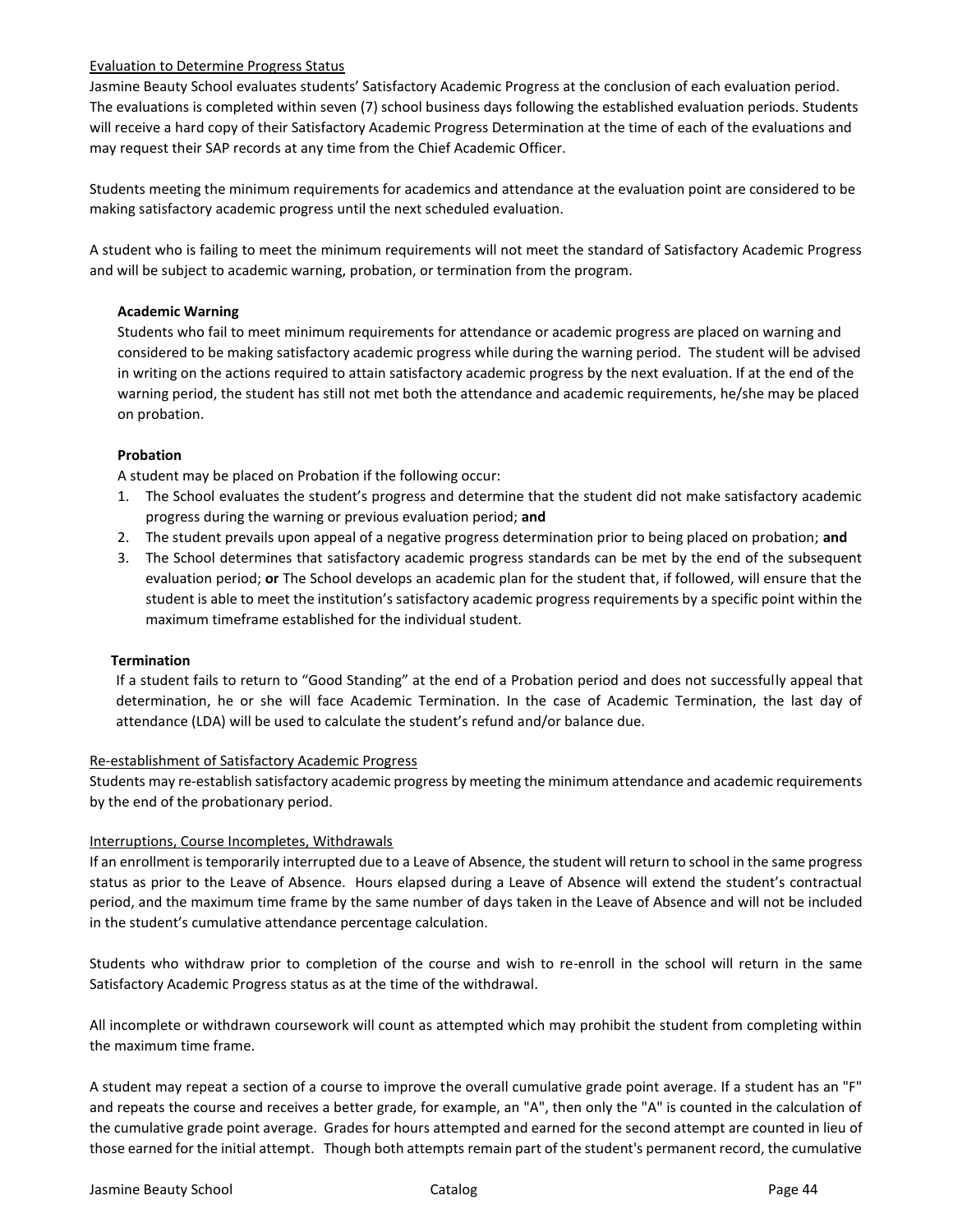## Evaluation to Determine Progress Status

Jasmine Beauty School evaluates students' Satisfactory Academic Progress at the conclusion of each evaluation period. The evaluations is completed within seven (7) school business days following the established evaluation periods. Students will receive a hard copy of their Satisfactory Academic Progress Determination at the time of each of the evaluations and may request their SAP records at any time from the Chief Academic Officer.

Students meeting the minimum requirements for academics and attendance at the evaluation point are considered to be making satisfactory academic progress until the next scheduled evaluation.

A student who is failing to meet the minimum requirements will not meet the standard of Satisfactory Academic Progress and will be subject to academic warning, probation, or termination from the program.

### Academic Warning

Students who fail to meet minimum requirements for attendance or academic progress are placed on warning and considered to be making satisfactory academic progress while during the warning period. The student will be advised in writing on the actions required to attain satisfactory academic progress by the next evaluation. If at the end of the warning period, the student has still not met both the attendance and academic requirements, he/she may be placed on probation.

### Probation

A student may be placed on Probation if the following occur:

1. The School evaluates the student's progress and determine that the student did not make satisfactory academic progress during the warning or previous evaluation period; **and**
2. The student prevails upon appeal of a negative progress determination prior to being placed on probation; **and**
3. The School determines that satisfactory academic progress standards can be met by the end of the subsequent evaluation period; **or** The School develops an academic plan for the student that, if followed, will ensure that the student is able to meet the institution's satisfactory academic progress requirements by a specific point within the maximum timeframe established for the individual student.

### Termination

If a student fails to return to "Good Standing" at the end of a Probation period and does not successfully appeal that determination, he or she will face Academic Termination. In the case of Academic Termination, the last day of attendance (LDA) will be used to calculate the student's refund and/or balance due.

## Re-establishment of Satisfactory Academic Progress

Students may re-establish satisfactory academic progress by meeting the minimum attendance and academic requirements by the end of the probationary period.

## Interruptions, Course Incompletes, Withdrawals

If an enrollment is temporarily interrupted due to a Leave of Absence, the student will return to school in the same progress status as prior to the Leave of Absence. Hours elapsed during a Leave of Absence will extend the student's contractual period, and the maximum time frame by the same number of days taken in the Leave of Absence and will not be included in the student's cumulative attendance percentage calculation.

Students who withdraw prior to completion of the course and wish to re-enroll in the school will return in the same Satisfactory Academic Progress status as at the time of the withdrawal.

All incomplete or withdrawn coursework will count as attempted which may prohibit the student from completing within the maximum time frame.

A student may repeat a section of a course to improve the overall cumulative grade point average. If a student has an "F" and repeats the course and receives a better grade, for example, an "A", then only the "A" is counted in the calculation of the cumulative grade point average. Grades for hours attempted and earned for the second attempt are counted in lieu of those earned for the initial attempt. Though both attempts remain part of the student's permanent record, the cumulative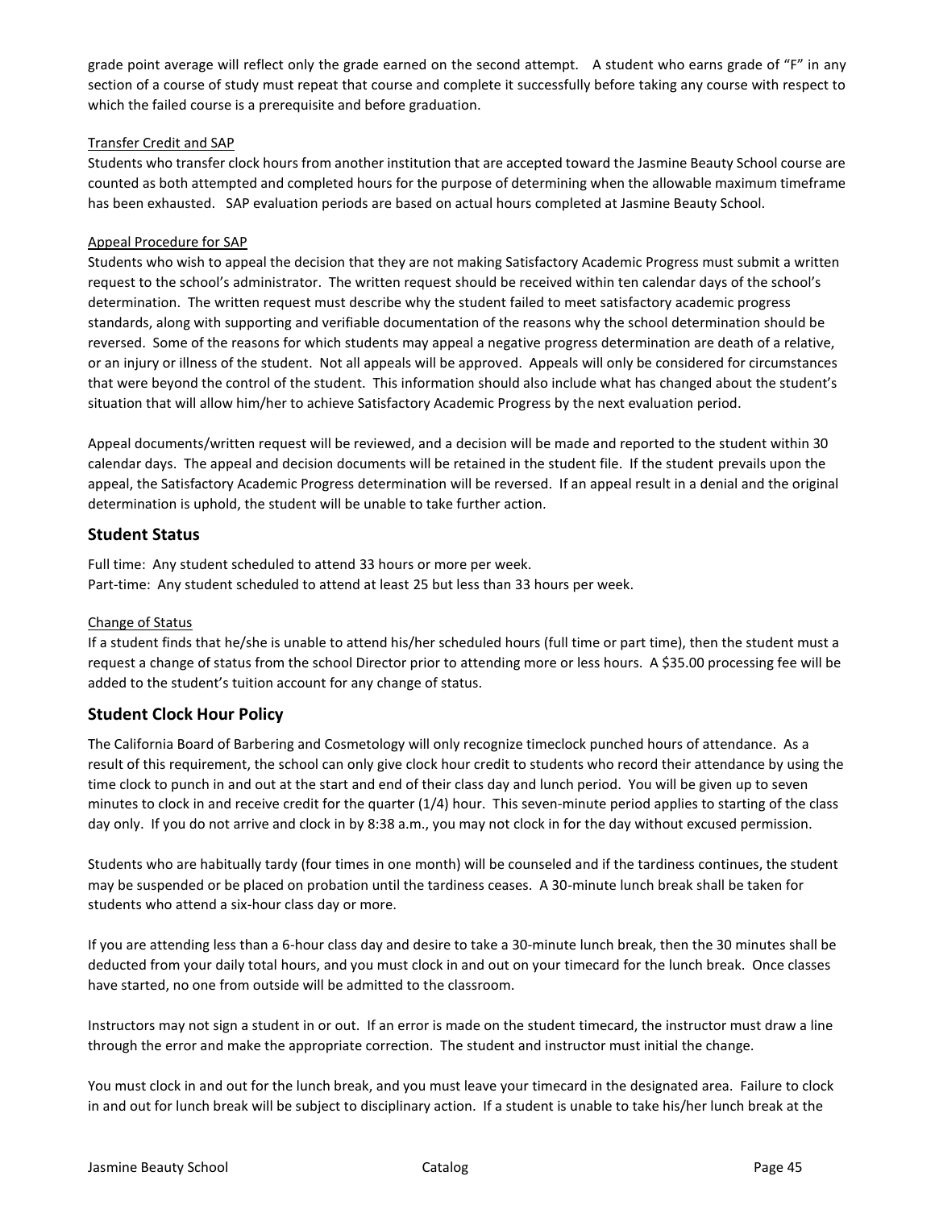grade point average will reflect only the grade earned on the second attempt. A student who earns grade of "F" in any section of a course of study must repeat that course and complete it successfully before taking any course with respect to which the failed course is a prerequisite and before graduation.

Transfer Credit and SAP

Students who transfer clock hours from another institution that are accepted toward the Jasmine Beauty School course are counted as both attempted and completed hours for the purpose of determining when the allowable maximum timeframe has been exhausted. SAP evaluation periods are based on actual hours completed at Jasmine Beauty School.

Appeal Procedure for SAP

Students who wish to appeal the decision that they are not making Satisfactory Academic Progress must submit a written request to the school's administrator. The written request should be received within ten calendar days of the school's determination. The written request must describe why the student failed to meet satisfactory academic progress standards, along with supporting and verifiable documentation of the reasons why the school determination should be reversed. Some of the reasons for which students may appeal a negative progress determination are death of a relative, or an injury or illness of the student. Not all appeals will be approved. Appeals will only be considered for circumstances that were beyond the control of the student. This information should also include what has changed about the student's situation that will allow him/her to achieve Satisfactory Academic Progress by the next evaluation period.

Appeal documents/written request will be reviewed, and a decision will be made and reported to the student within 30 calendar days. The appeal and decision documents will be retained in the student file. If the student prevails upon the appeal, the Satisfactory Academic Progress determination will be reversed. If an appeal result in a denial and the original determination is uphold, the student will be unable to take further action.

## Student Status

Full time: Any student scheduled to attend 33 hours or more per week.
Part-time: Any student scheduled to attend at least 25 but less than 33 hours per week.

Change of Status

If a student finds that he/she is unable to attend his/her scheduled hours (full time or part time), then the student must a request a change of status from the school Director prior to attending more or less hours. A $35.00 processing fee will be added to the student's tuition account for any change of status.

## Student Clock Hour Policy

The California Board of Barbering and Cosmetology will only recognize timeclock punched hours of attendance. As a result of this requirement, the school can only give clock hour credit to students who record their attendance by using the time clock to punch in and out at the start and end of their class day and lunch period. You will be given up to seven minutes to clock in and receive credit for the quarter (1/4) hour. This seven-minute period applies to starting of the class day only. If you do not arrive and clock in by 8:38 a.m., you may not clock in for the day without excused permission.

Students who are habitually tardy (four times in one month) will be counseled and if the tardiness continues, the student may be suspended or be placed on probation until the tardiness ceases. A 30-minute lunch break shall be taken for students who attend a six-hour class day or more.

If you are attending less than a 6-hour class day and desire to take a 30-minute lunch break, then the 30 minutes shall be deducted from your daily total hours, and you must clock in and out on your timecard for the lunch break. Once classes have started, no one from outside will be admitted to the classroom.

Instructors may not sign a student in or out. If an error is made on the student timecard, the instructor must draw a line through the error and make the appropriate correction. The student and instructor must initial the change.

You must clock in and out for the lunch break, and you must leave your timecard in the designated area. Failure to clock in and out for lunch break will be subject to disciplinary action. If a student is unable to take his/her lunch break at the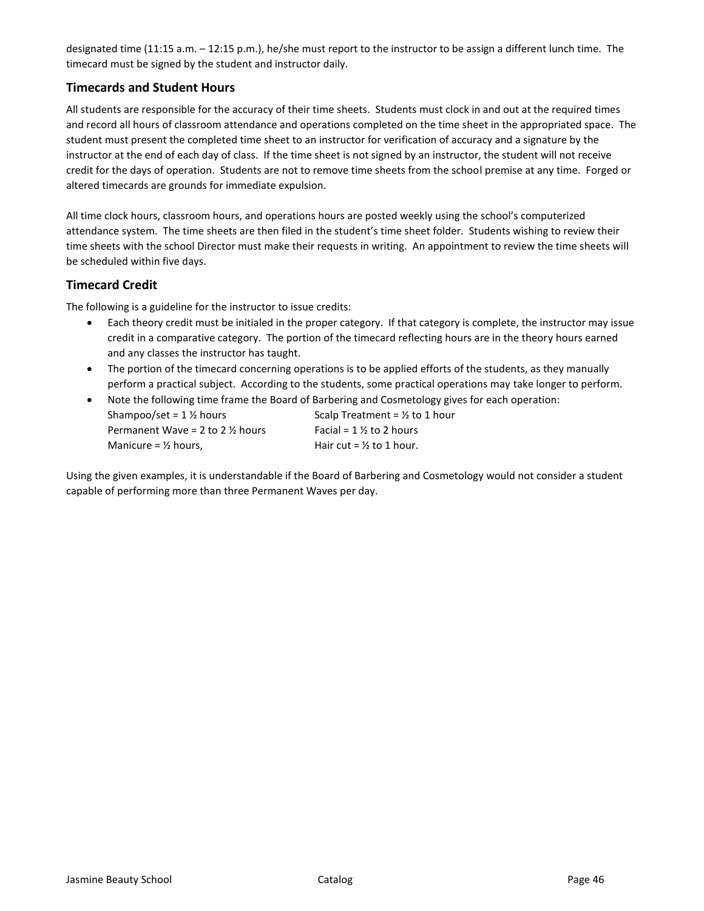designated time (11:15 a.m. – 12:15 p.m.), he/she must report to the instructor to be assign a different lunch time. The timecard must be signed by the student and instructor daily.

## Timecards and Student Hours

All students are responsible for the accuracy of their time sheets. Students must clock in and out at the required times and record all hours of classroom attendance and operations completed on the time sheet in the appropriated space. The student must present the completed time sheet to an instructor for verification of accuracy and a signature by the instructor at the end of each day of class. If the time sheet is not signed by an instructor, the student will not receive credit for the days of operation. Students are not to remove time sheets from the school premise at any time. Forged or altered timecards are grounds for immediate expulsion.

All time clock hours, classroom hours, and operations hours are posted weekly using the school's computerized attendance system. The time sheets are then filed in the student's time sheet folder. Students wishing to review their time sheets with the school Director must make their requests in writing. An appointment to review the time sheets will be scheduled within five days.

## Timecard Credit

The following is a guideline for the instructor to issue credits:

- Each theory credit must be initialed in the proper category. If that category is complete, the instructor may issue credit in a comparative category. The portion of the timecard reflecting hours are in the theory hours earned and any classes the instructor has taught.
- The portion of the timecard concerning operations is to be applied efforts of the students, as they manually perform a practical subject. According to the students, some practical operations may take longer to perform.
- Note the following time frame the Board of Barbering and Cosmetology gives for each operation:

| | |
|---|---|
| Shampoo/set = 1 ½ hours | Scalp Treatment = ½ to 1 hour |
| Permanent Wave = 2 to 2 ½ hours | Facial = 1 ½ to 2 hours |
| Manicure = ½ hours, | Hair cut = ½ to 1 hour. |

Using the given examples, it is understandable if the Board of Barbering and Cosmetology would not consider a student capable of performing more than three Permanent Waves per day.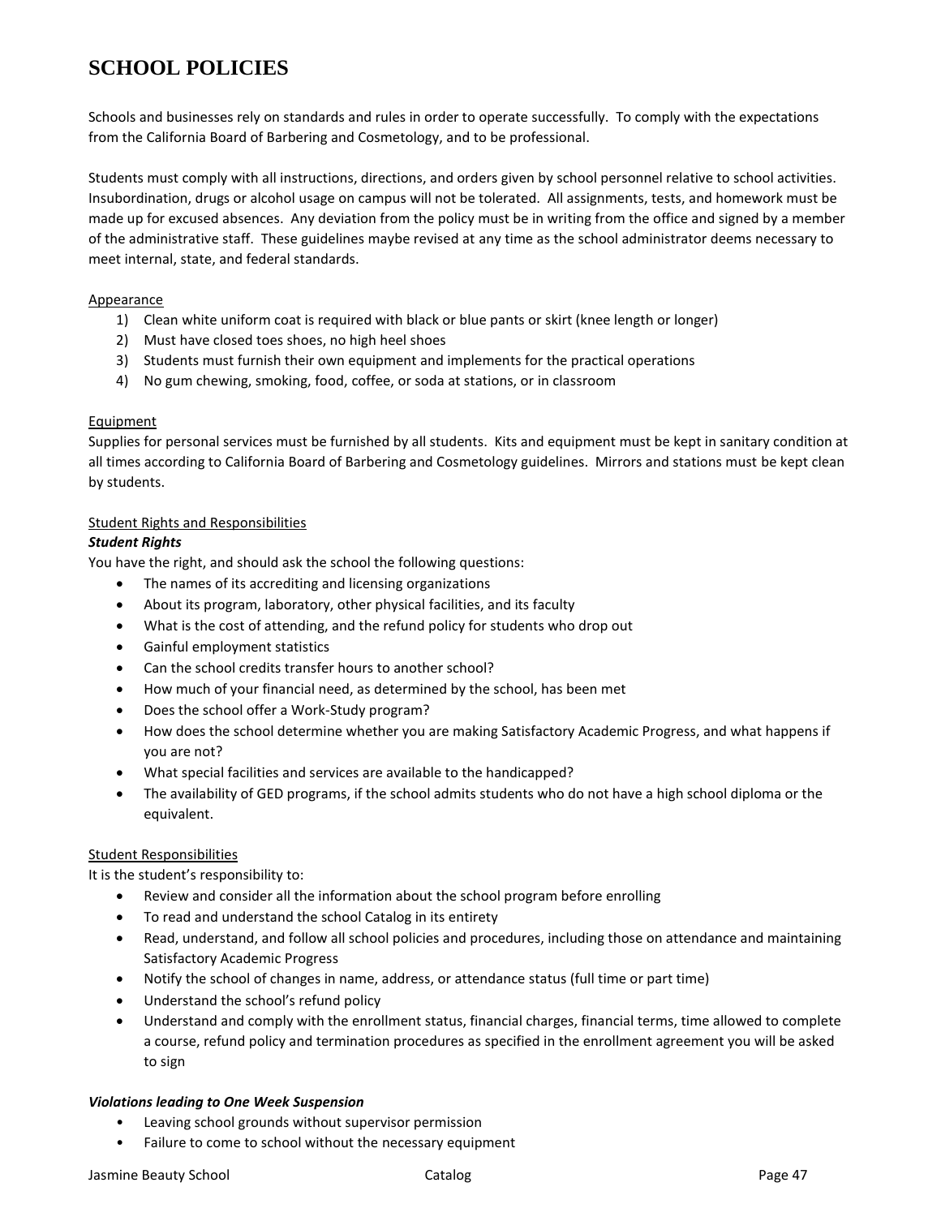# SCHOOL POLICIES

Schools and businesses rely on standards and rules in order to operate successfully. To comply with the expectations from the California Board of Barbering and Cosmetology, and to be professional.

Students must comply with all instructions, directions, and orders given by school personnel relative to school activities. Insubordination, drugs or alcohol usage on campus will not be tolerated. All assignments, tests, and homework must be made up for excused absences. Any deviation from the policy must be in writing from the office and signed by a member of the administrative staff. These guidelines maybe revised at any time as the school administrator deems necessary to meet internal, state, and federal standards.

Appearance

1) Clean white uniform coat is required with black or blue pants or skirt (knee length or longer)
2) Must have closed toes shoes, no high heel shoes
3) Students must furnish their own equipment and implements for the practical operations
4) No gum chewing, smoking, food, coffee, or soda at stations, or in classroom

Equipment

Supplies for personal services must be furnished by all students. Kits and equipment must be kept in sanitary condition at all times according to California Board of Barbering and Cosmetology guidelines. Mirrors and stations must be kept clean by students.

Student Rights and Responsibilities

***Student Rights***

You have the right, and should ask the school the following questions:

- The names of its accrediting and licensing organizations
- About its program, laboratory, other physical facilities, and its faculty
- What is the cost of attending, and the refund policy for students who drop out
- Gainful employment statistics
- Can the school credits transfer hours to another school?
- How much of your financial need, as determined by the school, has been met
- Does the school offer a Work-Study program?
- How does the school determine whether you are making Satisfactory Academic Progress, and what happens if you are not?
- What special facilities and services are available to the handicapped?
- The availability of GED programs, if the school admits students who do not have a high school diploma or the equivalent.

Student Responsibilities

It is the student's responsibility to:

- Review and consider all the information about the school program before enrolling
- To read and understand the school Catalog in its entirety
- Read, understand, and follow all school policies and procedures, including those on attendance and maintaining Satisfactory Academic Progress
- Notify the school of changes in name, address, or attendance status (full time or part time)
- Understand the school's refund policy
- Understand and comply with the enrollment status, financial charges, financial terms, time allowed to complete a course, refund policy and termination procedures as specified in the enrollment agreement you will be asked to sign

***Violations leading to One Week Suspension***

- Leaving school grounds without supervisor permission
- Failure to come to school without the necessary equipment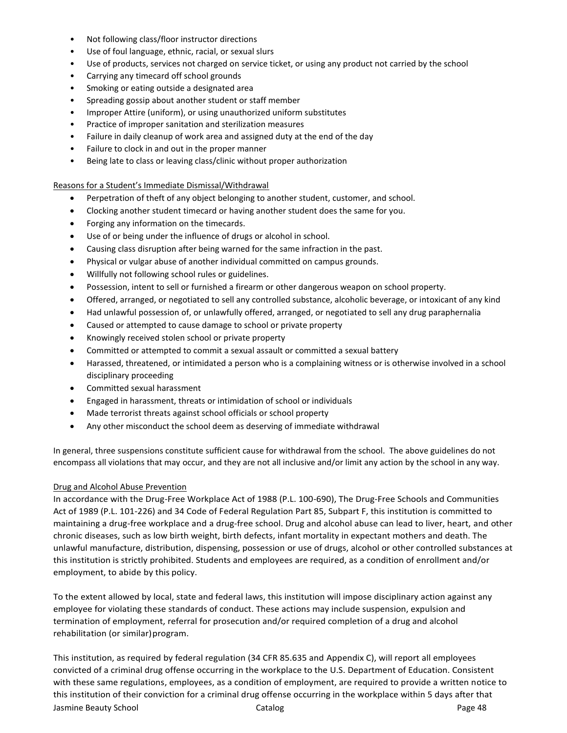- Not following class/floor instructor directions
- Use of foul language, ethnic, racial, or sexual slurs
- Use of products, services not charged on service ticket, or using any product not carried by the school
- Carrying any timecard off school grounds
- Smoking or eating outside a designated area
- Spreading gossip about another student or staff member
- Improper Attire (uniform), or using unauthorized uniform substitutes
- Practice of improper sanitation and sterilization measures
- Failure in daily cleanup of work area and assigned duty at the end of the day
- Failure to clock in and out in the proper manner
- Being late to class or leaving class/clinic without proper authorization

Reasons for a Student's Immediate Dismissal/Withdrawal

- Perpetration of theft of any object belonging to another student, customer, and school.
- Clocking another student timecard or having another student does the same for you.
- Forging any information on the timecards.
- Use of or being under the influence of drugs or alcohol in school.
- Causing class disruption after being warned for the same infraction in the past.
- Physical or vulgar abuse of another individual committed on campus grounds.
- Willfully not following school rules or guidelines.
- Possession, intent to sell or furnished a firearm or other dangerous weapon on school property.
- Offered, arranged, or negotiated to sell any controlled substance, alcoholic beverage, or intoxicant of any kind
- Had unlawful possession of, or unlawfully offered, arranged, or negotiated to sell any drug paraphernalia
- Caused or attempted to cause damage to school or private property
- Knowingly received stolen school or private property
- Committed or attempted to commit a sexual assault or committed a sexual battery
- Harassed, threatened, or intimidated a person who is a complaining witness or is otherwise involved in a school disciplinary proceeding
- Committed sexual harassment
- Engaged in harassment, threats or intimidation of school or individuals
- Made terrorist threats against school officials or school property
- Any other misconduct the school deem as deserving of immediate withdrawal

In general, three suspensions constitute sufficient cause for withdrawal from the school. The above guidelines do not encompass all violations that may occur, and they are not all inclusive and/or limit any action by the school in any way.

Drug and Alcohol Abuse Prevention

In accordance with the Drug-Free Workplace Act of 1988 (P.L. 100-690), The Drug-Free Schools and Communities Act of 1989 (P.L. 101-226) and 34 Code of Federal Regulation Part 85, Subpart F, this institution is committed to maintaining a drug-free workplace and a drug-free school. Drug and alcohol abuse can lead to liver, heart, and other chronic diseases, such as low birth weight, birth defects, infant mortality in expectant mothers and death. The unlawful manufacture, distribution, dispensing, possession or use of drugs, alcohol or other controlled substances at this institution is strictly prohibited. Students and employees are required, as a condition of enrollment and/or employment, to abide by this policy.

To the extent allowed by local, state and federal laws, this institution will impose disciplinary action against any employee for violating these standards of conduct. These actions may include suspension, expulsion and termination of employment, referral for prosecution and/or required completion of a drug and alcohol rehabilitation (or similar) program.

This institution, as required by federal regulation (34 CFR 85.635 and Appendix C), will report all employees convicted of a criminal drug offense occurring in the workplace to the U.S. Department of Education. Consistent with these same regulations, employees, as a condition of employment, are required to provide a written notice to this institution of their conviction for a criminal drug offense occurring in the workplace within 5 days after that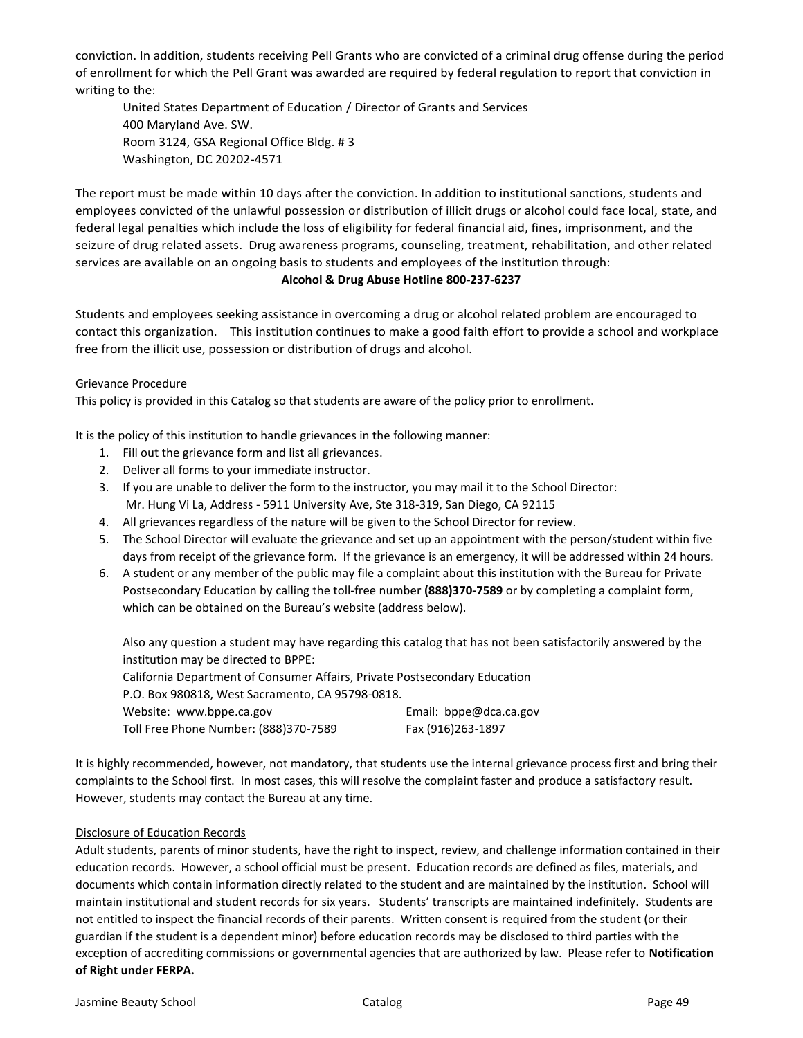conviction. In addition, students receiving Pell Grants who are convicted of a criminal drug offense during the period of enrollment for which the Pell Grant was awarded are required by federal regulation to report that conviction in writing to the:

United States Department of Education / Director of Grants and Services
400 Maryland Ave. SW.
Room 3124, GSA Regional Office Bldg. # 3
Washington, DC 20202-4571

The report must be made within 10 days after the conviction. In addition to institutional sanctions, students and employees convicted of the unlawful possession or distribution of illicit drugs or alcohol could face local, state, and federal legal penalties which include the loss of eligibility for federal financial aid, fines, imprisonment, and the seizure of drug related assets. Drug awareness programs, counseling, treatment, rehabilitation, and other related services are available on an ongoing basis to students and employees of the institution through:

**Alcohol & Drug Abuse Hotline 800-237-6237**

Students and employees seeking assistance in overcoming a drug or alcohol related problem are encouraged to contact this organization. This institution continues to make a good faith effort to provide a school and workplace free from the illicit use, possession or distribution of drugs and alcohol.

Grievance Procedure

This policy is provided in this Catalog so that students are aware of the policy prior to enrollment.

It is the policy of this institution to handle grievances in the following manner:

1. Fill out the grievance form and list all grievances.
2. Deliver all forms to your immediate instructor.
3. If you are unable to deliver the form to the instructor, you may mail it to the School Director:
   Mr. Hung Vi La, Address - 5911 University Ave, Ste 318-319, San Diego, CA 92115
4. All grievances regardless of the nature will be given to the School Director for review.
5. The School Director will evaluate the grievance and set up an appointment with the person/student within five days from receipt of the grievance form. If the grievance is an emergency, it will be addressed within 24 hours.
6. A student or any member of the public may file a complaint about this institution with the Bureau for Private Postsecondary Education by calling the toll-free number **(888)370-7589** or by completing a complaint form, which can be obtained on the Bureau's website (address below).

   Also any question a student may have regarding this catalog that has not been satisfactorily answered by the institution may be directed to BPPE:
   California Department of Consumer Affairs, Private Postsecondary Education
   P.O. Box 980818, West Sacramento, CA 95798-0818.
   Website: www.bppe.ca.gov Email: bppe@dca.ca.gov
   Toll Free Phone Number: (888)370-7589 Fax (916)263-1897

It is highly recommended, however, not mandatory, that students use the internal grievance process first and bring their complaints to the School first. In most cases, this will resolve the complaint faster and produce a satisfactory result. However, students may contact the Bureau at any time.

Disclosure of Education Records

Adult students, parents of minor students, have the right to inspect, review, and challenge information contained in their education records. However, a school official must be present. Education records are defined as files, materials, and documents which contain information directly related to the student and are maintained by the institution. School will maintain institutional and student records for six years. Students' transcripts are maintained indefinitely. Students are not entitled to inspect the financial records of their parents. Written consent is required from the student (or their guardian if the student is a dependent minor) before education records may be disclosed to third parties with the exception of accrediting commissions or governmental agencies that are authorized by law. Please refer to **Notification of Right under FERPA.**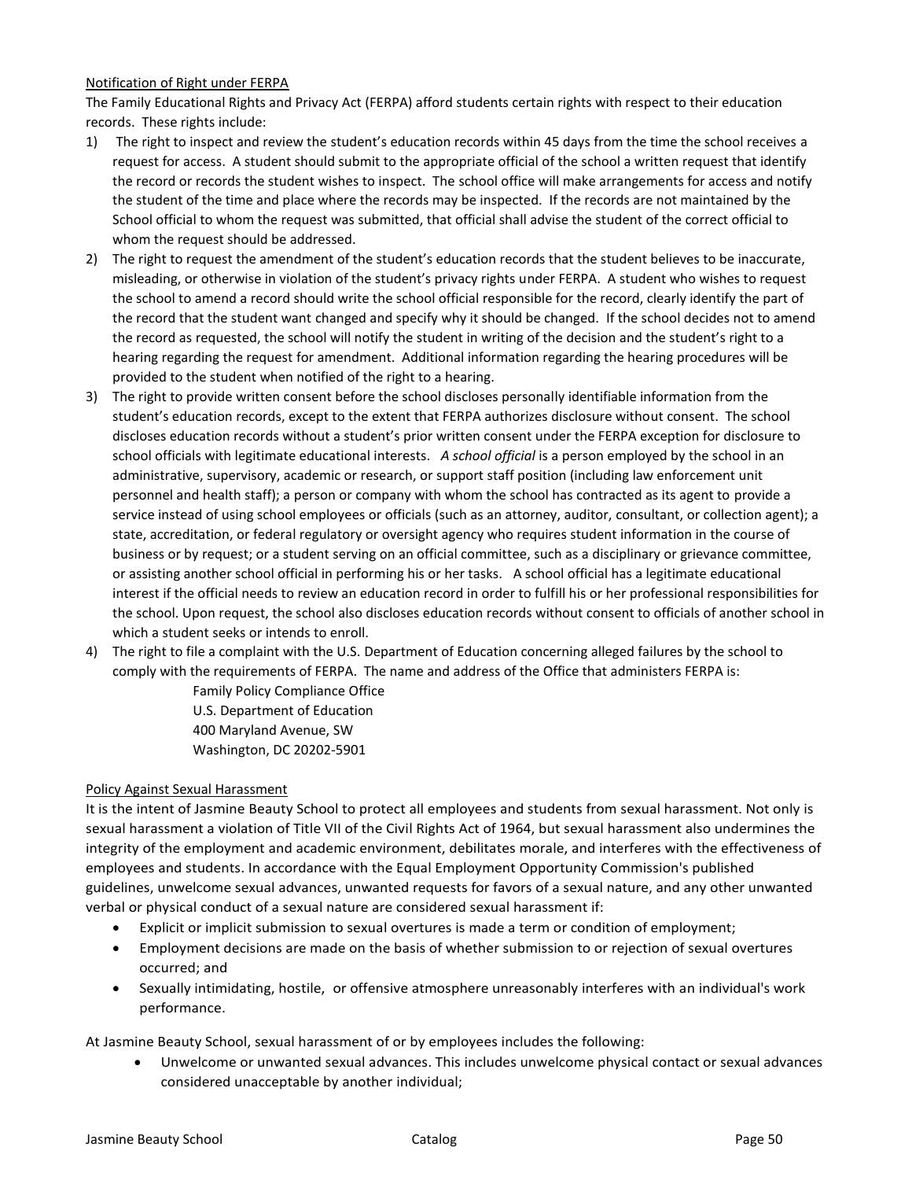Notification of Right under FERPA

The Family Educational Rights and Privacy Act (FERPA) afford students certain rights with respect to their education records. These rights include:

1) The right to inspect and review the student's education records within 45 days from the time the school receives a request for access. A student should submit to the appropriate official of the school a written request that identify the record or records the student wishes to inspect. The school office will make arrangements for access and notify the student of the time and place where the records may be inspected. If the records are not maintained by the School official to whom the request was submitted, that official shall advise the student of the correct official to whom the request should be addressed.
2) The right to request the amendment of the student's education records that the student believes to be inaccurate, misleading, or otherwise in violation of the student's privacy rights under FERPA. A student who wishes to request the school to amend a record should write the school official responsible for the record, clearly identify the part of the record that the student want changed and specify why it should be changed. If the school decides not to amend the record as requested, the school will notify the student in writing of the decision and the student's right to a hearing regarding the request for amendment. Additional information regarding the hearing procedures will be provided to the student when notified of the right to a hearing.
3) The right to provide written consent before the school discloses personally identifiable information from the student's education records, except to the extent that FERPA authorizes disclosure without consent. The school discloses education records without a student's prior written consent under the FERPA exception for disclosure to school officials with legitimate educational interests. *A school official* is a person employed by the school in an administrative, supervisory, academic or research, or support staff position (including law enforcement unit personnel and health staff); a person or company with whom the school has contracted as its agent to provide a service instead of using school employees or officials (such as an attorney, auditor, consultant, or collection agent); a state, accreditation, or federal regulatory or oversight agency who requires student information in the course of business or by request; or a student serving on an official committee, such as a disciplinary or grievance committee, or assisting another school official in performing his or her tasks. A school official has a legitimate educational interest if the official needs to review an education record in order to fulfill his or her professional responsibilities for the school. Upon request, the school also discloses education records without consent to officials of another school in which a student seeks or intends to enroll.
4) The right to file a complaint with the U.S. Department of Education concerning alleged failures by the school to comply with the requirements of FERPA. The name and address of the Office that administers FERPA is:

   Family Policy Compliance Office  
   U.S. Department of Education  
   400 Maryland Avenue, SW  
   Washington, DC 20202-5901

Policy Against Sexual Harassment

It is the intent of Jasmine Beauty School to protect all employees and students from sexual harassment. Not only is sexual harassment a violation of Title VII of the Civil Rights Act of 1964, but sexual harassment also undermines the integrity of the employment and academic environment, debilitates morale, and interferes with the effectiveness of employees and students. In accordance with the Equal Employment Opportunity Commission's published guidelines, unwelcome sexual advances, unwanted requests for favors of a sexual nature, and any other unwanted verbal or physical conduct of a sexual nature are considered sexual harassment if:

- Explicit or implicit submission to sexual overtures is made a term or condition of employment;
- Employment decisions are made on the basis of whether submission to or rejection of sexual overtures occurred; and
- Sexually intimidating, hostile, or offensive atmosphere unreasonably interferes with an individual's work performance.

At Jasmine Beauty School, sexual harassment of or by employees includes the following:

- Unwelcome or unwanted sexual advances. This includes unwelcome physical contact or sexual advances considered unacceptable by another individual;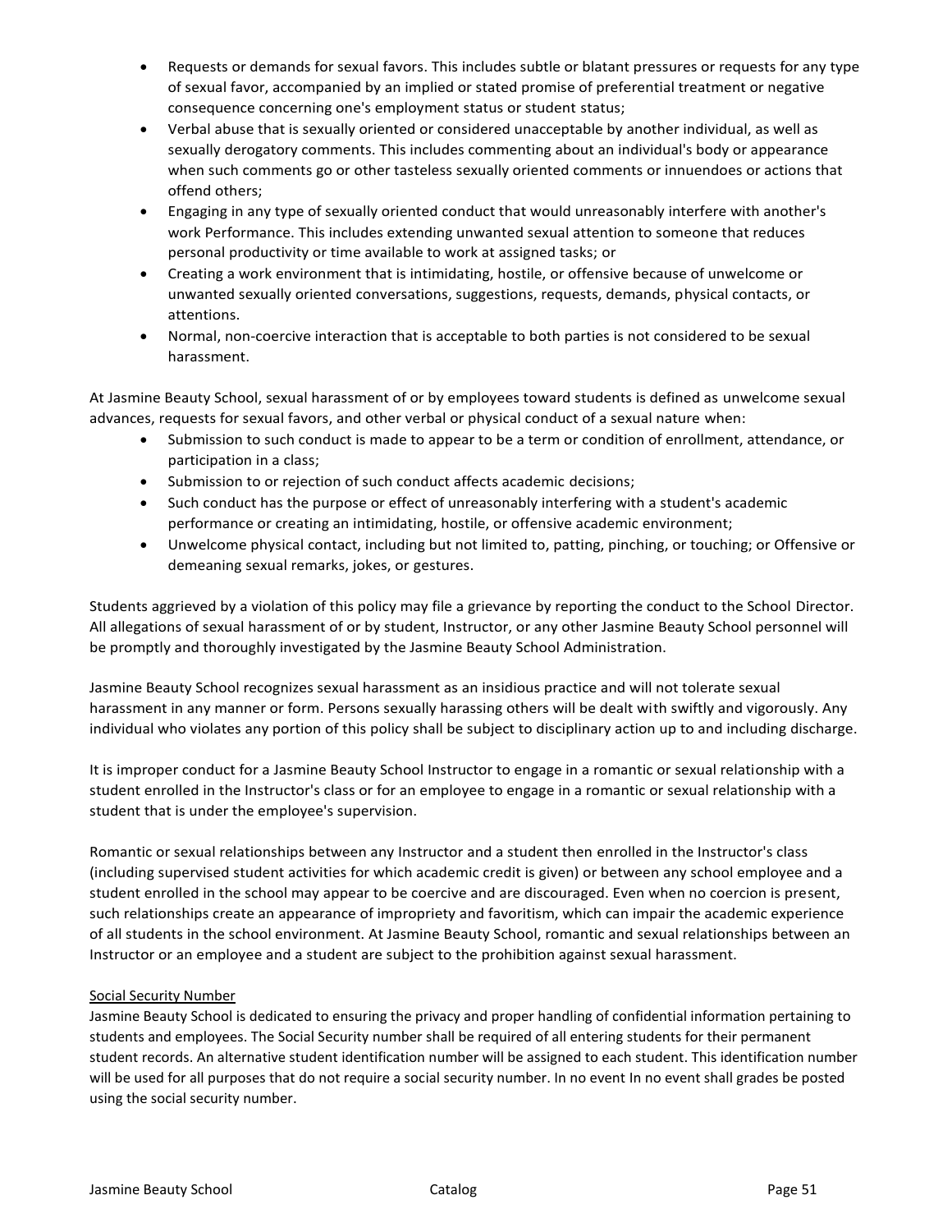- Requests or demands for sexual favors. This includes subtle or blatant pressures or requests for any type of sexual favor, accompanied by an implied or stated promise of preferential treatment or negative consequence concerning one's employment status or student status;
- Verbal abuse that is sexually oriented or considered unacceptable by another individual, as well as sexually derogatory comments. This includes commenting about an individual's body or appearance when such comments go or other tasteless sexually oriented comments or innuendoes or actions that offend others;
- Engaging in any type of sexually oriented conduct that would unreasonably interfere with another's work Performance. This includes extending unwanted sexual attention to someone that reduces personal productivity or time available to work at assigned tasks; or
- Creating a work environment that is intimidating, hostile, or offensive because of unwelcome or unwanted sexually oriented conversations, suggestions, requests, demands, physical contacts, or attentions.
- Normal, non-coercive interaction that is acceptable to both parties is not considered to be sexual harassment.

At Jasmine Beauty School, sexual harassment of or by employees toward students is defined as unwelcome sexual advances, requests for sexual favors, and other verbal or physical conduct of a sexual nature when:

- Submission to such conduct is made to appear to be a term or condition of enrollment, attendance, or participation in a class;
- Submission to or rejection of such conduct affects academic decisions;
- Such conduct has the purpose or effect of unreasonably interfering with a student's academic performance or creating an intimidating, hostile, or offensive academic environment;
- Unwelcome physical contact, including but not limited to, patting, pinching, or touching; or Offensive or demeaning sexual remarks, jokes, or gestures.

Students aggrieved by a violation of this policy may file a grievance by reporting the conduct to the School Director. All allegations of sexual harassment of or by student, Instructor, or any other Jasmine Beauty School personnel will be promptly and thoroughly investigated by the Jasmine Beauty School Administration.

Jasmine Beauty School recognizes sexual harassment as an insidious practice and will not tolerate sexual harassment in any manner or form. Persons sexually harassing others will be dealt with swiftly and vigorously. Any individual who violates any portion of this policy shall be subject to disciplinary action up to and including discharge.

It is improper conduct for a Jasmine Beauty School Instructor to engage in a romantic or sexual relationship with a student enrolled in the Instructor's class or for an employee to engage in a romantic or sexual relationship with a student that is under the employee's supervision.

Romantic or sexual relationships between any Instructor and a student then enrolled in the Instructor's class (including supervised student activities for which academic credit is given) or between any school employee and a student enrolled in the school may appear to be coercive and are discouraged. Even when no coercion is present, such relationships create an appearance of impropriety and favoritism, which can impair the academic experience of all students in the school environment. At Jasmine Beauty School, romantic and sexual relationships between an Instructor or an employee and a student are subject to the prohibition against sexual harassment.

<u>Social Security Number</u>

Jasmine Beauty School is dedicated to ensuring the privacy and proper handling of confidential information pertaining to students and employees. The Social Security number shall be required of all entering students for their permanent student records. An alternative student identification number will be assigned to each student. This identification number will be used for all purposes that do not require a social security number. In no event In no event shall grades be posted using the social security number.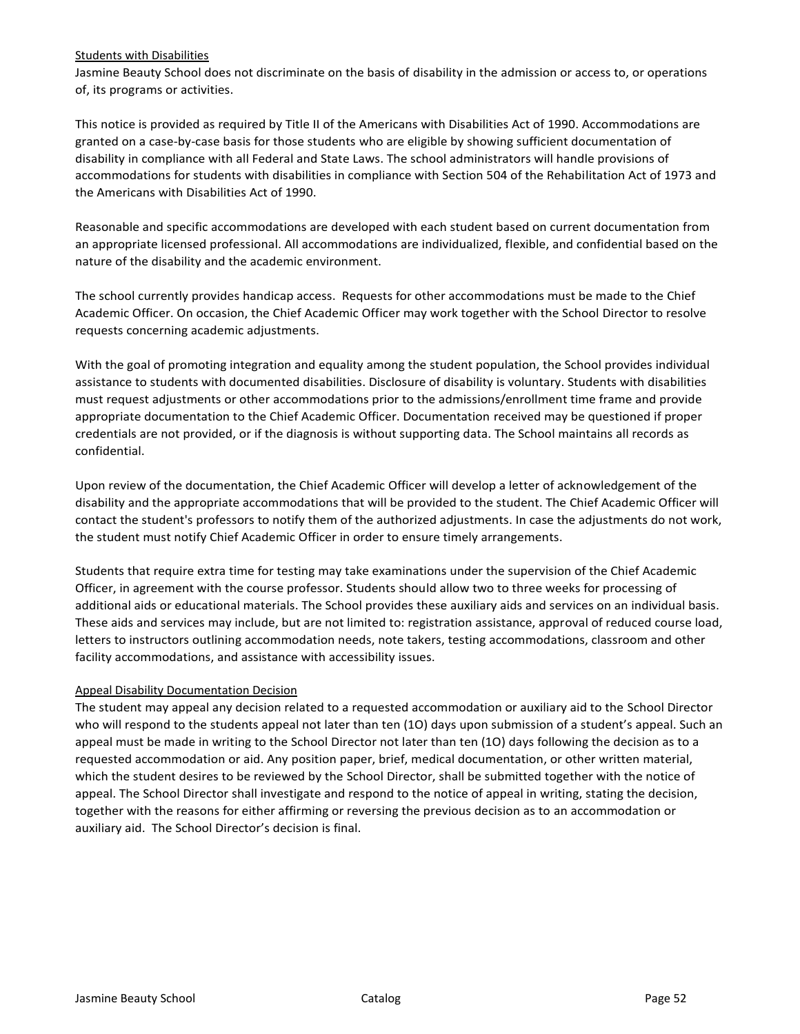<u>Students with Disabilities</u>

Jasmine Beauty School does not discriminate on the basis of disability in the admission or access to, or operations of, its programs or activities.

This notice is provided as required by Title II of the Americans with Disabilities Act of 1990. Accommodations are granted on a case-by-case basis for those students who are eligible by showing sufficient documentation of disability in compliance with all Federal and State Laws. The school administrators will handle provisions of accommodations for students with disabilities in compliance with Section 504 of the Rehabilitation Act of 1973 and the Americans with Disabilities Act of 1990.

Reasonable and specific accommodations are developed with each student based on current documentation from an appropriate licensed professional. All accommodations are individualized, flexible, and confidential based on the nature of the disability and the academic environment.

The school currently provides handicap access. Requests for other accommodations must be made to the Chief Academic Officer. On occasion, the Chief Academic Officer may work together with the School Director to resolve requests concerning academic adjustments.

With the goal of promoting integration and equality among the student population, the School provides individual assistance to students with documented disabilities. Disclosure of disability is voluntary. Students with disabilities must request adjustments or other accommodations prior to the admissions/enrollment time frame and provide appropriate documentation to the Chief Academic Officer. Documentation received may be questioned if proper credentials are not provided, or if the diagnosis is without supporting data. The School maintains all records as confidential.

Upon review of the documentation, the Chief Academic Officer will develop a letter of acknowledgement of the disability and the appropriate accommodations that will be provided to the student. The Chief Academic Officer will contact the student's professors to notify them of the authorized adjustments. In case the adjustments do not work, the student must notify Chief Academic Officer in order to ensure timely arrangements.

Students that require extra time for testing may take examinations under the supervision of the Chief Academic Officer, in agreement with the course professor. Students should allow two to three weeks for processing of additional aids or educational materials. The School provides these auxiliary aids and services on an individual basis. These aids and services may include, but are not limited to: registration assistance, approval of reduced course load, letters to instructors outlining accommodation needs, note takers, testing accommodations, classroom and other facility accommodations, and assistance with accessibility issues.

<u>Appeal Disability Documentation Decision</u>

The student may appeal any decision related to a requested accommodation or auxiliary aid to the School Director who will respond to the students appeal not later than ten (1O) days upon submission of a student's appeal. Such an appeal must be made in writing to the School Director not later than ten (1O) days following the decision as to a requested accommodation or aid. Any position paper, brief, medical documentation, or other written material, which the student desires to be reviewed by the School Director, shall be submitted together with the notice of appeal. The School Director shall investigate and respond to the notice of appeal in writing, stating the decision, together with the reasons for either affirming or reversing the previous decision as to an accommodation or auxiliary aid. The School Director's decision is final.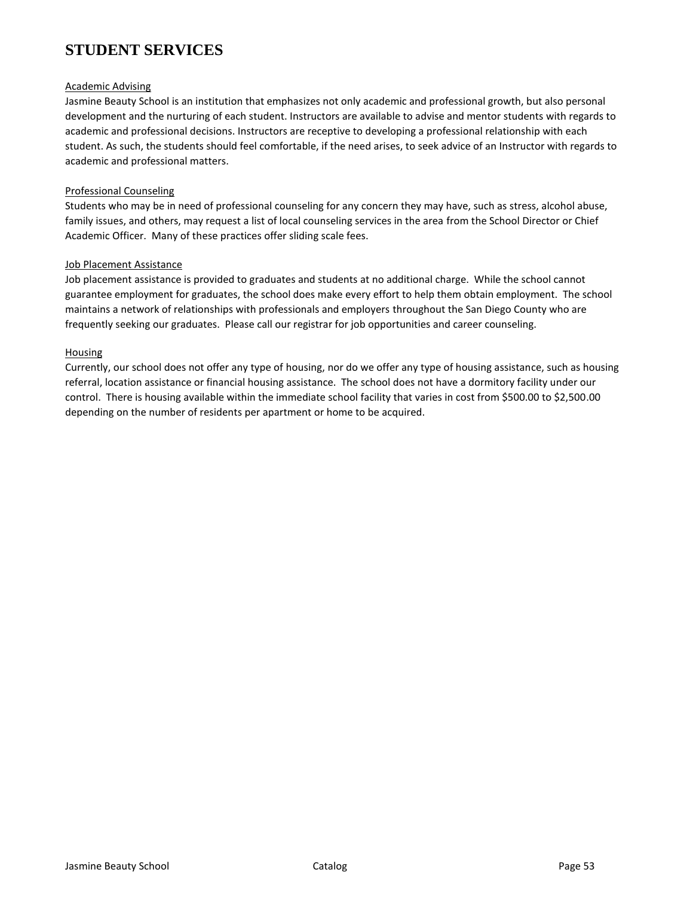# STUDENT SERVICES

## Academic Advising

Jasmine Beauty School is an institution that emphasizes not only academic and professional growth, but also personal development and the nurturing of each student. Instructors are available to advise and mentor students with regards to academic and professional decisions. Instructors are receptive to developing a professional relationship with each student. As such, the students should feel comfortable, if the need arises, to seek advice of an Instructor with regards to academic and professional matters.

## Professional Counseling

Students who may be in need of professional counseling for any concern they may have, such as stress, alcohol abuse, family issues, and others, may request a list of local counseling services in the area from the School Director or Chief Academic Officer. Many of these practices offer sliding scale fees.

## Job Placement Assistance

Job placement assistance is provided to graduates and students at no additional charge. While the school cannot guarantee employment for graduates, the school does make every effort to help them obtain employment. The school maintains a network of relationships with professionals and employers throughout the San Diego County who are frequently seeking our graduates. Please call our registrar for job opportunities and career counseling.

## Housing

Currently, our school does not offer any type of housing, nor do we offer any type of housing assistance, such as housing referral, location assistance or financial housing assistance. The school does not have a dormitory facility under our control. There is housing available within the immediate school facility that varies in cost from $500.00 to $2,500.00 depending on the number of residents per apartment or home to be acquired.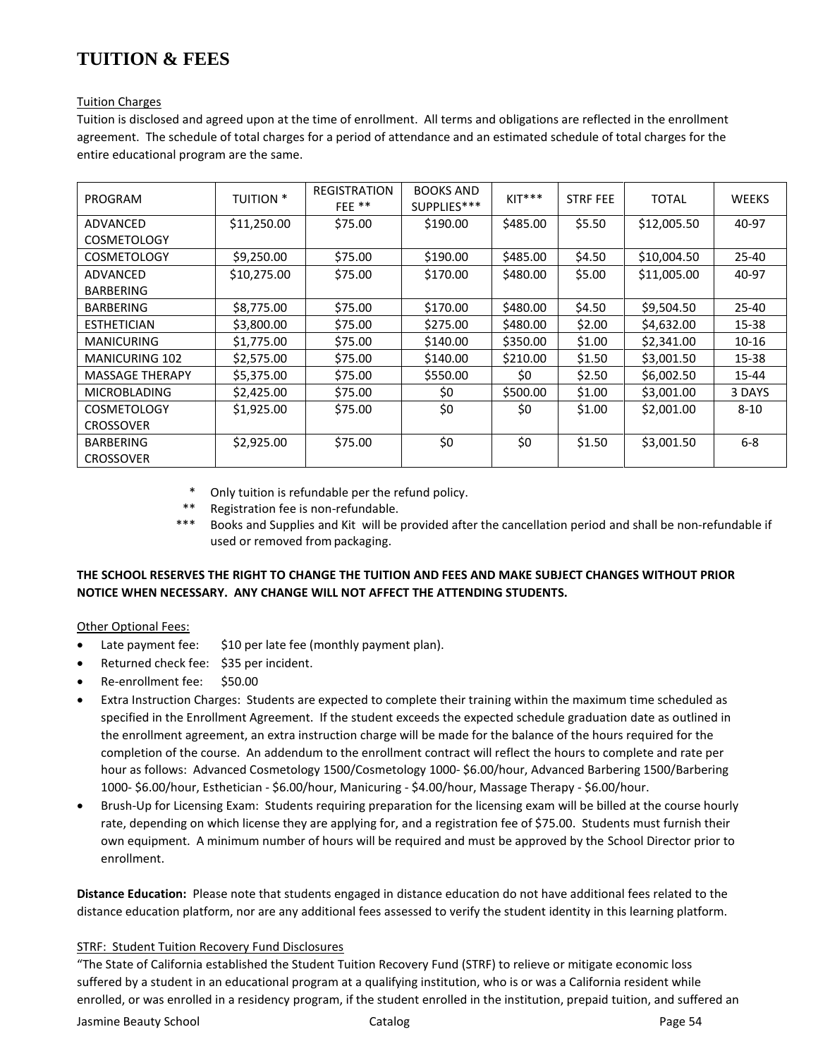# TUITION & FEES

Tuition Charges

Tuition is disclosed and agreed upon at the time of enrollment. All terms and obligations are reflected in the enrollment agreement. The schedule of total charges for a period of attendance and an estimated schedule of total charges for the entire educational program are the same.

| PROGRAM | TUITION * | REGISTRATION FEE ** | BOOKS AND SUPPLIES*** | KIT*** | STRF FEE | TOTAL | WEEKS |
|---|---|---|---|---|---|---|---|
| ADVANCED COSMETOLOGY | $11,250.00 | $75.00 | $190.00 | $485.00 | $5.50 | $12,005.50 | 40-97 |
| COSMETOLOGY | $9,250.00 | $75.00 | $190.00 | $485.00 | $4.50 | $10,004.50 | 25-40 |
| ADVANCED BARBERING | $10,275.00 | $75.00 | $170.00 | $480.00 | $5.00 | $11,005.00 | 40-97 |
| BARBERING | $8,775.00 | $75.00 | $170.00 | $480.00 | $4.50 | $9,504.50 | 25-40 |
| ESTHETICIAN | $3,800.00 | $75.00 | $275.00 | $480.00 | $2.00 | $4,632.00 | 15-38 |
| MANICURING | $1,775.00 | $75.00 | $140.00 | $350.00 | $1.00 | $2,341.00 | 10-16 |
| MANICURING 102 | $2,575.00 | $75.00 | $140.00 | $210.00 | $1.50 | $3,001.50 | 15-38 |
| MASSAGE THERAPY | $5,375.00 | $75.00 | $550.00 | $0 | $2.50 | $6,002.50 | 15-44 |
| MICROBLADING | $2,425.00 | $75.00 | $0 | $500.00 | $1.00 | $3,001.00 | 3 DAYS |
| COSMETOLOGY CROSSOVER | $1,925.00 | $75.00 | $0 | $0 | $1.00 | $2,001.00 | 8-10 |
| BARBERING CROSSOVER | $2,925.00 | $75.00 | $0 | $0 | $1.50 | $3,001.50 | 6-8 |

\* Only tuition is refundable per the refund policy.

\*\* Registration fee is non-refundable.

\*\*\* Books and Supplies and Kit will be provided after the cancellation period and shall be non-refundable if used or removed from packaging.

**THE SCHOOL RESERVES THE RIGHT TO CHANGE THE TUITION AND FEES AND MAKE SUBJECT CHANGES WITHOUT PRIOR NOTICE WHEN NECESSARY. ANY CHANGE WILL NOT AFFECT THE ATTENDING STUDENTS.**

Other Optional Fees:

- Late payment fee: $10 per late fee (monthly payment plan).
- Returned check fee: $35 per incident.
- Re-enrollment fee: $50.00
- Extra Instruction Charges: Students are expected to complete their training within the maximum time scheduled as specified in the Enrollment Agreement. If the student exceeds the expected schedule graduation date as outlined in the enrollment agreement, an extra instruction charge will be made for the balance of the hours required for the completion of the course. An addendum to the enrollment contract will reflect the hours to complete and rate per hour as follows: Advanced Cosmetology 1500/Cosmetology 1000- $6.00/hour, Advanced Barbering 1500/Barbering 1000- $6.00/hour, Esthetician - $6.00/hour, Manicuring - $4.00/hour, Massage Therapy - $6.00/hour.
- Brush-Up for Licensing Exam: Students requiring preparation for the licensing exam will be billed at the course hourly rate, depending on which license they are applying for, and a registration fee of $75.00. Students must furnish their own equipment. A minimum number of hours will be required and must be approved by the School Director prior to enrollment.

**Distance Education:** Please note that students engaged in distance education do not have additional fees related to the distance education platform, nor are any additional fees assessed to verify the student identity in this learning platform.

STRF: Student Tuition Recovery Fund Disclosures

"The State of California established the Student Tuition Recovery Fund (STRF) to relieve or mitigate economic loss suffered by a student in an educational program at a qualifying institution, who is or was a California resident while enrolled, or was enrolled in a residency program, if the student enrolled in the institution, prepaid tuition, and suffered an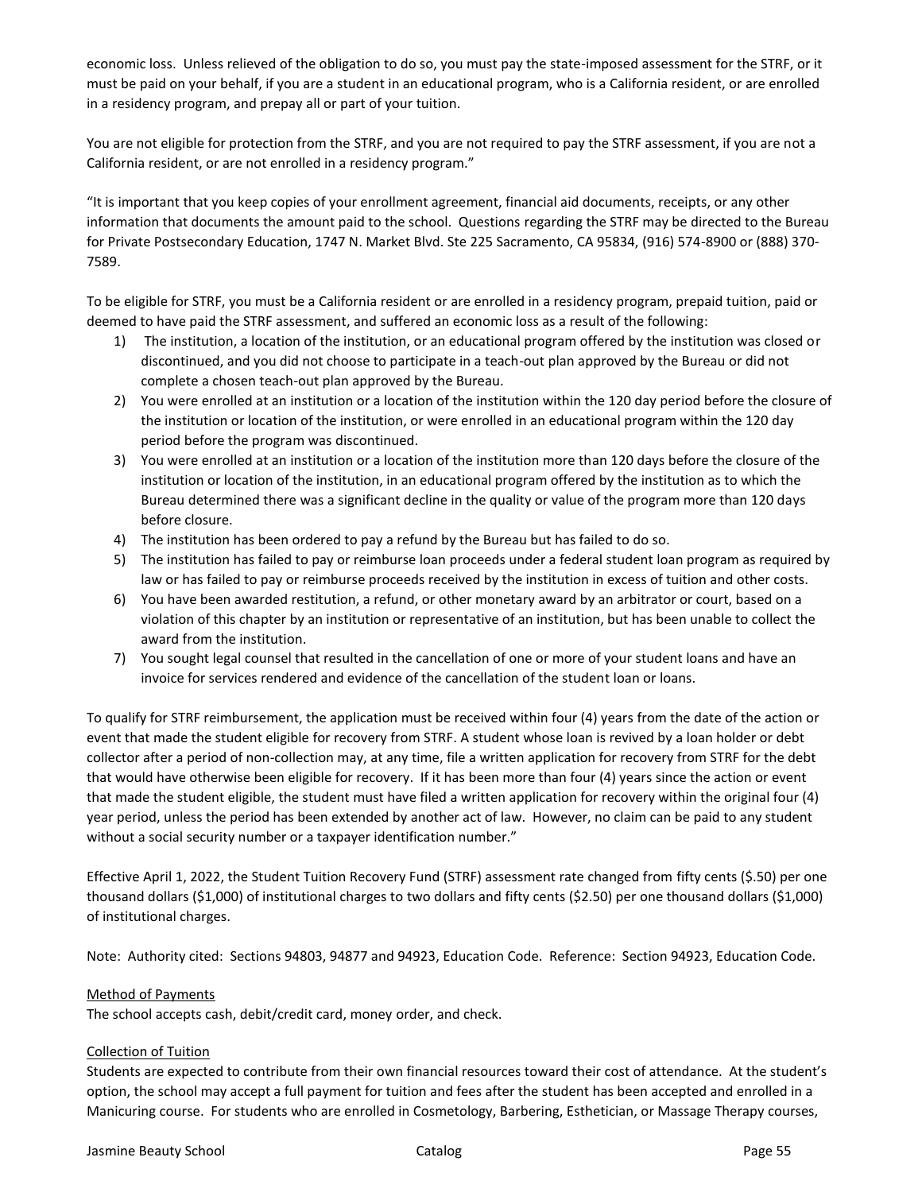economic loss. Unless relieved of the obligation to do so, you must pay the state-imposed assessment for the STRF, or it must be paid on your behalf, if you are a student in an educational program, who is a California resident, or are enrolled in a residency program, and prepay all or part of your tuition.

You are not eligible for protection from the STRF, and you are not required to pay the STRF assessment, if you are not a California resident, or are not enrolled in a residency program."

"It is important that you keep copies of your enrollment agreement, financial aid documents, receipts, or any other information that documents the amount paid to the school. Questions regarding the STRF may be directed to the Bureau for Private Postsecondary Education, 1747 N. Market Blvd. Ste 225 Sacramento, CA 95834, (916) 574-8900 or (888) 370-7589.

To be eligible for STRF, you must be a California resident or are enrolled in a residency program, prepaid tuition, paid or deemed to have paid the STRF assessment, and suffered an economic loss as a result of the following:

1) The institution, a location of the institution, or an educational program offered by the institution was closed or discontinued, and you did not choose to participate in a teach-out plan approved by the Bureau or did not complete a chosen teach-out plan approved by the Bureau.
2) You were enrolled at an institution or a location of the institution within the 120 day period before the closure of the institution or location of the institution, or were enrolled in an educational program within the 120 day period before the program was discontinued.
3) You were enrolled at an institution or a location of the institution more than 120 days before the closure of the institution or location of the institution, in an educational program offered by the institution as to which the Bureau determined there was a significant decline in the quality or value of the program more than 120 days before closure.
4) The institution has been ordered to pay a refund by the Bureau but has failed to do so.
5) The institution has failed to pay or reimburse loan proceeds under a federal student loan program as required by law or has failed to pay or reimburse proceeds received by the institution in excess of tuition and other costs.
6) You have been awarded restitution, a refund, or other monetary award by an arbitrator or court, based on a violation of this chapter by an institution or representative of an institution, but has been unable to collect the award from the institution.
7) You sought legal counsel that resulted in the cancellation of one or more of your student loans and have an invoice for services rendered and evidence of the cancellation of the student loan or loans.

To qualify for STRF reimbursement, the application must be received within four (4) years from the date of the action or event that made the student eligible for recovery from STRF. A student whose loan is revived by a loan holder or debt collector after a period of non-collection may, at any time, file a written application for recovery from STRF for the debt that would have otherwise been eligible for recovery. If it has been more than four (4) years since the action or event that made the student eligible, the student must have filed a written application for recovery within the original four (4) year period, unless the period has been extended by another act of law. However, no claim can be paid to any student without a social security number or a taxpayer identification number."

Effective April 1, 2022, the Student Tuition Recovery Fund (STRF) assessment rate changed from fifty cents ($.50) per one thousand dollars ($1,000) of institutional charges to two dollars and fifty cents ($2.50) per one thousand dollars ($1,000) of institutional charges.

Note: Authority cited: Sections 94803, 94877 and 94923, Education Code. Reference: Section 94923, Education Code.

Method of Payments

The school accepts cash, debit/credit card, money order, and check.

Collection of Tuition

Students are expected to contribute from their own financial resources toward their cost of attendance. At the student's option, the school may accept a full payment for tuition and fees after the student has been accepted and enrolled in a Manicuring course. For students who are enrolled in Cosmetology, Barbering, Esthetician, or Massage Therapy courses,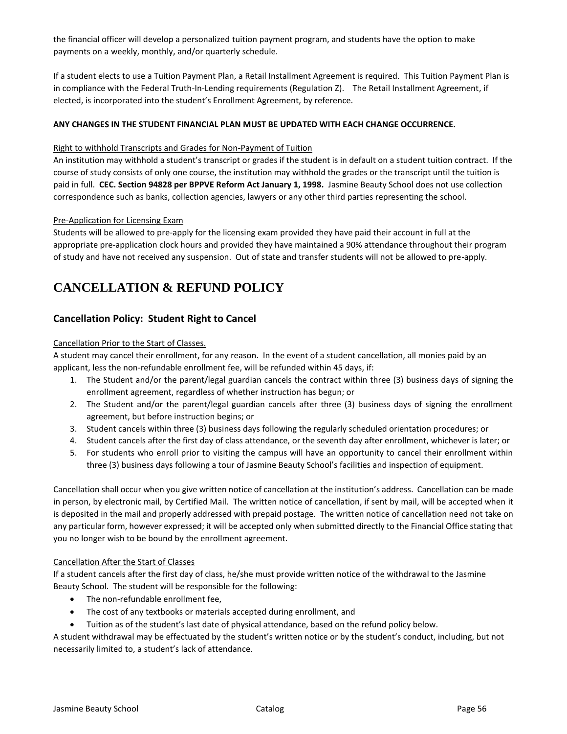the financial officer will develop a personalized tuition payment program, and students have the option to make payments on a weekly, monthly, and/or quarterly schedule.

If a student elects to use a Tuition Payment Plan, a Retail Installment Agreement is required. This Tuition Payment Plan is in compliance with the Federal Truth-In-Lending requirements (Regulation Z). The Retail Installment Agreement, if elected, is incorporated into the student's Enrollment Agreement, by reference.

**ANY CHANGES IN THE STUDENT FINANCIAL PLAN MUST BE UPDATED WITH EACH CHANGE OCCURRENCE.**

Right to withhold Transcripts and Grades for Non-Payment of Tuition

An institution may withhold a student's transcript or grades if the student is in default on a student tuition contract. If the course of study consists of only one course, the institution may withhold the grades or the transcript until the tuition is paid in full. **CEC. Section 94828 per BPPVE Reform Act January 1, 1998.** Jasmine Beauty School does not use collection correspondence such as banks, collection agencies, lawyers or any other third parties representing the school.

Pre-Application for Licensing Exam

Students will be allowed to pre-apply for the licensing exam provided they have paid their account in full at the appropriate pre-application clock hours and provided they have maintained a 90% attendance throughout their program of study and have not received any suspension. Out of state and transfer students will not be allowed to pre-apply.

# CANCELLATION & REFUND POLICY

## Cancellation Policy: Student Right to Cancel

Cancellation Prior to the Start of Classes.

A student may cancel their enrollment, for any reason. In the event of a student cancellation, all monies paid by an applicant, less the non-refundable enrollment fee, will be refunded within 45 days, if:

1. The Student and/or the parent/legal guardian cancels the contract within three (3) business days of signing the enrollment agreement, regardless of whether instruction has begun; or
2. The Student and/or the parent/legal guardian cancels after three (3) business days of signing the enrollment agreement, but before instruction begins; or
3. Student cancels within three (3) business days following the regularly scheduled orientation procedures; or
4. Student cancels after the first day of class attendance, or the seventh day after enrollment, whichever is later; or
5. For students who enroll prior to visiting the campus will have an opportunity to cancel their enrollment within three (3) business days following a tour of Jasmine Beauty School's facilities and inspection of equipment.

Cancellation shall occur when you give written notice of cancellation at the institution's address. Cancellation can be made in person, by electronic mail, by Certified Mail. The written notice of cancellation, if sent by mail, will be accepted when it is deposited in the mail and properly addressed with prepaid postage. The written notice of cancellation need not take on any particular form, however expressed; it will be accepted only when submitted directly to the Financial Office stating that you no longer wish to be bound by the enrollment agreement.

Cancellation After the Start of Classes

If a student cancels after the first day of class, he/she must provide written notice of the withdrawal to the Jasmine Beauty School. The student will be responsible for the following:

- The non-refundable enrollment fee,
- The cost of any textbooks or materials accepted during enrollment, and
- Tuition as of the student's last date of physical attendance, based on the refund policy below.

A student withdrawal may be effectuated by the student's written notice or by the student's conduct, including, but not necessarily limited to, a student's lack of attendance.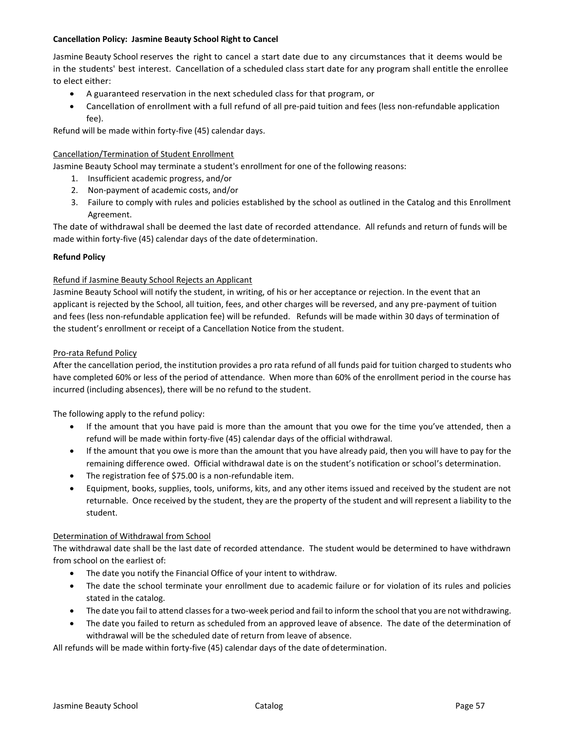**Cancellation Policy: Jasmine Beauty School Right to Cancel**

Jasmine Beauty School reserves the right to cancel a start date due to any circumstances that it deems would be in the students' best interest. Cancellation of a scheduled class start date for any program shall entitle the enrollee to elect either:

- A guaranteed reservation in the next scheduled class for that program, or
- Cancellation of enrollment with a full refund of all pre-paid tuition and fees (less non-refundable application fee).

Refund will be made within forty-five (45) calendar days.

Cancellation/Termination of Student Enrollment

Jasmine Beauty School may terminate a student's enrollment for one of the following reasons:

1. Insufficient academic progress, and/or
2. Non-payment of academic costs, and/or
3. Failure to comply with rules and policies established by the school as outlined in the Catalog and this Enrollment Agreement.

The date of withdrawal shall be deemed the last date of recorded attendance. All refunds and return of funds will be made within forty-five (45) calendar days of the date of determination.

**Refund Policy**

Refund if Jasmine Beauty School Rejects an Applicant

Jasmine Beauty School will notify the student, in writing, of his or her acceptance or rejection. In the event that an applicant is rejected by the School, all tuition, fees, and other charges will be reversed, and any pre-payment of tuition and fees (less non-refundable application fee) will be refunded. Refunds will be made within 30 days of termination of the student's enrollment or receipt of a Cancellation Notice from the student.

Pro-rata Refund Policy

After the cancellation period, the institution provides a pro rata refund of all funds paid for tuition charged to students who have completed 60% or less of the period of attendance. When more than 60% of the enrollment period in the course has incurred (including absences), there will be no refund to the student.

The following apply to the refund policy:

- If the amount that you have paid is more than the amount that you owe for the time you've attended, then a refund will be made within forty-five (45) calendar days of the official withdrawal.
- If the amount that you owe is more than the amount that you have already paid, then you will have to pay for the remaining difference owed. Official withdrawal date is on the student's notification or school's determination.
- The registration fee of $75.00 is a non-refundable item.
- Equipment, books, supplies, tools, uniforms, kits, and any other items issued and received by the student are not returnable. Once received by the student, they are the property of the student and will represent a liability to the student.

Determination of Withdrawal from School

The withdrawal date shall be the last date of recorded attendance. The student would be determined to have withdrawn from school on the earliest of:

- The date you notify the Financial Office of your intent to withdraw.
- The date the school terminate your enrollment due to academic failure or for violation of its rules and policies stated in the catalog.
- The date you fail to attend classes for a two-week period and fail to inform the school that you are not withdrawing.
- The date you failed to return as scheduled from an approved leave of absence. The date of the determination of withdrawal will be the scheduled date of return from leave of absence.

All refunds will be made within forty-five (45) calendar days of the date of determination.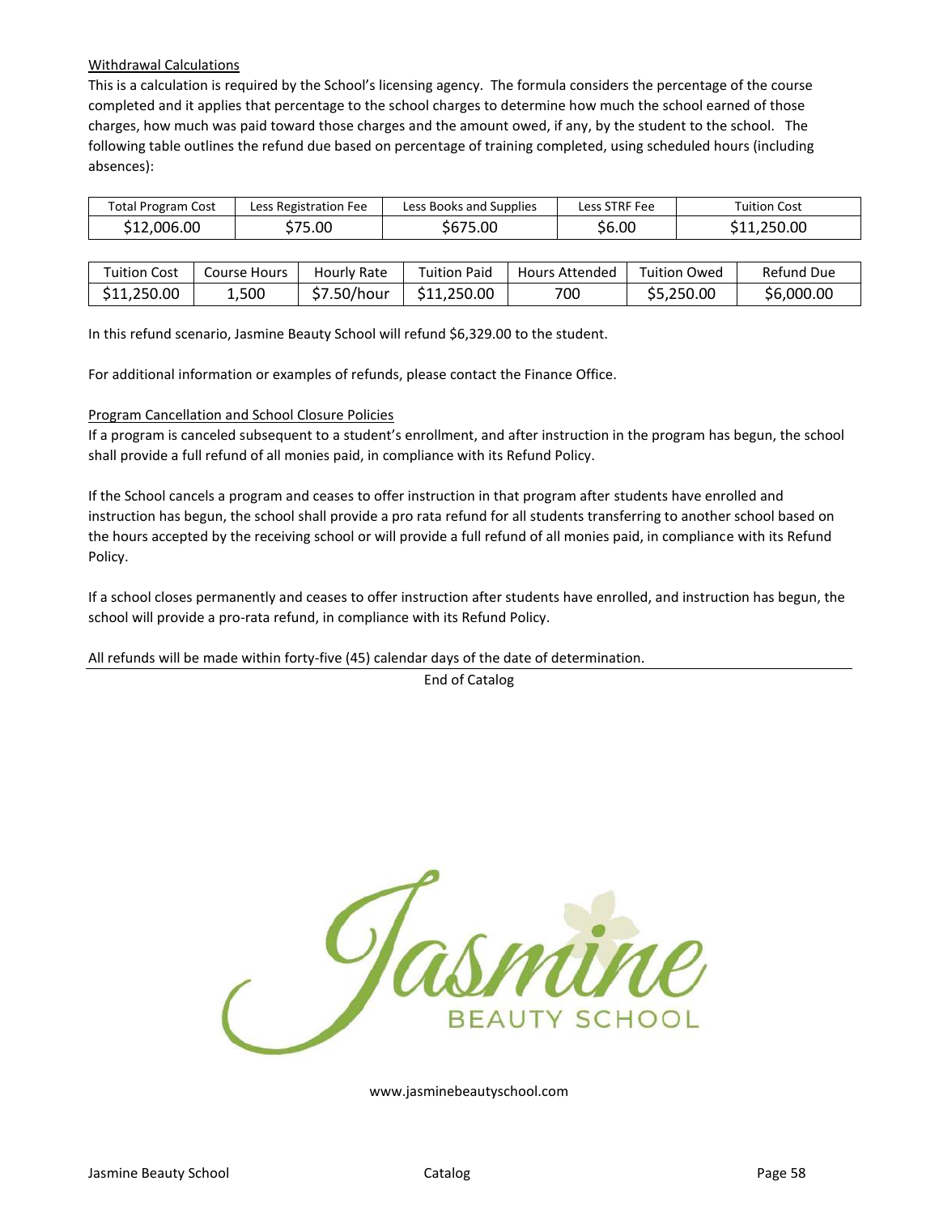Withdrawal Calculations

This is a calculation is required by the School's licensing agency. The formula considers the percentage of the course completed and it applies that percentage to the school charges to determine how much the school earned of those charges, how much was paid toward those charges and the amount owed, if any, by the student to the school. The following table outlines the refund due based on percentage of training completed, using scheduled hours (including absences):

| Total Program Cost | Less Registration Fee | Less Books and Supplies | Less STRF Fee | Tuition Cost |
|---|---|---|---|---|
| $12,006.00 | $75.00 | $675.00 | $6.00 | $11,250.00 |

| Tuition Cost | Course Hours | Hourly Rate | Tuition Paid | Hours Attended | Tuition Owed | Refund Due |
|---|---|---|---|---|---|---|
| $11,250.00 | 1,500 | $7.50/hour | $11,250.00 | 700 | $5,250.00 | $6,000.00 |

In this refund scenario, Jasmine Beauty School will refund $6,329.00 to the student.

For additional information or examples of refunds, please contact the Finance Office.

Program Cancellation and School Closure Policies

If a program is canceled subsequent to a student's enrollment, and after instruction in the program has begun, the school shall provide a full refund of all monies paid, in compliance with its Refund Policy.

If the School cancels a program and ceases to offer instruction in that program after students have enrolled and instruction has begun, the school shall provide a pro rata refund for all students transferring to another school based on the hours accepted by the receiving school or will provide a full refund of all monies paid, in compliance with its Refund Policy.

If a school closes permanently and ceases to offer instruction after students have enrolled, and instruction has begun, the school will provide a pro-rata refund, in compliance with its Refund Policy.

All refunds will be made within forty-five (45) calendar days of the date of determination.

End of Catalog

Jasmine BEAUTY SCHOOL

www.jasminebeautyschool.com